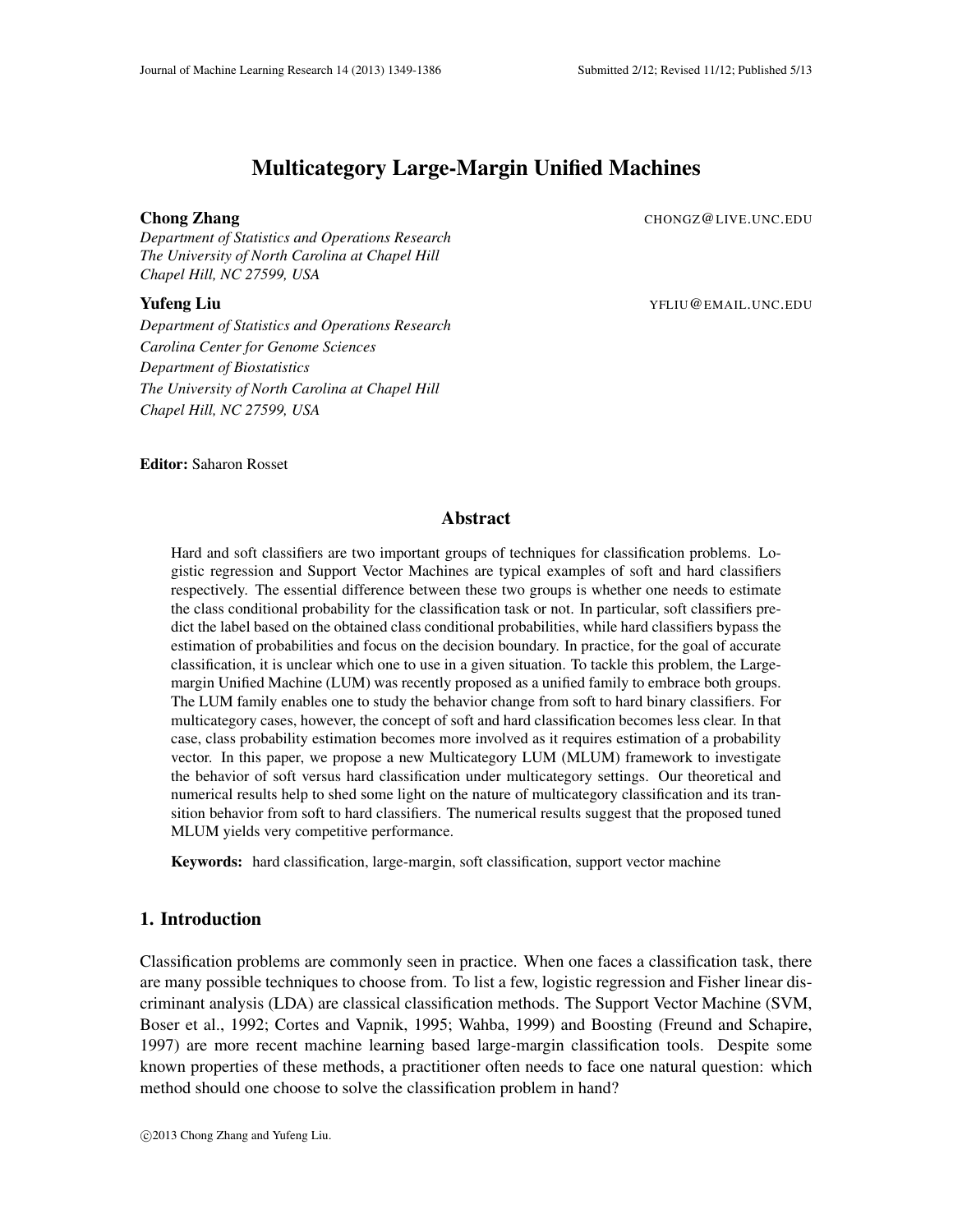# Multicategory Large-Margin Unified Machines

**Chong Zhang** CHONGZ@LIVE.UNC.EDU

*Department of Statistics and Operations Research*
*The University of North Carolina at Chapel Hill*
*Chapel Hill, NC 27599, USA*

**Yufeng Liu** YFLIU@EMAIL.UNC.EDU

*Department of Statistics and Operations Research*
*Carolina Center for Genome Sciences*
*Department of Biostatistics*
*The University of North Carolina at Chapel Hill*
*Chapel Hill, NC 27599, USA*

**Editor:** Saharon Rosset

## Abstract

Hard and soft classifiers are two important groups of techniques for classification problems. Logistic regression and Support Vector Machines are typical examples of soft and hard classifiers respectively. The essential difference between these two groups is whether one needs to estimate the class conditional probability for the classification task or not. In particular, soft classifiers predict the label based on the obtained class conditional probabilities, while hard classifiers bypass the estimation of probabilities and focus on the decision boundary. In practice, for the goal of accurate classification, it is unclear which one to use in a given situation. To tackle this problem, the Large-margin Unified Machine (LUM) was recently proposed as a unified family to embrace both groups. The LUM family enables one to study the behavior change from soft to hard binary classifiers. For multicategory cases, however, the concept of soft and hard classification becomes less clear. In that case, class probability estimation becomes more involved as it requires estimation of a probability vector. In this paper, we propose a new Multicategory LUM (MLUM) framework to investigate the behavior of soft versus hard classification under multicategory settings. Our theoretical and numerical results help to shed some light on the nature of multicategory classification and its transition behavior from soft to hard classifiers. The numerical results suggest that the proposed tuned MLUM yields very competitive performance.

**Keywords:** hard classification, large-margin, soft classification, support vector machine

## 1. Introduction

Classification problems are commonly seen in practice. When one faces a classification task, there are many possible techniques to choose from. To list a few, logistic regression and Fisher linear discriminant analysis (LDA) are classical classification methods. The Support Vector Machine (SVM, Boser et al., 1992; Cortes and Vapnik, 1995; Wahba, 1999) and Boosting (Freund and Schapire, 1997) are more recent machine learning based large-margin classification tools. Despite some known properties of these methods, a practitioner often needs to face one natural question: which method should one choose to solve the classification problem in hand?

©2013 Chong Zhang and Yufeng Liu.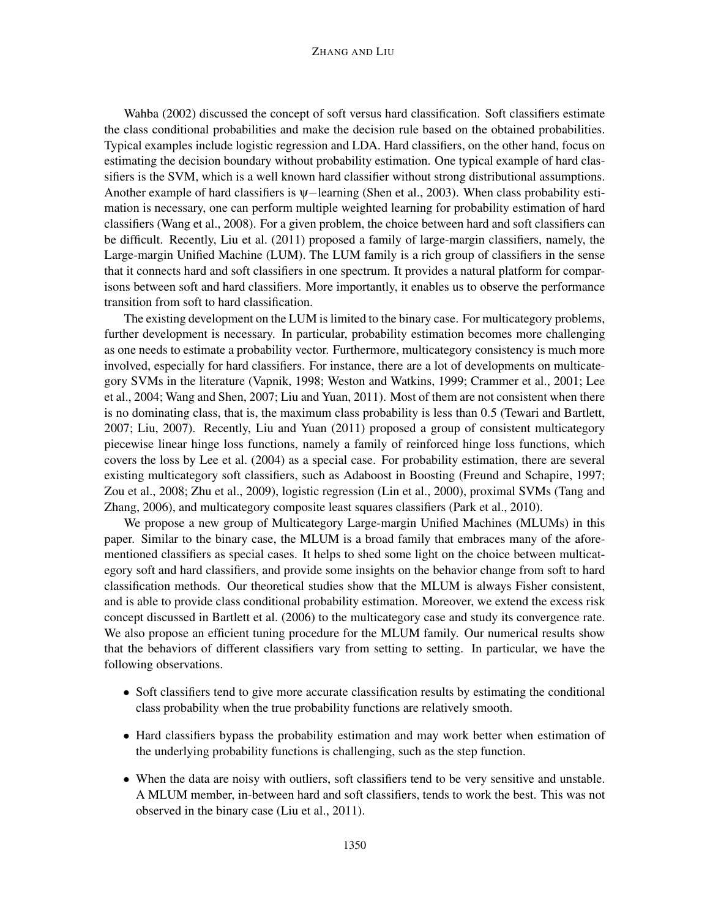Wahba (2002) discussed the concept of soft versus hard classification. Soft classifiers estimate the class conditional probabilities and make the decision rule based on the obtained probabilities. Typical examples include logistic regression and LDA. Hard classifiers, on the other hand, focus on estimating the decision boundary without probability estimation. One typical example of hard classifiers is the SVM, which is a well known hard classifier without strong distributional assumptions. Another example of hard classifiers is $\psi-$learning (Shen et al., 2003). When class probability estimation is necessary, one can perform multiple weighted learning for probability estimation of hard classifiers (Wang et al., 2008). For a given problem, the choice between hard and soft classifiers can be difficult. Recently, Liu et al. (2011) proposed a family of large-margin classifiers, namely, the Large-margin Unified Machine (LUM). The LUM family is a rich group of classifiers in the sense that it connects hard and soft classifiers in one spectrum. It provides a natural platform for comparisons between soft and hard classifiers. More importantly, it enables us to observe the performance transition from soft to hard classification.

The existing development on the LUM is limited to the binary case. For multicategory problems, further development is necessary. In particular, probability estimation becomes more challenging as one needs to estimate a probability vector. Furthermore, multicategory consistency is much more involved, especially for hard classifiers. For instance, there are a lot of developments on multicategory SVMs in the literature (Vapnik, 1998; Weston and Watkins, 1999; Crammer et al., 2001; Lee et al., 2004; Wang and Shen, 2007; Liu and Yuan, 2011). Most of them are not consistent when there is no dominating class, that is, the maximum class probability is less than 0.5 (Tewari and Bartlett, 2007; Liu, 2007). Recently, Liu and Yuan (2011) proposed a group of consistent multicategory piecewise linear hinge loss functions, namely a family of reinforced hinge loss functions, which covers the loss by Lee et al. (2004) as a special case. For probability estimation, there are several existing multicategory soft classifiers, such as Adaboost in Boosting (Freund and Schapire, 1997; Zou et al., 2008; Zhu et al., 2009), logistic regression (Lin et al., 2000), proximal SVMs (Tang and Zhang, 2006), and multicategory composite least squares classifiers (Park et al., 2010).

We propose a new group of Multicategory Large-margin Unified Machines (MLUMs) in this paper. Similar to the binary case, the MLUM is a broad family that embraces many of the aforementioned classifiers as special cases. It helps to shed some light on the choice between multicategory soft and hard classifiers, and provide some insights on the behavior change from soft to hard classification methods. Our theoretical studies show that the MLUM is always Fisher consistent, and is able to provide class conditional probability estimation. Moreover, we extend the excess risk concept discussed in Bartlett et al. (2006) to the multicategory case and study its convergence rate. We also propose an efficient tuning procedure for the MLUM family. Our numerical results show that the behaviors of different classifiers vary from setting to setting. In particular, we have the following observations.

- Soft classifiers tend to give more accurate classification results by estimating the conditional class probability when the true probability functions are relatively smooth.
- Hard classifiers bypass the probability estimation and may work better when estimation of the underlying probability functions is challenging, such as the step function.
- When the data are noisy with outliers, soft classifiers tend to be very sensitive and unstable. A MLUM member, in-between hard and soft classifiers, tends to work the best. This was not observed in the binary case (Liu et al., 2011).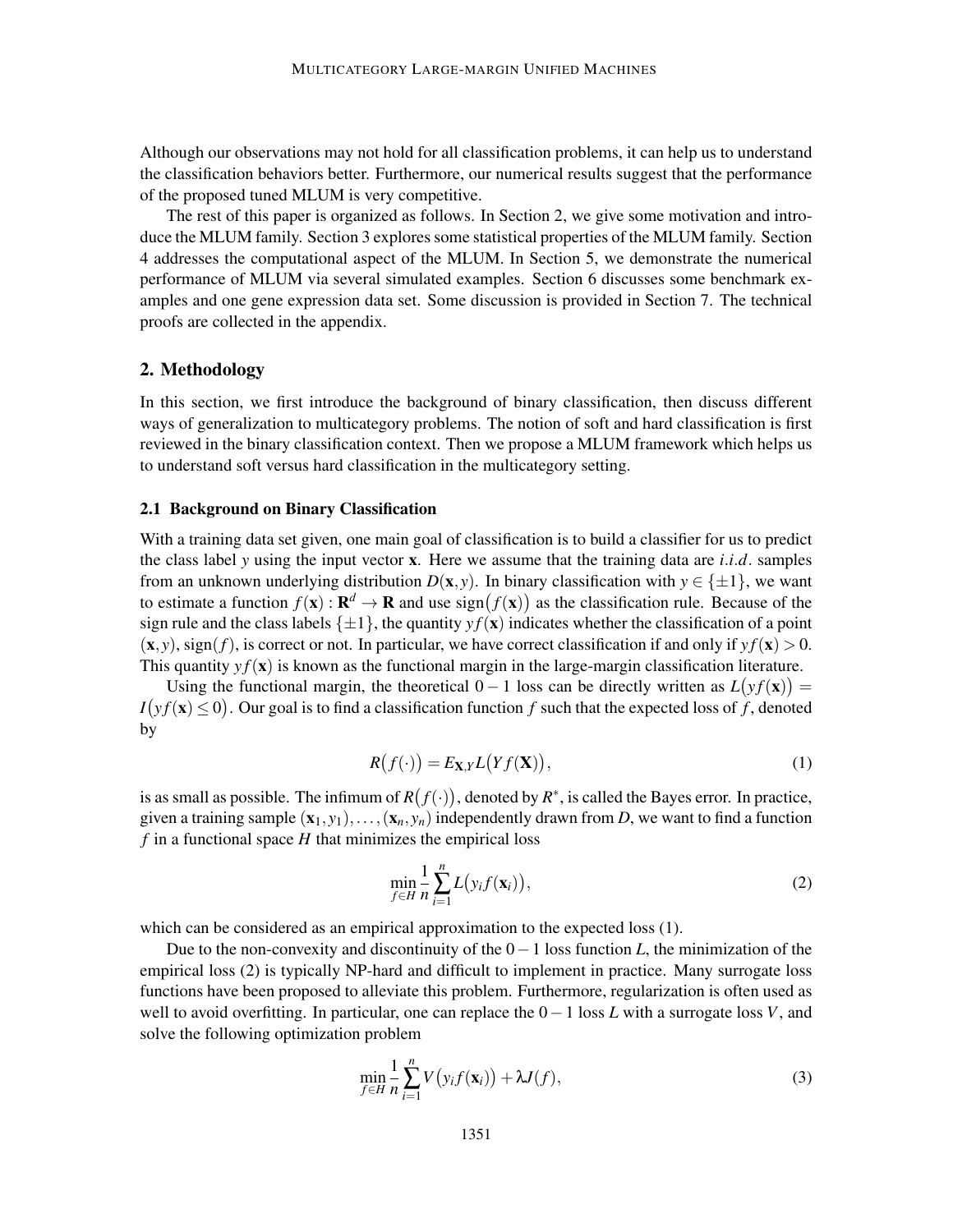Although our observations may not hold for all classification problems, it can help us to understand the classification behaviors better. Furthermore, our numerical results suggest that the performance of the proposed tuned MLUM is very competitive.

The rest of this paper is organized as follows. In Section 2, we give some motivation and introduce the MLUM family. Section 3 explores some statistical properties of the MLUM family. Section 4 addresses the computational aspect of the MLUM. In Section 5, we demonstrate the numerical performance of MLUM via several simulated examples. Section 6 discusses some benchmark examples and one gene expression data set. Some discussion is provided in Section 7. The technical proofs are collected in the appendix.

## 2. Methodology

In this section, we first introduce the background of binary classification, then discuss different ways of generalization to multicategory problems. The notion of soft and hard classification is first reviewed in the binary classification context. Then we propose a MLUM framework which helps us to understand soft versus hard classification in the multicategory setting.

### 2.1 Background on Binary Classification

With a training data set given, one main goal of classification is to build a classifier for us to predict the class label $y$ using the input vector $\mathbf{x}$. Here we assume that the training data are *i.i.d.* samples from an unknown underlying distribution $D(\mathbf{x}, y)$. In binary classification with $y \in \{\pm 1\}$, we want to estimate a function $f(\mathbf{x}) : \mathbf{R}^d \to \mathbf{R}$ and use $\text{sign}\big(f(\mathbf{x})\big)$ as the classification rule. Because of the sign rule and the class labels $\{\pm 1\}$, the quantity $yf(\mathbf{x})$ indicates whether the classification of a point $(\mathbf{x}, y)$, $\text{sign}(f)$, is correct or not. In particular, we have correct classification if and only if $yf(\mathbf{x}) > 0$. This quantity $yf(\mathbf{x})$ is known as the functional margin in the large-margin classification literature.

Using the functional margin, the theoretical $0-1$ loss can be directly written as $L\big(yf(\mathbf{x})\big) = I\big(yf(\mathbf{x}) \leq 0\big)$. Our goal is to find a classification function $f$ such that the expected loss of $f$, denoted by

$$R\big(f(\cdot)\big) = E_{\mathbf{X},Y} L\big(Yf(\mathbf{X})\big), \tag{1}$$

is as small as possible. The infimum of $R\big(f(\cdot)\big)$, denoted by $R^*$, is called the Bayes error. In practice, given a training sample $(\mathbf{x}_1, y_1), \ldots, (\mathbf{x}_n, y_n)$ independently drawn from $D$, we want to find a function $f$ in a functional space $H$ that minimizes the empirical loss

$$\min_{f \in H} \frac{1}{n} \sum_{i=1}^{n} L\big(y_i f(\mathbf{x}_i)\big), \tag{2}$$

which can be considered as an empirical approximation to the expected loss (1).

Due to the non-convexity and discontinuity of the $0-1$ loss function $L$, the minimization of the empirical loss (2) is typically NP-hard and difficult to implement in practice. Many surrogate loss functions have been proposed to alleviate this problem. Furthermore, regularization is often used as well to avoid overfitting. In particular, one can replace the $0-1$ loss $L$ with a surrogate loss $V$, and solve the following optimization problem

$$\min_{f \in H} \frac{1}{n} \sum_{i=1}^{n} V\big(y_i f(\mathbf{x}_i)\big) + \lambda J(f), \tag{3}$$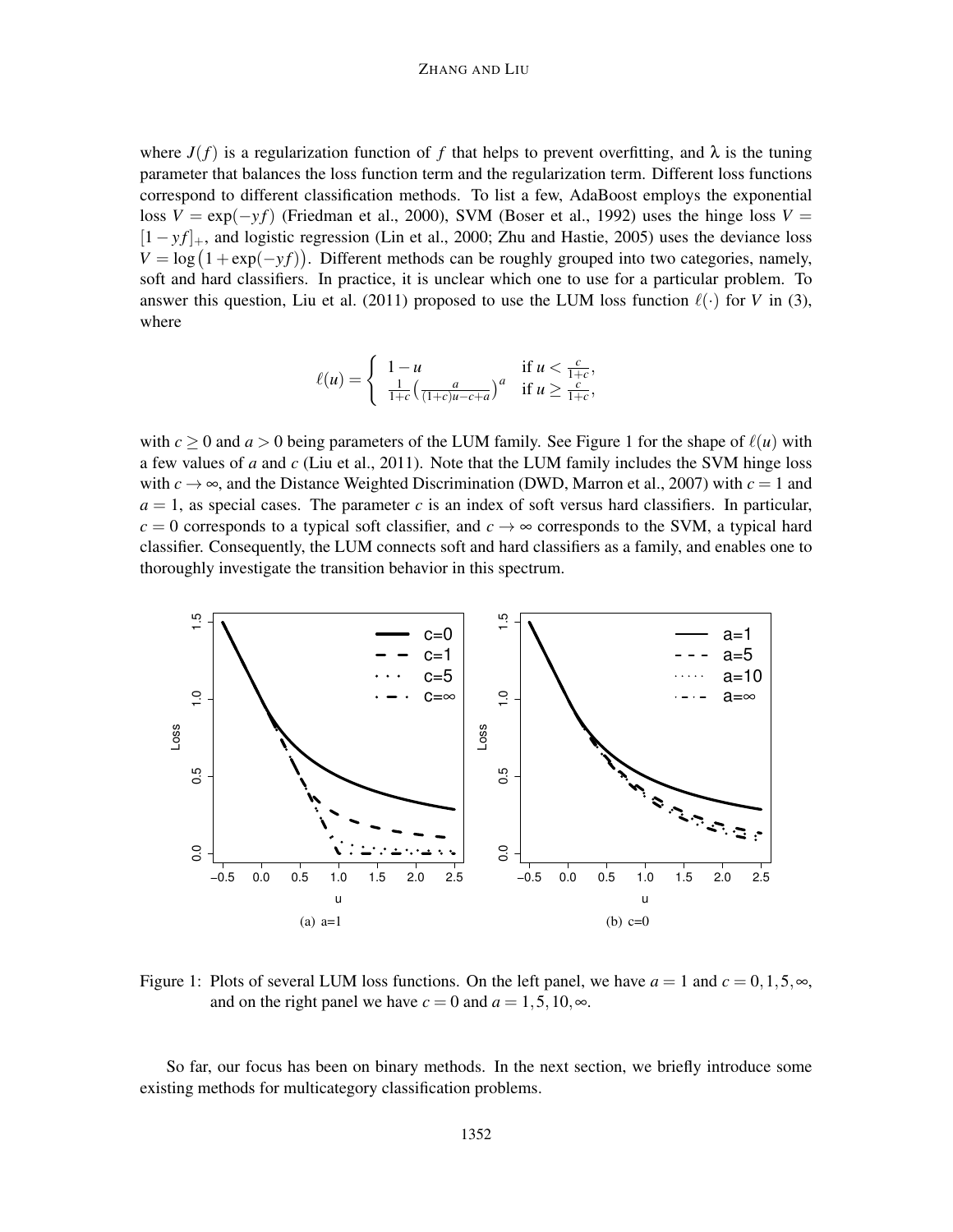where $J(f)$ is a regularization function of $f$ that helps to prevent overfitting, and $\lambda$ is the tuning parameter that balances the loss function term and the regularization term. Different loss functions correspond to different classification methods. To list a few, AdaBoost employs the exponential loss $V = \exp(-yf)$ (Friedman et al., 2000), SVM (Boser et al., 1992) uses the hinge loss $V = [1-yf]_+$, and logistic regression (Lin et al., 2000; Zhu and Hastie, 2005) uses the deviance loss $V = \log\big(1+\exp(-yf)\big)$. Different methods can be roughly grouped into two categories, namely, soft and hard classifiers. In practice, it is unclear which one to use for a particular problem. To answer this question, Liu et al. (2011) proposed to use the LUM loss function $\ell(\cdot)$ for $V$ in (3), where

$$\ell(u) = \begin{cases} 1-u & \text{if } u < \frac{c}{1+c}, \\ \frac{1}{1+c}\Big(\frac{a}{(1+c)u-c+a}\Big)^a & \text{if } u \geq \frac{c}{1+c}, \end{cases}$$

with $c \geq 0$ and $a > 0$ being parameters of the LUM family. See Figure 1 for the shape of $\ell(u)$ with a few values of $a$ and $c$ (Liu et al., 2011). Note that the LUM family includes the SVM hinge loss with $c \to \infty$, and the Distance Weighted Discrimination (DWD, Marron et al., 2007) with $c = 1$ and $a = 1$, as special cases. The parameter $c$ is an index of soft versus hard classifiers. In particular, $c = 0$ corresponds to a typical soft classifier, and $c \to \infty$ corresponds to the SVM, a typical hard classifier. Consequently, the LUM connects soft and hard classifiers as a family, and enables one to thoroughly investigate the transition behavior in this spectrum.

(a) a=1

(b) c=0

Figure 1: Plots of several LUM loss functions. On the left panel, we have $a = 1$ and $c = 0, 1, 5, \infty$, and on the right panel we have $c = 0$ and $a = 1, 5, 10, \infty$.

So far, our focus has been on binary methods. In the next section, we briefly introduce some existing methods for multicategory classification problems.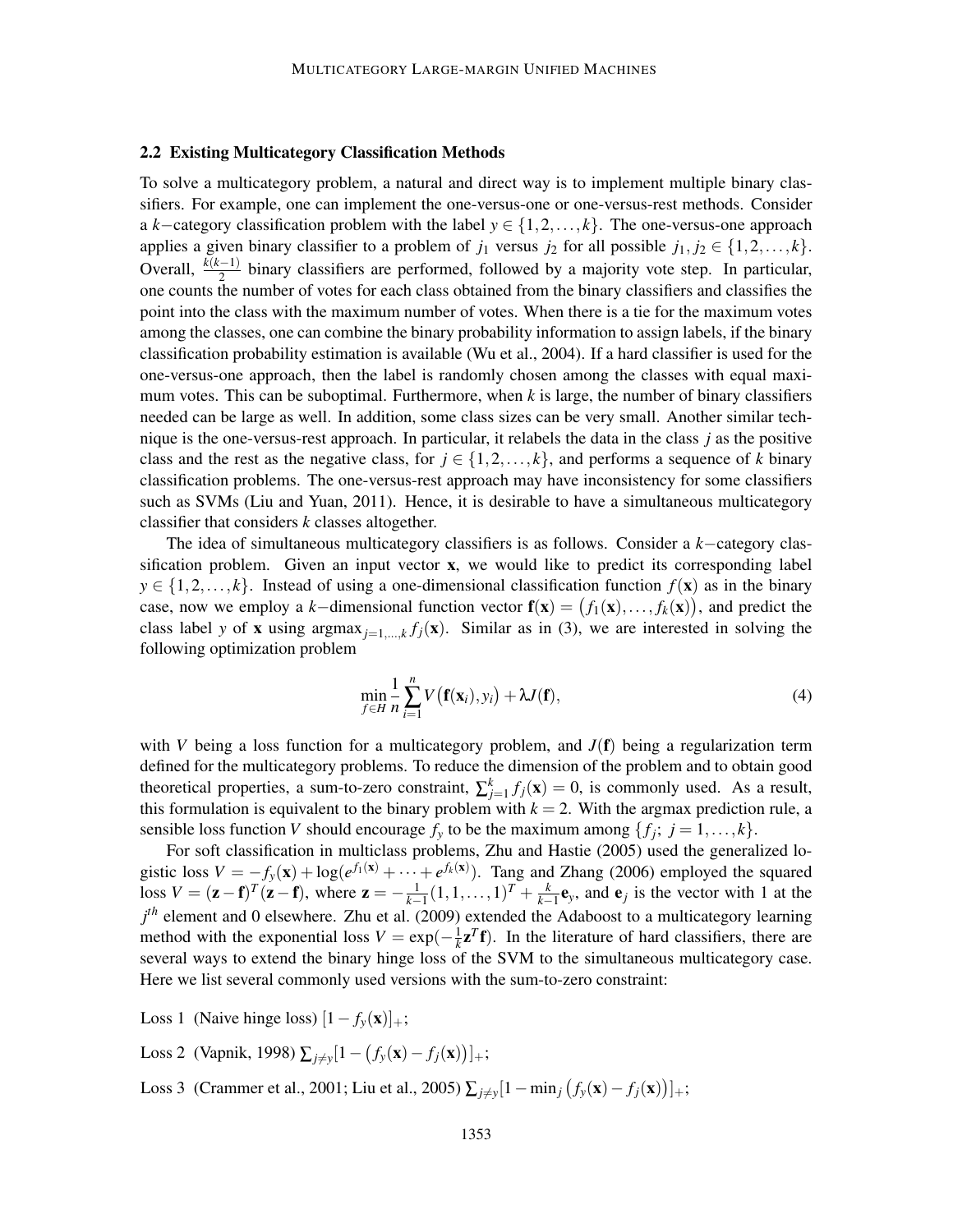### 2.2 Existing Multicategory Classification Methods

To solve a multicategory problem, a natural and direct way is to implement multiple binary classifiers. For example, one can implement the one-versus-one or one-versus-rest methods. Consider a $k-$category classification problem with the label $y \in \{1,2,\ldots,k\}$. The one-versus-one approach applies a given binary classifier to a problem of $j_1$ versus $j_2$ for all possible $j_1, j_2 \in \{1,2,\ldots,k\}$. Overall, $\frac{k(k-1)}{2}$ binary classifiers are performed, followed by a majority vote step. In particular, one counts the number of votes for each class obtained from the binary classifiers and classifies the point into the class with the maximum number of votes. When there is a tie for the maximum votes among the classes, one can combine the binary probability information to assign labels, if the binary classification probability estimation is available (Wu et al., 2004). If a hard classifier is used for the one-versus-one approach, then the label is randomly chosen among the classes with equal maximum votes. This can be suboptimal. Furthermore, when $k$ is large, the number of binary classifiers needed can be large as well. In addition, some class sizes can be very small. Another similar technique is the one-versus-rest approach. In particular, it relabels the data in the class $j$ as the positive class and the rest as the negative class, for $j \in \{1,2,\ldots,k\}$, and performs a sequence of $k$ binary classification problems. The one-versus-rest approach may have inconsistency for some classifiers such as SVMs (Liu and Yuan, 2011). Hence, it is desirable to have a simultaneous multicategory classifier that considers $k$ classes altogether.

The idea of simultaneous multicategory classifiers is as follows. Consider a $k-$category classification problem. Given an input vector $\mathbf{x}$, we would like to predict its corresponding label $y \in \{1,2,\ldots,k\}$. Instead of using a one-dimensional classification function $f(\mathbf{x})$ as in the binary case, now we employ a $k-$dimensional function vector $\mathbf{f}(\mathbf{x}) = \big(f_1(\mathbf{x}),\ldots,f_k(\mathbf{x})\big)$, and predict the class label $y$ of $\mathbf{x}$ using $\operatorname{argmax}_{j=1,\ldots,k} f_j(\mathbf{x})$. Similar as in (3), we are interested in solving the following optimization problem

$$\min_{f\in H} \frac{1}{n}\sum_{i=1}^{n} V\big(\mathbf{f}(\mathbf{x}_i), y_i\big) + \lambda J(\mathbf{f}), \tag{4}$$

with $V$ being a loss function for a multicategory problem, and $J(\mathbf{f})$ being a regularization term defined for the multicategory problems. To reduce the dimension of the problem and to obtain good theoretical properties, a sum-to-zero constraint, $\sum_{j=1}^{k} f_j(\mathbf{x}) = 0$, is commonly used. As a result, this formulation is equivalent to the binary problem with $k = 2$. With the argmax prediction rule, a sensible loss function $V$ should encourage $f_y$ to be the maximum among $\{f_j;\ j = 1,\ldots,k\}$.

For soft classification in multiclass problems, Zhu and Hastie (2005) used the generalized logistic loss $V = -f_y(\mathbf{x}) + \log(e^{f_1(\mathbf{x})} + \cdots + e^{f_k(\mathbf{x})})$. Tang and Zhang (2006) employed the squared loss $V = (\mathbf{z}-\mathbf{f})^T(\mathbf{z}-\mathbf{f})$, where $\mathbf{z} = -\frac{1}{k-1}(1,1,\ldots,1)^T + \frac{k}{k-1}\mathbf{e}_y$, and $\mathbf{e}_j$ is the vector with 1 at the $j^{th}$ element and 0 elsewhere. Zhu et al. (2009) extended the Adaboost to a multicategory learning method with the exponential loss $V = \exp(-\frac{1}{k}\mathbf{z}^T\mathbf{f})$. In the literature of hard classifiers, there are several ways to extend the binary hinge loss of the SVM to the simultaneous multicategory case. Here we list several commonly used versions with the sum-to-zero constraint:

Loss 1 (Naive hinge loss) $[1 - f_y(\mathbf{x})]_+$;

Loss 2 (Vapnik, 1998) $\sum_{j\neq y}[1 - \big(f_y(\mathbf{x}) - f_j(\mathbf{x})\big)]_+$;

Loss 3 (Crammer et al., 2001; Liu et al., 2005) $\sum_{j\neq y}[1 - \min_j \big(f_y(\mathbf{x}) - f_j(\mathbf{x})\big)]_+$;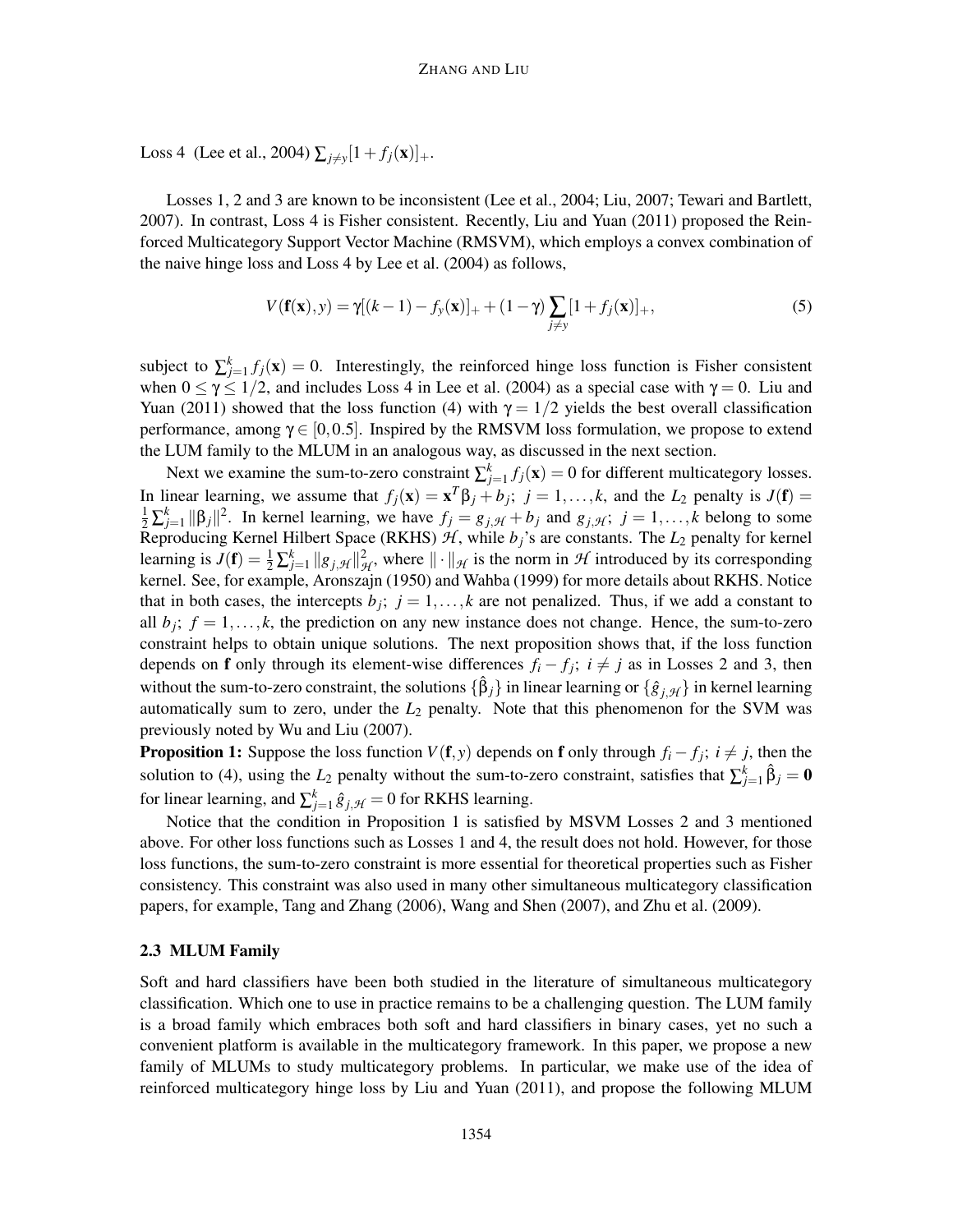Loss 4 (Lee et al., 2004) $\sum_{j \neq y} [1 + f_j(\mathbf{x})]_+$.

Losses 1, 2 and 3 are known to be inconsistent (Lee et al., 2004; Liu, 2007; Tewari and Bartlett, 2007). In contrast, Loss 4 is Fisher consistent. Recently, Liu and Yuan (2011) proposed the Reinforced Multicategory Support Vector Machine (RMSVM), which employs a convex combination of the naive hinge loss and Loss 4 by Lee et al. (2004) as follows,

$$V(\mathbf{f}(\mathbf{x}), y) = \gamma[(k-1) - f_y(\mathbf{x})]_+ + (1-\gamma)\sum_{j \neq y}[1 + f_j(\mathbf{x})]_+, \tag{5}$$

subject to $\sum_{j=1}^k f_j(\mathbf{x}) = 0$. Interestingly, the reinforced hinge loss function is Fisher consistent when $0 \leq \gamma \leq 1/2$, and includes Loss 4 in Lee et al. (2004) as a special case with $\gamma = 0$. Liu and Yuan (2011) showed that the loss function (4) with $\gamma = 1/2$ yields the best overall classification performance, among $\gamma \in [0, 0.5]$. Inspired by the RMSVM loss formulation, we propose to extend the LUM family to the MLUM in an analogous way, as discussed in the next section.

Next we examine the sum-to-zero constraint $\sum_{j=1}^k f_j(\mathbf{x}) = 0$ for different multicategory losses. In linear learning, we assume that $f_j(\mathbf{x}) = \mathbf{x}^T \beta_j + b_j;\ j = 1, \ldots, k$, and the $L_2$ penalty is $J(\mathbf{f}) = \frac{1}{2}\sum_{j=1}^k \|\beta_j\|^2$. In kernel learning, we have $f_j = g_{j,\mathcal{H}} + b_j$ and $g_{j,\mathcal{H}};\ j = 1, \ldots, k$ belong to some Reproducing Kernel Hilbert Space (RKHS) $\mathcal{H}$, while $b_j$'s are constants. The $L_2$ penalty for kernel learning is $J(\mathbf{f}) = \frac{1}{2}\sum_{j=1}^k \|g_{j,\mathcal{H}}\|_{\mathcal{H}}^2$, where $\|\cdot\|_{\mathcal{H}}$ is the norm in $\mathcal{H}$ introduced by its corresponding kernel. See, for example, Aronszajn (1950) and Wahba (1999) for more details about RKHS. Notice that in both cases, the intercepts $b_j;\ j = 1, \ldots, k$ are not penalized. Thus, if we add a constant to all $b_j;\ f = 1, \ldots, k$, the prediction on any new instance does not change. Hence, the sum-to-zero constraint helps to obtain unique solutions. The next proposition shows that, if the loss function depends on $\mathbf{f}$ only through its element-wise differences $f_i - f_j;\ i \neq j$ as in Losses 2 and 3, then without the sum-to-zero constraint, the solutions $\{\hat{\beta}_j\}$ in linear learning or $\{\hat{g}_{j,\mathcal{H}}\}$ in kernel learning automatically sum to zero, under the $L_2$ penalty. Note that this phenomenon for the SVM was previously noted by Wu and Liu (2007).

**Proposition 1:** Suppose the loss function $V(\mathbf{f}, y)$ depends on $\mathbf{f}$ only through $f_i - f_j;\ i \neq j$, then the solution to (4), using the $L_2$ penalty without the sum-to-zero constraint, satisfies that $\sum_{j=1}^k \hat{\beta}_j = \mathbf{0}$ for linear learning, and $\sum_{j=1}^k \hat{g}_{j,\mathcal{H}} = 0$ for RKHS learning.

Notice that the condition in Proposition 1 is satisfied by MSVM Losses 2 and 3 mentioned above. For other loss functions such as Losses 1 and 4, the result does not hold. However, for those loss functions, the sum-to-zero constraint is more essential for theoretical properties such as Fisher consistency. This constraint was also used in many other simultaneous multicategory classification papers, for example, Tang and Zhang (2006), Wang and Shen (2007), and Zhu et al. (2009).

### 2.3 MLUM Family

Soft and hard classifiers have been both studied in the literature of simultaneous multicategory classification. Which one to use in practice remains to be a challenging question. The LUM family is a broad family which embraces both soft and hard classifiers in binary cases, yet no such a convenient platform is available in the multicategory framework. In this paper, we propose a new family of MLUMs to study multicategory problems. In particular, we make use of the idea of reinforced multicategory hinge loss by Liu and Yuan (2011), and propose the following MLUM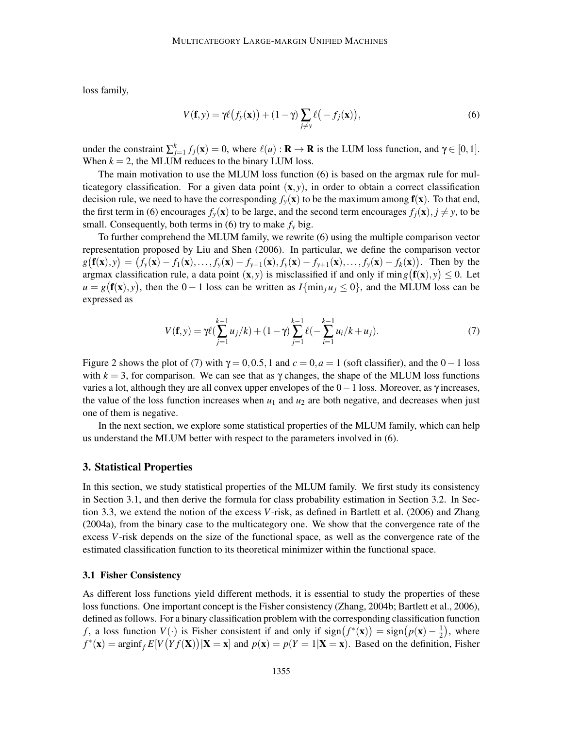loss family,

$$V(\mathbf{f},y) = \gamma\ell\big(f_y(\mathbf{x})\big) + (1-\gamma)\sum_{j\neq y}\ell\big(-f_j(\mathbf{x})\big), \tag{6}$$

under the constraint $\sum_{j=1}^{k} f_j(\mathbf{x}) = 0$, where $\ell(u) : \mathbf{R} \to \mathbf{R}$ is the LUM loss function, and $\gamma \in [0,1]$. When $k = 2$, the MLUM reduces to the binary LUM loss.

The main motivation to use the MLUM loss function (6) is based on the argmax rule for multicategory classification. For a given data point $(\mathbf{x}, y)$, in order to obtain a correct classification decision rule, we need to have the corresponding $f_y(\mathbf{x})$ to be the maximum among $\mathbf{f}(\mathbf{x})$. To that end, the first term in (6) encourages $f_y(\mathbf{x})$ to be large, and the second term encourages $f_j(\mathbf{x}), j \neq y$, to be small. Consequently, both terms in (6) try to make $f_y$ big.

To further comprehend the MLUM family, we rewrite (6) using the multiple comparison vector representation proposed by Liu and Shen (2006). In particular, we define the comparison vector $g\big(\mathbf{f}(\mathbf{x}), y\big) = \big(f_y(\mathbf{x}) - f_1(\mathbf{x}), \ldots, f_y(\mathbf{x}) - f_{y-1}(\mathbf{x}), f_y(\mathbf{x}) - f_{y+1}(\mathbf{x}), \ldots, f_y(\mathbf{x}) - f_k(\mathbf{x})\big)$. Then by the argmax classification rule, a data point $(\mathbf{x}, y)$ is misclassified if and only if $\min g\big(\mathbf{f}(\mathbf{x}), y\big) \leq 0$. Let $u = g\big(\mathbf{f}(\mathbf{x}), y\big)$, then the $0-1$ loss can be written as $I\{\min_j u_j \leq 0\}$, and the MLUM loss can be expressed as

$$V(\mathbf{f},y) = \gamma\ell\Big(\sum_{j=1}^{k-1} u_j/k\Big) + (1-\gamma)\sum_{j=1}^{k-1}\ell\Big(-\sum_{i=1}^{k-1} u_i/k + u_j\Big). \tag{7}$$

Figure 2 shows the plot of (7) with $\gamma = 0, 0.5, 1$ and $c = 0, a = 1$ (soft classifier), and the $0-1$ loss with $k = 3$, for comparison. We can see that as $\gamma$ changes, the shape of the MLUM loss functions varies a lot, although they are all convex upper envelopes of the $0-1$ loss. Moreover, as $\gamma$ increases, the value of the loss function increases when $u_1$ and $u_2$ are both negative, and decreases when just one of them is negative.

In the next section, we explore some statistical properties of the MLUM family, which can help us understand the MLUM better with respect to the parameters involved in (6).

## 3. Statistical Properties

In this section, we study statistical properties of the MLUM family. We first study its consistency in Section 3.1, and then derive the formula for class probability estimation in Section 3.2. In Section 3.3, we extend the notion of the excess $V$-risk, as defined in Bartlett et al. (2006) and Zhang (2004a), from the binary case to the multicategory one. We show that the convergence rate of the excess $V$-risk depends on the size of the functional space, as well as the convergence rate of the estimated classification function to its theoretical minimizer within the functional space.

### 3.1 Fisher Consistency

As different loss functions yield different methods, it is essential to study the properties of these loss functions. One important concept is the Fisher consistency (Zhang, 2004b; Bartlett et al., 2006), defined as follows. For a binary classification problem with the corresponding classification function $f$, a loss function $V(\cdot)$ is Fisher consistent if and only if $\text{sign}\big(f^*(\mathbf{x})\big) = \text{sign}\big(p(\mathbf{x}) - \frac{1}{2}\big)$, where $f^*(\mathbf{x}) = \text{arginf}_f\, E[V\big(Yf(\mathbf{X})\big)|\mathbf{X} = \mathbf{x}]$ and $p(\mathbf{x}) = p(Y = 1|\mathbf{X} = \mathbf{x})$. Based on the definition, Fisher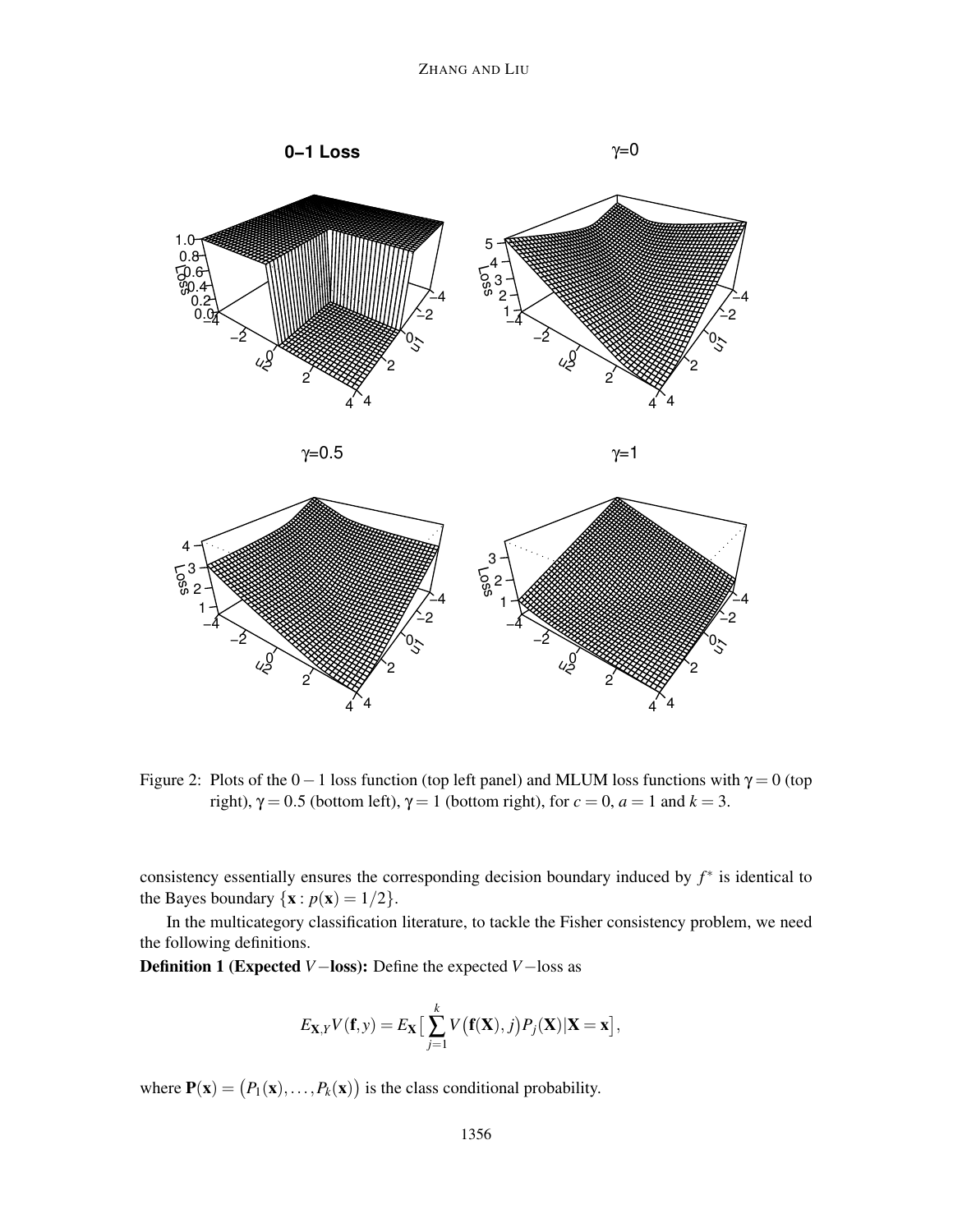Figure 2: Plots of the $0-1$ loss function (top left panel) and MLUM loss functions with $\gamma = 0$ (top right), $\gamma = 0.5$ (bottom left), $\gamma = 1$ (bottom right), for $c = 0$, $a = 1$ and $k = 3$.

consistency essentially ensures the corresponding decision boundary induced by $f^*$ is identical to the Bayes boundary $\{\mathbf{x} : p(\mathbf{x}) = 1/2\}$.

In the multicategory classification literature, to tackle the Fisher consistency problem, we need the following definitions.

**Definition 1 (Expected $V-$loss):** Define the expected $V-$loss as

$$E_{\mathbf{X},Y}V(\mathbf{f}, y) = E_{\mathbf{X}}\big[\sum_{j=1}^{k} V\big(\mathbf{f}(\mathbf{X}), j\big)P_j(\mathbf{X})|\mathbf{X} = \mathbf{x}\big],$$

where $\mathbf{P}(\mathbf{x}) = \big(P_1(\mathbf{x}), \ldots, P_k(\mathbf{x})\big)$ is the class conditional probability.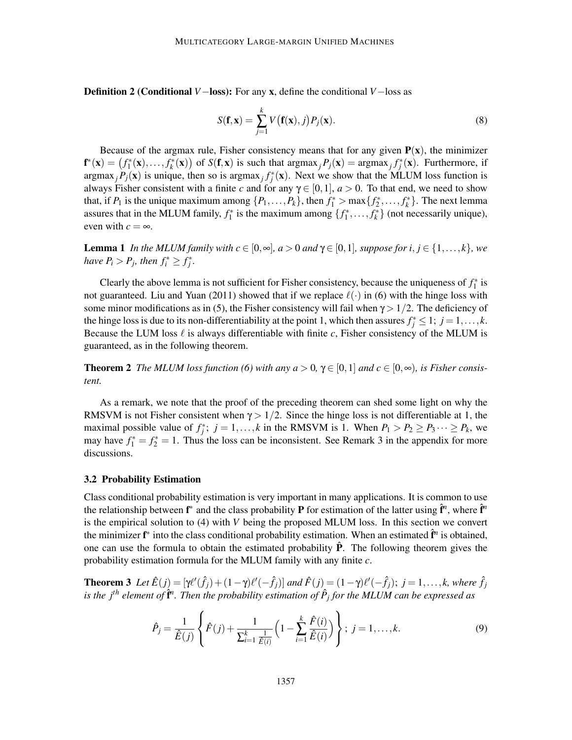**Definition 2 (Conditional $V-$loss):** For any $\mathbf{x}$, define the conditional $V-$loss as

$$S(\mathbf{f},\mathbf{x}) = \sum_{j=1}^{k} V\big(\mathbf{f}(\mathbf{x}), j\big) P_j(\mathbf{x}). \tag{8}$$

Because of the argmax rule, Fisher consistency means that for any given $\mathbf{P}(\mathbf{x})$, the minimizer $\mathbf{f}^*(\mathbf{x}) = \big(f_1^*(\mathbf{x}), \ldots, f_k^*(\mathbf{x})\big)$ of $S(\mathbf{f},\mathbf{x})$ is such that $\operatorname{argmax}_j P_j(\mathbf{x}) = \operatorname{argmax}_j f_j^*(\mathbf{x})$. Furthermore, if $\operatorname{argmax}_j P_j(\mathbf{x})$ is unique, then so is $\operatorname{argmax}_j f_j^*(\mathbf{x})$. Next we show that the MLUM loss function is always Fisher consistent with a finite $c$ and for any $\gamma \in [0,1]$, $a > 0$. To that end, we need to show that, if $P_1$ is the unique maximum among $\{P_1, \ldots, P_k\}$, then $f_1^* > \max\{f_2^*, \ldots, f_k^*\}$. The next lemma assures that in the MLUM family, $f_1^*$ is the maximum among $\{f_1^*, \ldots, f_k^*\}$ (not necessarily unique), even with $c = \infty$.

**Lemma 1** *In the MLUM family with $c \in [0,\infty]$, $a > 0$ and $\gamma \in [0,1]$, suppose for $i, j \in \{1, \ldots, k\}$, we have $P_i > P_j$, then $f_i^* \geq f_j^*$.*

Clearly the above lemma is not sufficient for Fisher consistency, because the uniqueness of $f_1^*$ is not guaranteed. Liu and Yuan (2011) showed that if we replace $\ell(\cdot)$ in (6) with the hinge loss with some minor modifications as in (5), the Fisher consistency will fail when $\gamma > 1/2$. The deficiency of the hinge loss is due to its non-differentiability at the point 1, which then assures $f_j^* \leq 1;\ j = 1, \ldots, k$. Because the LUM loss $\ell$ is always differentiable with finite $c$, Fisher consistency of the MLUM is guaranteed, as in the following theorem.

**Theorem 2** *The MLUM loss function (6) with any $a > 0$, $\gamma \in [0,1]$ and $c \in [0,\infty)$, is Fisher consistent.*

As a remark, we note that the proof of the preceding theorem can shed some light on why the RMSVM is not Fisher consistent when $\gamma > 1/2$. Since the hinge loss is not differentiable at 1, the maximal possible value of $f_j^*;\ j = 1, \ldots, k$ in the RMSVM is 1. When $P_1 > P_2 \geq P_3 \cdots \geq P_k$, we may have $f_1^* = f_2^* = 1$. Thus the loss can be inconsistent. See Remark 3 in the appendix for more discussions.

### 3.2 Probability Estimation

Class conditional probability estimation is very important in many applications. It is common to use the relationship between $\mathbf{f}^*$ and the class probability $\mathbf{P}$ for estimation of the latter using $\hat{\mathbf{f}}^n$, where $\hat{\mathbf{f}}^n$ is the empirical solution to (4) with $V$ being the proposed MLUM loss. In this section we convert the minimizer $\mathbf{f}^*$ into the class conditional probability estimation. When an estimated $\hat{\mathbf{f}}^n$ is obtained, one can use the formula to obtain the estimated probability $\hat{\mathbf{P}}$. The following theorem gives the probability estimation formula for the MLUM family with any finite $c$.

**Theorem 3** *Let $\hat{E}(j) = [\gamma\ell'(\hat{f}_j) + (1-\gamma)\ell'(-\hat{f}_j)]$ and $\hat{F}(j) = (1-\gamma)\ell'(-\hat{f}_j);\ j = 1, \ldots, k$, where $\hat{f}_j$ is the $j^{th}$ element of $\hat{\mathbf{f}}^n$. Then the probability estimation of $\hat{P}_j$ for the MLUM can be expressed as*

$$\hat{P}_j = \frac{1}{\hat{E}(j)} \left\{ \hat{F}(j) + \frac{1}{\sum_{i=1}^{k} \frac{1}{\hat{E}(i)}} \Big( 1 - \sum_{i=1}^{k} \frac{\hat{F}(i)}{\hat{E}(i)} \Big) \right\};\ j = 1, \ldots, k. \tag{9}$$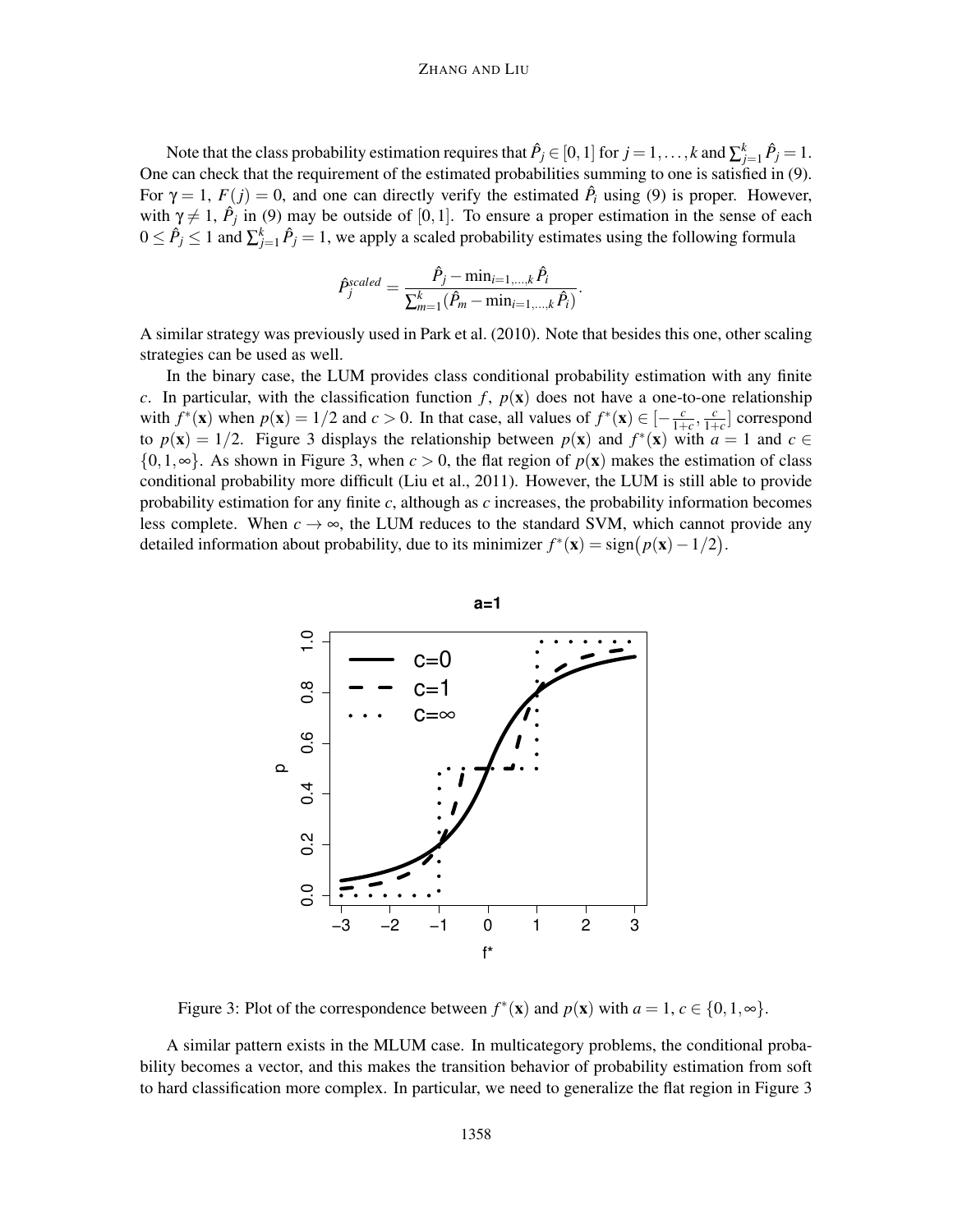Note that the class probability estimation requires that $\hat{P}_j \in [0,1]$ for $j = 1,\ldots,k$ and $\sum_{j=1}^k \hat{P}_j = 1$. One can check that the requirement of the estimated probabilities summing to one is satisfied in (9). For $\gamma = 1$, $F(j) = 0$, and one can directly verify the estimated $\hat{P}_i$ using (9) is proper. However, with $\gamma \neq 1$, $\hat{P}_j$ in (9) may be outside of $[0,1]$. To ensure a proper estimation in the sense of each $0 \leq \hat{P}_j \leq 1$ and $\sum_{j=1}^k \hat{P}_j = 1$, we apply a scaled probability estimates using the following formula

$$\hat{P}_j^{scaled} = \frac{\hat{P}_j - \min_{i=1,\ldots,k} \hat{P}_i}{\sum_{m=1}^k (\hat{P}_m - \min_{i=1,\ldots,k} \hat{P}_i)}.$$

A similar strategy was previously used in Park et al. (2010). Note that besides this one, other scaling strategies can be used as well.

In the binary case, the LUM provides class conditional probability estimation with any finite $c$. In particular, with the classification function $f$, $p(\mathbf{x})$ does not have a one-to-one relationship with $f^*(\mathbf{x})$ when $p(\mathbf{x}) = 1/2$ and $c > 0$. In that case, all values of $f^*(\mathbf{x}) \in [-\frac{c}{1+c}, \frac{c}{1+c}]$ correspond to $p(\mathbf{x}) = 1/2$. Figure 3 displays the relationship between $p(\mathbf{x})$ and $f^*(\mathbf{x})$ with $a = 1$ and $c \in \{0, 1, \infty\}$. As shown in Figure 3, when $c > 0$, the flat region of $p(\mathbf{x})$ makes the estimation of class conditional probability more difficult (Liu et al., 2011). However, the LUM is still able to provide probability estimation for any finite $c$, although as $c$ increases, the probability information becomes less complete. When $c \to \infty$, the LUM reduces to the standard SVM, which cannot provide any detailed information about probability, due to its minimizer $f^*(\mathbf{x}) = \text{sign}\big(p(\mathbf{x}) - 1/2\big)$.

Figure 3: Plot of the correspondence between $f^*(\mathbf{x})$ and $p(\mathbf{x})$ with $a = 1$, $c \in \{0, 1, \infty\}$.

A similar pattern exists in the MLUM case. In multicategory problems, the conditional probability becomes a vector, and this makes the transition behavior of probability estimation from soft to hard classification more complex. In particular, we need to generalize the flat region in Figure 3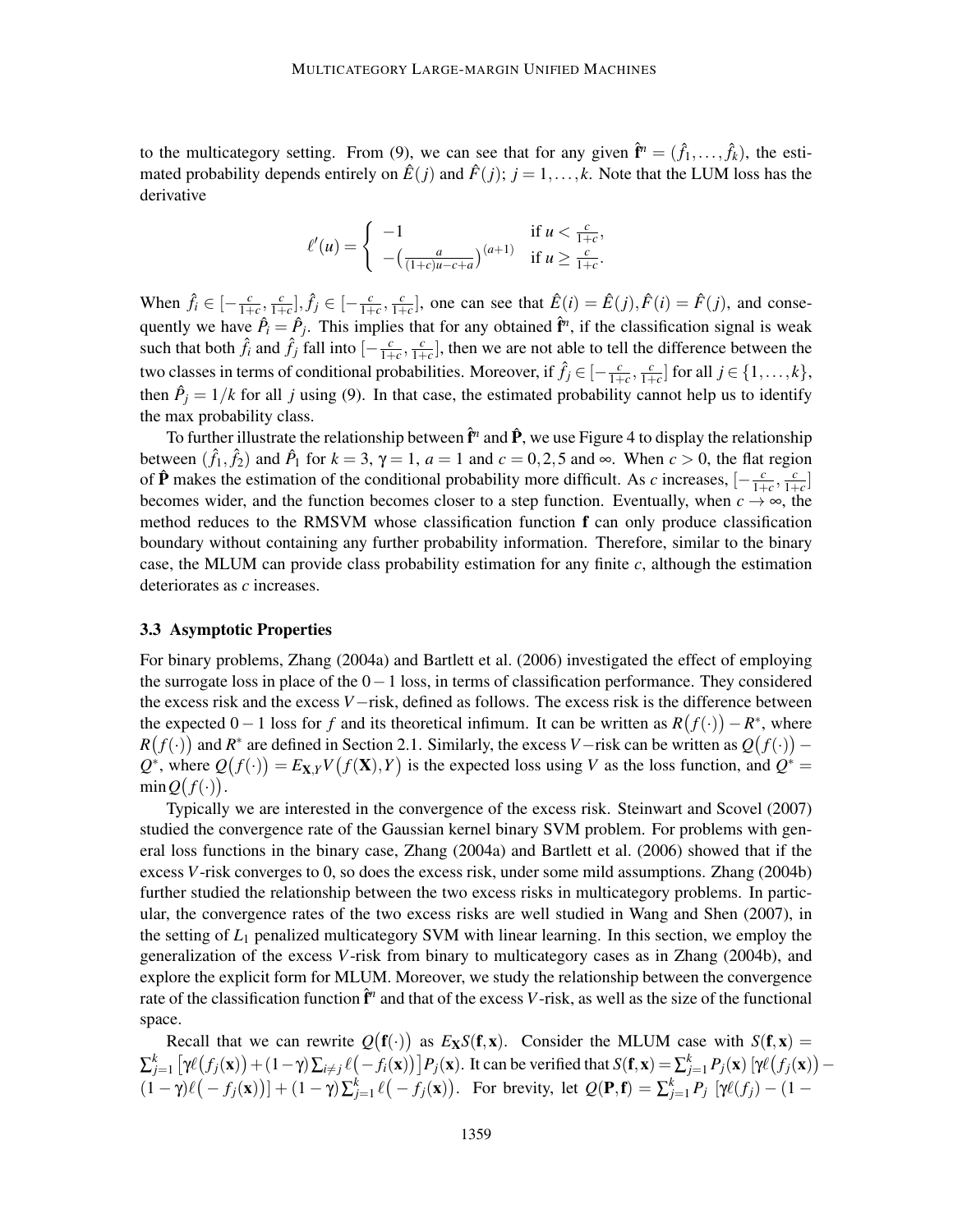to the multicategory setting. From (9), we can see that for any given $\hat{\mathbf{f}}^n = (\hat{f}_1, \ldots, \hat{f}_k)$, the estimated probability depends entirely on $\hat{E}(j)$ and $\hat{F}(j)$; $j = 1, \ldots, k$. Note that the LUM loss has the derivative

$$\ell'(u) = \begin{cases} -1 & \text{if } u < \frac{c}{1+c}, \\ -\big(\frac{a}{(1+c)u-c+a}\big)^{(a+1)} & \text{if } u \geq \frac{c}{1+c}. \end{cases}$$

When $\hat{f}_i \in [-\frac{c}{1+c}, \frac{c}{1+c}], \hat{f}_j \in [-\frac{c}{1+c}, \frac{c}{1+c}]$, one can see that $\hat{E}(i) = \hat{E}(j), \hat{F}(i) = \hat{F}(j)$, and consequently we have $\hat{P}_i = \hat{P}_j$. This implies that for any obtained $\hat{\mathbf{f}}^n$, if the classification signal is weak such that both $\hat{f}_i$ and $\hat{f}_j$ fall into $[-\frac{c}{1+c}, \frac{c}{1+c}]$, then we are not able to tell the difference between the two classes in terms of conditional probabilities. Moreover, if $\hat{f}_j \in [-\frac{c}{1+c}, \frac{c}{1+c}]$ for all $j \in \{1, \ldots, k\}$, then $\hat{P}_j = 1/k$ for all $j$ using (9). In that case, the estimated probability cannot help us to identify the max probability class.

To further illustrate the relationship between $\hat{\mathbf{f}}^n$ and $\hat{\mathbf{P}}$, we use Figure 4 to display the relationship between $(\hat{f}_1, \hat{f}_2)$ and $\hat{P}_1$ for $k = 3$, $\gamma = 1$, $a = 1$ and $c = 0, 2, 5$ and $\infty$. When $c > 0$, the flat region of $\hat{\mathbf{P}}$ makes the estimation of the conditional probability more difficult. As $c$ increases, $[-\frac{c}{1+c}, \frac{c}{1+c}]$ becomes wider, and the function becomes closer to a step function. Eventually, when $c \to \infty$, the method reduces to the RMSVM whose classification function $\mathbf{f}$ can only produce classification boundary without containing any further probability information. Therefore, similar to the binary case, the MLUM can provide class probability estimation for any finite $c$, although the estimation deteriorates as $c$ increases.

### 3.3 Asymptotic Properties

For binary problems, Zhang (2004a) and Bartlett et al. (2006) investigated the effect of employing the surrogate loss in place of the $0-1$ loss, in terms of classification performance. They considered the excess risk and the excess $V-$risk, defined as follows. The excess risk is the difference between the expected $0-1$ loss for $f$ and its theoretical infimum. It can be written as $R\big(f(\cdot)\big) - R^*$, where $R\big(f(\cdot)\big)$ and $R^*$ are defined in Section 2.1. Similarly, the excess $V-$risk can be written as $Q\big(f(\cdot)\big) - Q^*$, where $Q\big(f(\cdot)\big) = E_{\mathbf{X},Y} V\big(f(\mathbf{X}), Y\big)$ is the expected loss using $V$ as the loss function, and $Q^* = \min Q\big(f(\cdot)\big)$.

Typically we are interested in the convergence of the excess risk. Steinwart and Scovel (2007) studied the convergence rate of the Gaussian kernel binary SVM problem. For problems with general loss functions in the binary case, Zhang (2004a) and Bartlett et al. (2006) showed that if the excess $V$-risk converges to 0, so does the excess risk, under some mild assumptions. Zhang (2004b) further studied the relationship between the two excess risks in multicategory problems. In particular, the convergence rates of the two excess risks are well studied in Wang and Shen (2007), in the setting of $L_1$ penalized multicategory SVM with linear learning. In this section, we employ the generalization of the excess $V$-risk from binary to multicategory cases as in Zhang (2004b), and explore the explicit form for MLUM. Moreover, we study the relationship between the convergence rate of the classification function $\hat{\mathbf{f}}^n$ and that of the excess $V$-risk, as well as the size of the functional space.

Recall that we can rewrite $Q\big(\mathbf{f}(\cdot)\big)$ as $E_{\mathbf{X}} S(\mathbf{f}, \mathbf{x})$. Consider the MLUM case with $S(\mathbf{f}, \mathbf{x}) = \sum_{j=1}^k \big[\gamma \ell\big(f_j(\mathbf{x})\big) + (1-\gamma) \sum_{i \neq j} \ell\big(-f_i(\mathbf{x})\big)\big] P_j(\mathbf{x})$. It can be verified that $S(\mathbf{f}, \mathbf{x}) = \sum_{j=1}^k P_j(\mathbf{x}) \, [\gamma \ell\big(f_j(\mathbf{x})\big) - (1-\gamma) \ell\big(-f_j(\mathbf{x})\big)] + (1-\gamma) \sum_{j=1}^k \ell\big(-f_j(\mathbf{x})\big)$. For brevity, let $Q(\mathbf{P}, \mathbf{f}) = \sum_{j=1}^k P_j \, [\gamma \ell(f_j) - (1-$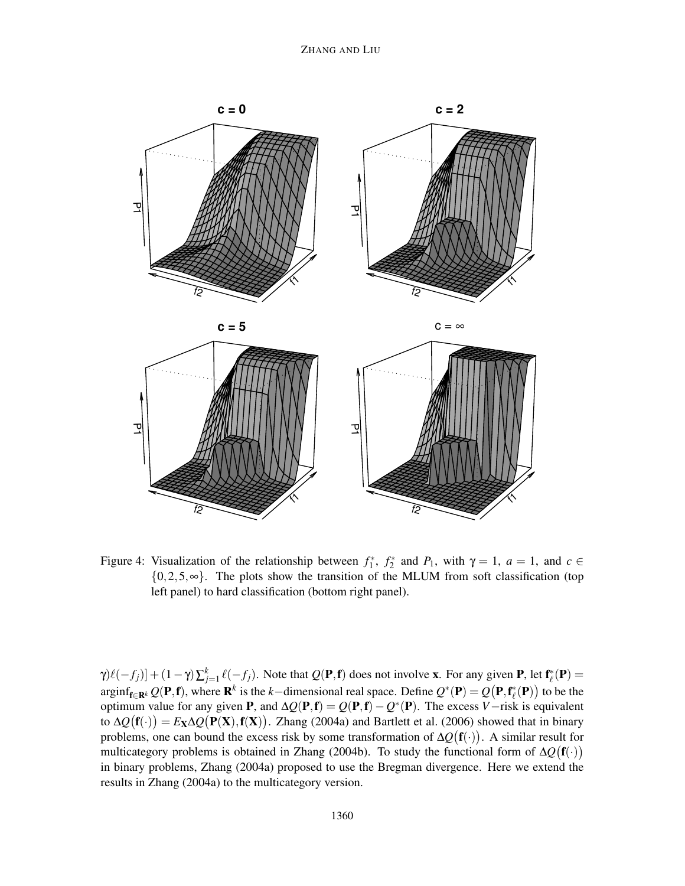Figure 4: Visualization of the relationship between $f_1^*$, $f_2^*$ and $P_1$, with $\gamma = 1$, $a = 1$, and $c \in \{0, 2, 5, \infty\}$. The plots show the transition of the MLUM from soft classification (top left panel) to hard classification (bottom right panel).

$\gamma)\ell(-f_j)] + (1-\gamma)\sum_{j=1}^{k} \ell(-f_j)$. Note that $Q(\mathbf{P}, \mathbf{f})$ does not involve $\mathbf{x}$. For any given $\mathbf{P}$, let $\mathbf{f}_\ell^*(\mathbf{P}) = \operatorname{arginf}_{\mathbf{f} \in \mathbf{R}^k} Q(\mathbf{P}, \mathbf{f})$, where $\mathbf{R}^k$ is the $k-$dimensional real space. Define $Q^*(\mathbf{P}) = Q\big(\mathbf{P}, \mathbf{f}_\ell^*(\mathbf{P})\big)$ to be the optimum value for any given $\mathbf{P}$, and $\Delta Q(\mathbf{P}, \mathbf{f}) = Q(\mathbf{P}, \mathbf{f}) - Q^*(\mathbf{P})$. The excess $V-$risk is equivalent to $\Delta Q\big(\mathbf{f}(\cdot)\big) = E_{\mathbf{X}} \Delta Q\big(\mathbf{P}(\mathbf{X}), \mathbf{f}(\mathbf{X})\big)$. Zhang (2004a) and Bartlett et al. (2006) showed that in binary problems, one can bound the excess risk by some transformation of $\Delta Q\big(\mathbf{f}(\cdot)\big)$. A similar result for multicategory problems is obtained in Zhang (2004b). To study the functional form of $\Delta Q\big(\mathbf{f}(\cdot)\big)$ in binary problems, Zhang (2004a) proposed to use the Bregman divergence. Here we extend the results in Zhang (2004a) to the multicategory version.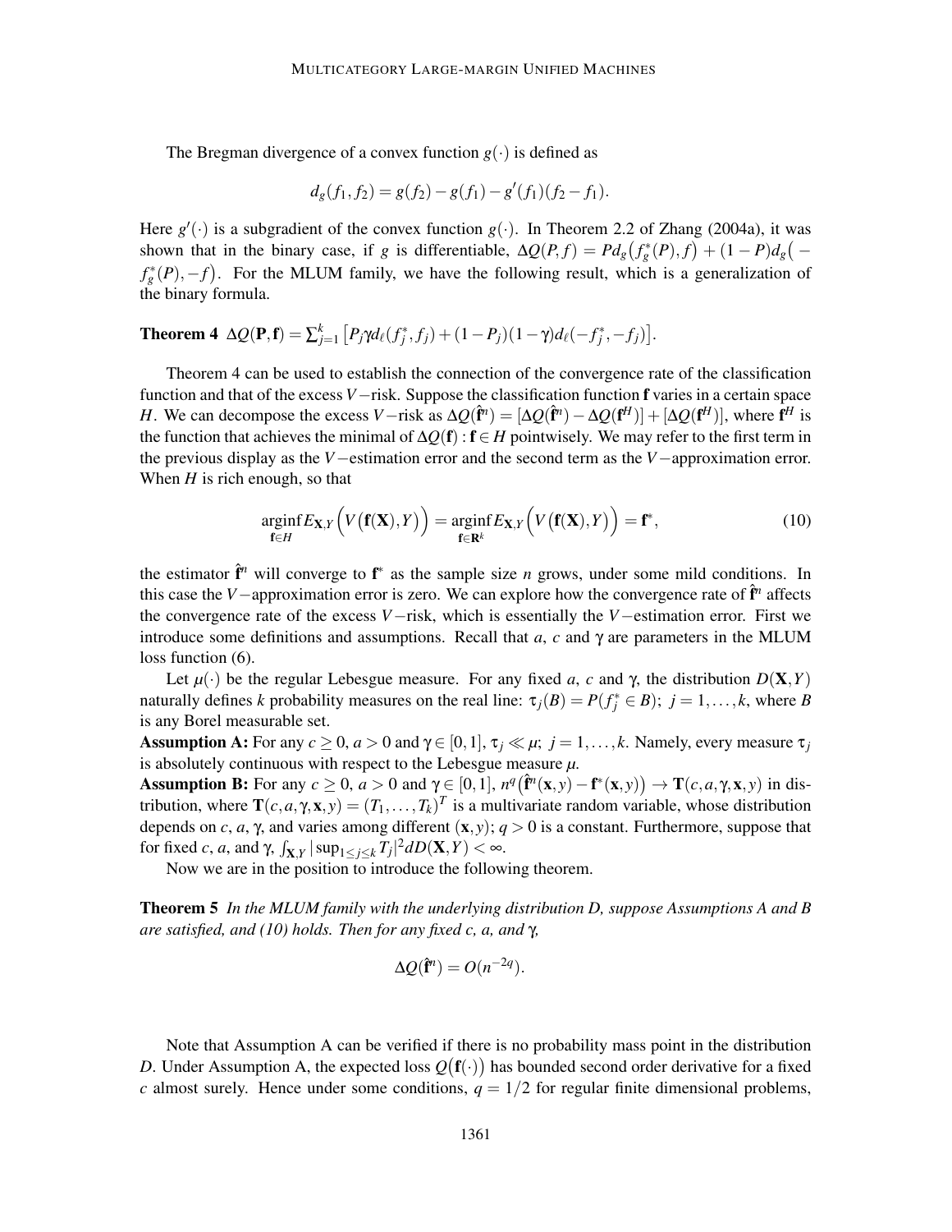The Bregman divergence of a convex function $g(\cdot)$ is defined as

$$d_g(f_1, f_2) = g(f_2) - g(f_1) - g'(f_1)(f_2 - f_1).$$

Here $g'(\cdot)$ is a subgradient of the convex function $g(\cdot)$. In Theorem 2.2 of Zhang (2004a), it was shown that in the binary case, if $g$ is differentiable, $\Delta Q(P, f) = P d_g\big(f_g^*(P), f\big) + (1-P) d_g\big(-f_g^*(P), -f\big)$. For the MLUM family, we have the following result, which is a generalization of the binary formula.

**Theorem 4** $\Delta Q(\mathbf{P}, \mathbf{f}) = \sum_{j=1}^{k} \big[P_j \gamma d_\ell(f_j^*, f_j) + (1-P_j)(1-\gamma) d_\ell(-f_j^*, -f_j)\big]$.

Theorem 4 can be used to establish the connection of the convergence rate of the classification function and that of the excess $V-$risk. Suppose the classification function $\mathbf{f}$ varies in a certain space $H$. We can decompose the excess $V-$risk as $\Delta Q(\hat{\mathbf{f}}^n) = [\Delta Q(\hat{\mathbf{f}}^n) - \Delta Q(\mathbf{f}^H)] + [\Delta Q(\mathbf{f}^H)]$, where $\mathbf{f}^H$ is the function that achieves the minimal of $\Delta Q(\mathbf{f}) : \mathbf{f} \in H$ pointwisely. We may refer to the first term in the previous display as the $V-$estimation error and the second term as the $V-$approximation error. When $H$ is rich enough, so that

$$\underset{\mathbf{f} \in H}{\operatorname{arginf}} E_{\mathbf{X},Y}\Big(V\big(\mathbf{f}(\mathbf{X}), Y\big)\Big) = \underset{\mathbf{f} \in \mathbf{R}^k}{\operatorname{arginf}} E_{\mathbf{X},Y}\Big(V\big(\mathbf{f}(\mathbf{X}), Y\big)\Big) = \mathbf{f}^*, \tag{10}$$

the estimator $\hat{\mathbf{f}}^n$ will converge to $\mathbf{f}^*$ as the sample size $n$ grows, under some mild conditions. In this case the $V-$approximation error is zero. We can explore how the convergence rate of $\hat{\mathbf{f}}^n$ affects the convergence rate of the excess $V-$risk, which is essentially the $V-$estimation error. First we introduce some definitions and assumptions. Recall that $a$, $c$ and $\gamma$ are parameters in the MLUM loss function (6).

Let $\mu(\cdot)$ be the regular Lebesgue measure. For any fixed $a$, $c$ and $\gamma$, the distribution $D(\mathbf{X}, Y)$ naturally defines $k$ probability measures on the real line: $\tau_j(B) = P(f_j^* \in B);\ j = 1, \ldots, k$, where $B$ is any Borel measurable set.

**Assumption A:** For any $c \geq 0$, $a > 0$ and $\gamma \in [0, 1]$, $\tau_j \ll \mu;\ j = 1, \ldots, k$. Namely, every measure $\tau_j$ is absolutely continuous with respect to the Lebesgue measure $\mu$.

**Assumption B:** For any $c \geq 0$, $a > 0$ and $\gamma \in [0, 1]$, $n^q\big(\hat{\mathbf{f}}^n(\mathbf{x}, y) - \mathbf{f}^*(\mathbf{x}, y)\big) \to \mathbf{T}(c, a, \gamma, \mathbf{x}, y)$ in distribution, where $\mathbf{T}(c, a, \gamma, \mathbf{x}, y) = (T_1, \ldots, T_k)^T$ is a multivariate random variable, whose distribution depends on $c$, $a$, $\gamma$, and varies among different $(\mathbf{x}, y)$; $q > 0$ is a constant. Furthermore, suppose that for fixed $c$, $a$, and $\gamma$, $\int_{\mathbf{X},Y} |\sup_{1 \leq j \leq k} T_j|^2 dD(\mathbf{X}, Y) < \infty$.

Now we are in the position to introduce the following theorem.

**Theorem 5** *In the MLUM family with the underlying distribution D, suppose Assumptions A and B are satisfied, and (10) holds. Then for any fixed c, a, and* $\gamma$,

$$\Delta Q(\hat{\mathbf{f}}^n) = O(n^{-2q}).$$

Note that Assumption A can be verified if there is no probability mass point in the distribution $D$. Under Assumption A, the expected loss $Q\big(\mathbf{f}(\cdot)\big)$ has bounded second order derivative for a fixed $c$ almost surely. Hence under some conditions, $q = 1/2$ for regular finite dimensional problems,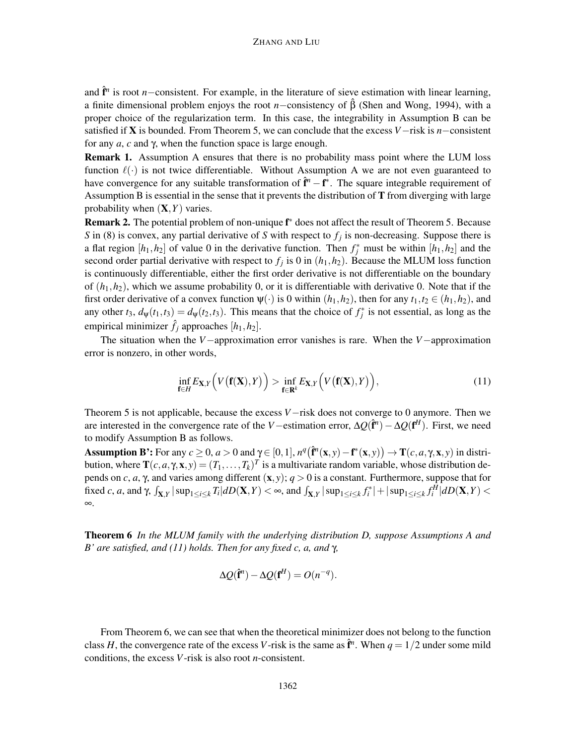and $\hat{\mathbf{f}}^n$ is root $n-$consistent. For example, in the literature of sieve estimation with linear learning, a finite dimensional problem enjoys the root $n-$consistency of $\hat{\beta}$ (Shen and Wong, 1994), with a proper choice of the regularization term. In this case, the integrability in Assumption B can be satisfied if $\mathbf{X}$ is bounded. From Theorem 5, we can conclude that the excess $V-$risk is $n-$consistent for any $a$, $c$ and $\gamma$, when the function space is large enough.

**Remark 1.** Assumption A ensures that there is no probability mass point where the LUM loss function $\ell(\cdot)$ is not twice differentiable. Without Assumption A we are not even guaranteed to have convergence for any suitable transformation of $\hat{\mathbf{f}}^n - \mathbf{f}^*$. The square integrable requirement of Assumption B is essential in the sense that it prevents the distribution of $\mathbf{T}$ from diverging with large probability when $(\mathbf{X}, Y)$ varies.

**Remark 2.** The potential problem of non-unique $\mathbf{f}^*$ does not affect the result of Theorem 5. Because $S$ in (8) is convex, any partial derivative of $S$ with respect to $f_j$ is non-decreasing. Suppose there is a flat region $[h_1, h_2]$ of value 0 in the derivative function. Then $f_j^*$ must be within $[h_1, h_2]$ and the second order partial derivative with respect to $f_j$ is 0 in $(h_1, h_2)$. Because the MLUM loss function is continuously differentiable, either the first order derivative is not differentiable on the boundary of $(h_1, h_2)$, which we assume probability 0, or it is differentiable with derivative 0. Note that if the first order derivative of a convex function $\psi(\cdot)$ is 0 within $(h_1, h_2)$, then for any $t_1, t_2 \in (h_1, h_2)$, and any other $t_3$, $d_\psi(t_1, t_3) = d_\psi(t_2, t_3)$. This means that the choice of $f_j^*$ is not essential, as long as the empirical minimizer $\hat{f}_j$ approaches $[h_1, h_2]$.

The situation when the $V-$approximation error vanishes is rare. When the $V-$approximation error is nonzero, in other words,

$$\inf_{\mathbf{f} \in H} E_{\mathbf{X},Y}\Big(V\big(\mathbf{f}(\mathbf{X}), Y\big)\Big) > \inf_{\mathbf{f} \in \mathbf{R}^k} E_{\mathbf{X},Y}\Big(V\big(\mathbf{f}(\mathbf{X}), Y\big)\Big), \tag{11}$$

Theorem 5 is not applicable, because the excess $V-$risk does not converge to 0 anymore. Then we are interested in the convergence rate of the $V-$estimation error, $\Delta Q(\hat{\mathbf{f}}^n) - \Delta Q(\mathbf{f}^H)$. First, we need to modify Assumption B as follows.

**Assumption B':** For any $c \geq 0$, $a > 0$ and $\gamma \in [0,1]$, $n^q\big(\hat{\mathbf{f}}^n(\mathbf{x}, y) - \mathbf{f}^*(\mathbf{x}, y)\big) \to \mathbf{T}(c, a, \gamma, \mathbf{x}, y)$ in distribution, where $\mathbf{T}(c, a, \gamma, \mathbf{x}, y) = (T_1, \ldots, T_k)^T$ is a multivariate random variable, whose distribution depends on $c$, $a$, $\gamma$, and varies among different $(\mathbf{x}, y)$; $q > 0$ is a constant. Furthermore, suppose that for fixed $c$, $a$, and $\gamma$, $\int_{\mathbf{X},Y} |\sup_{1 \leq i \leq k} T_i| dD(\mathbf{X}, Y) < \infty$, and $\int_{\mathbf{X},Y} |\sup_{1 \leq i \leq k} f_i^*| + |\sup_{1 \leq i \leq k} f_i^H| dD(\mathbf{X}, Y) < \infty$.

**Theorem 6** *In the MLUM family with the underlying distribution D, suppose Assumptions A and B' are satisfied, and (11) holds. Then for any fixed c, a, and* $\gamma$*,*

$$\Delta Q(\hat{\mathbf{f}}^n) - \Delta Q(\mathbf{f}^H) = O(n^{-q}).$$

From Theorem 6, we can see that when the theoretical minimizer does not belong to the function class $H$, the convergence rate of the excess $V$-risk is the same as $\hat{\mathbf{f}}^n$. When $q = 1/2$ under some mild conditions, the excess $V$-risk is also root $n$-consistent.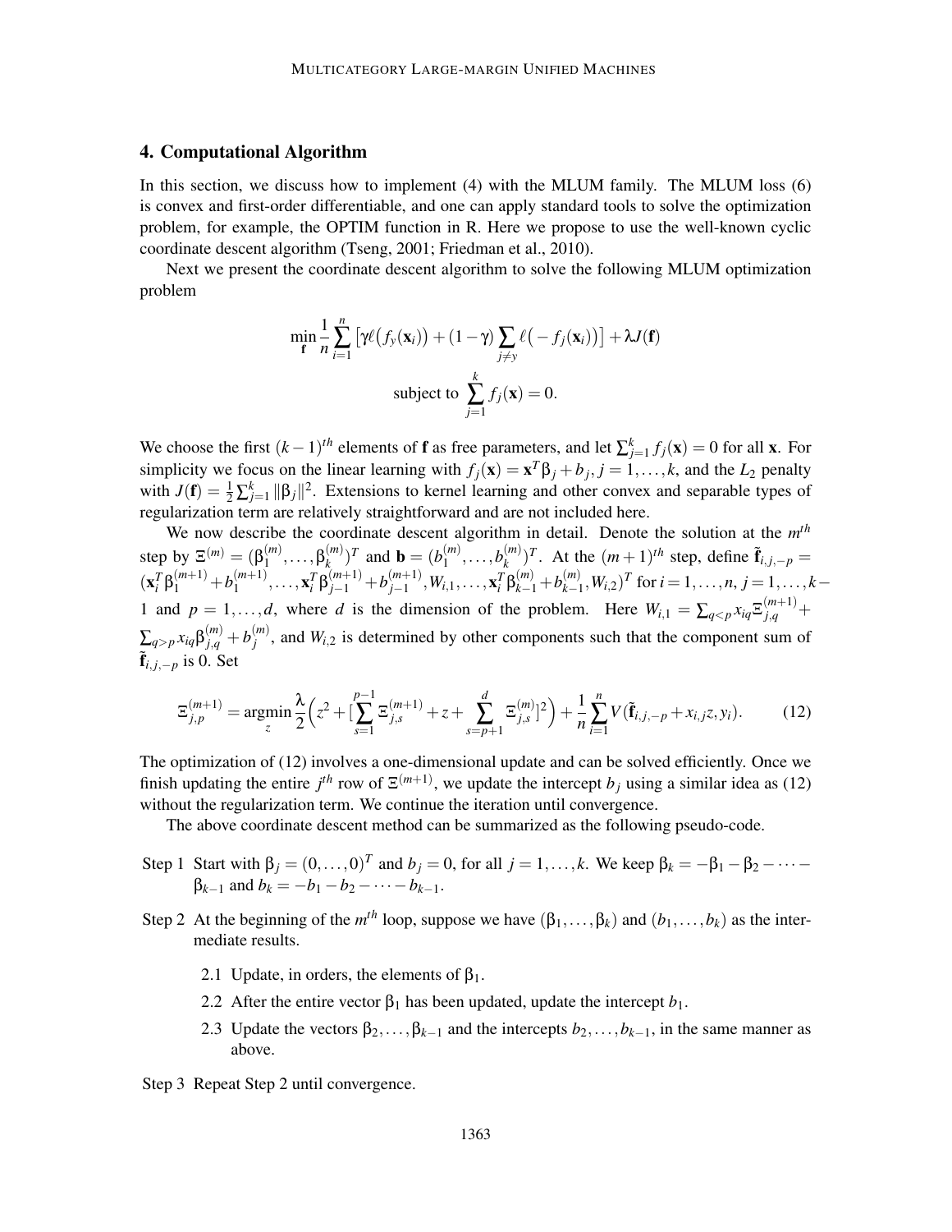## 4. Computational Algorithm

In this section, we discuss how to implement (4) with the MLUM family. The MLUM loss (6) is convex and first-order differentiable, and one can apply standard tools to solve the optimization problem, for example, the OPTIM function in R. Here we propose to use the well-known cyclic coordinate descent algorithm (Tseng, 2001; Friedman et al., 2010).

Next we present the coordinate descent algorithm to solve the following MLUM optimization problem

$$\min_{\mathbf{f}} \frac{1}{n}\sum_{i=1}^{n}\left[\gamma\ell\big(f_y(\mathbf{x}_i)\big)+(1-\gamma)\sum_{j\neq y}\ell\big(-f_j(\mathbf{x}_i)\big)\right]+\lambda J(\mathbf{f})$$

$$\text{subject to } \sum_{j=1}^{k} f_j(\mathbf{x})=0.$$

We choose the first $(k-1)^{th}$ elements of $\mathbf{f}$ as free parameters, and let $\sum_{j=1}^{k} f_j(\mathbf{x})=0$ for all $\mathbf{x}$. For simplicity we focus on the linear learning with $f_j(\mathbf{x})=\mathbf{x}^T\beta_j+b_j$, $j=1,\ldots,k$, and the $L_2$ penalty with $J(\mathbf{f})=\frac{1}{2}\sum_{j=1}^{k}\|\beta_j\|^2$. Extensions to kernel learning and other convex and separable types of regularization term are relatively straightforward and are not included here.

We now describe the coordinate descent algorithm in detail. Denote the solution at the $m^{th}$ step by $\Xi^{(m)}=(\beta_1^{(m)},\ldots,\beta_k^{(m)})^T$ and $\mathbf{b}=(b_1^{(m)},\ldots,b_k^{(m)})^T$. At the $(m+1)^{th}$ step, define $\tilde{\mathbf{f}}_{i,j,-p}=(\mathbf{x}_i^T\beta_1^{(m+1)}+b_1^{(m+1)},\ldots,\mathbf{x}_i^T\beta_{j-1}^{(m+1)}+b_{j-1}^{(m+1)},W_{i,1},\ldots,\mathbf{x}_i^T\beta_{k-1}^{(m)}+b_{k-1}^{(m)},W_{i,2})^T$ for $i=1,\ldots,n$, $j=1,\ldots,k-1$ and $p=1,\ldots,d$, where $d$ is the dimension of the problem. Here $W_{i,1}=\sum_{q<p}x_{iq}\Xi_{j,q}^{(m+1)}+\sum_{q>p}x_{iq}\beta_{j,q}^{(m)}+b_j^{(m)}$, and $W_{i,2}$ is determined by other components such that the component sum of $\tilde{\mathbf{f}}_{i,j,-p}$ is 0. Set

$$\Xi_{j,p}^{(m+1)}=\underset{z}{\operatorname{argmin}}\frac{\lambda}{2}\Big(z^2+[\sum_{s=1}^{p-1}\Xi_{j,s}^{(m+1)}+z+\sum_{s=p+1}^{d}\Xi_{j,s}^{(m)}]^2\Big)+\frac{1}{n}\sum_{i=1}^{n}V(\tilde{\mathbf{f}}_{i,j,-p}+x_{i,j}z,y_i). \tag{12}$$

The optimization of (12) involves a one-dimensional update and can be solved efficiently. Once we finish updating the entire $j^{th}$ row of $\Xi^{(m+1)}$, we update the intercept $b_j$ using a similar idea as (12) without the regularization term. We continue the iteration until convergence.

The above coordinate descent method can be summarized as the following pseudo-code.

Step 1 Start with $\beta_j=(0,\ldots,0)^T$ and $b_j=0$, for all $j=1,\ldots,k$. We keep $\beta_k=-\beta_1-\beta_2-\cdots-\beta_{k-1}$ and $b_k=-b_1-b_2-\cdots-b_{k-1}$.

Step 2 At the beginning of the $m^{th}$ loop, suppose we have $(\beta_1,\ldots,\beta_k)$ and $(b_1,\ldots,b_k)$ as the intermediate results.

- 2.1 Update, in orders, the elements of $\beta_1$.
- 2.2 After the entire vector $\beta_1$ has been updated, update the intercept $b_1$.
- 2.3 Update the vectors $\beta_2,\ldots,\beta_{k-1}$ and the intercepts $b_2,\ldots,b_{k-1}$, in the same manner as above.

Step 3 Repeat Step 2 until convergence.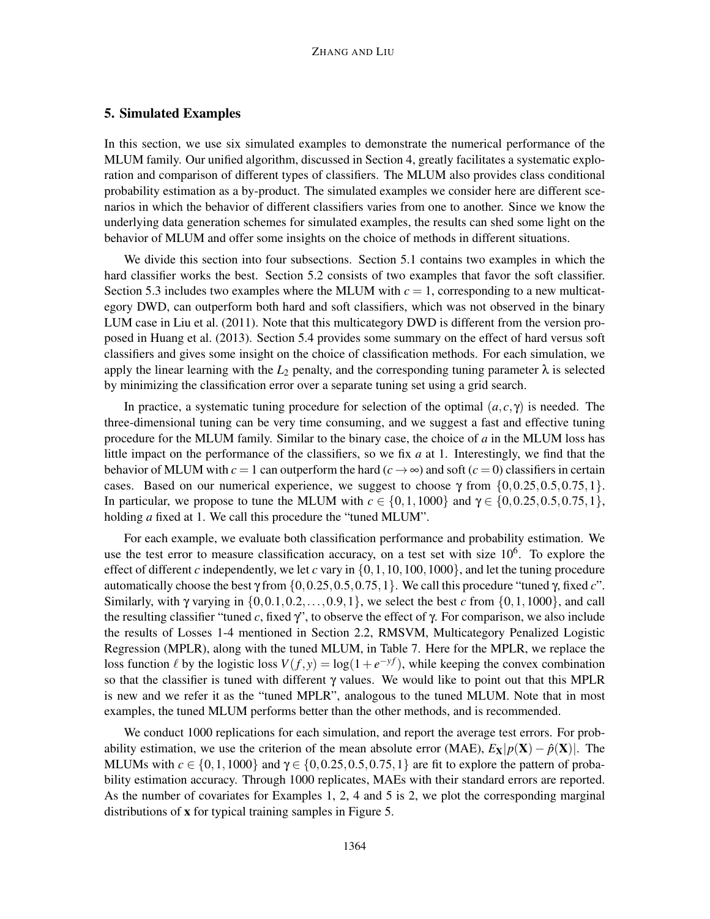## 5. Simulated Examples

In this section, we use six simulated examples to demonstrate the numerical performance of the MLUM family. Our unified algorithm, discussed in Section 4, greatly facilitates a systematic exploration and comparison of different types of classifiers. The MLUM also provides class conditional probability estimation as a by-product. The simulated examples we consider here are different scenarios in which the behavior of different classifiers varies from one to another. Since we know the underlying data generation schemes for simulated examples, the results can shed some light on the behavior of MLUM and offer some insights on the choice of methods in different situations.

We divide this section into four subsections. Section 5.1 contains two examples in which the hard classifier works the best. Section 5.2 consists of two examples that favor the soft classifier. Section 5.3 includes two examples where the MLUM with $c = 1$, corresponding to a new multicategory DWD, can outperform both hard and soft classifiers, which was not observed in the binary LUM case in Liu et al. (2011). Note that this multicategory DWD is different from the version proposed in Huang et al. (2013). Section 5.4 provides some summary on the effect of hard versus soft classifiers and gives some insight on the choice of classification methods. For each simulation, we apply the linear learning with the $L_2$ penalty, and the corresponding tuning parameter $\lambda$ is selected by minimizing the classification error over a separate tuning set using a grid search.

In practice, a systematic tuning procedure for selection of the optimal $(a, c, \gamma)$ is needed. The three-dimensional tuning can be very time consuming, and we suggest a fast and effective tuning procedure for the MLUM family. Similar to the binary case, the choice of $a$ in the MLUM loss has little impact on the performance of the classifiers, so we fix $a$ at 1. Interestingly, we find that the behavior of MLUM with $c = 1$ can outperform the hard ($c \to \infty$) and soft ($c = 0$) classifiers in certain cases. Based on our numerical experience, we suggest to choose $\gamma$ from $\{0, 0.25, 0.5, 0.75, 1\}$. In particular, we propose to tune the MLUM with $c \in \{0, 1, 1000\}$ and $\gamma \in \{0, 0.25, 0.5, 0.75, 1\}$, holding $a$ fixed at 1. We call this procedure the "tuned MLUM".

For each example, we evaluate both classification performance and probability estimation. We use the test error to measure classification accuracy, on a test set with size $10^6$. To explore the effect of different $c$ independently, we let $c$ vary in $\{0, 1, 10, 100, 1000\}$, and let the tuning procedure automatically choose the best $\gamma$ from $\{0, 0.25, 0.5, 0.75, 1\}$. We call this procedure "tuned $\gamma$, fixed $c$". Similarly, with $\gamma$ varying in $\{0, 0.1, 0.2, \ldots, 0.9, 1\}$, we select the best $c$ from $\{0, 1, 1000\}$, and call the resulting classifier "tuned $c$, fixed $\gamma$", to observe the effect of $\gamma$. For comparison, we also include the results of Losses 1-4 mentioned in Section 2.2, RMSVM, Multicategory Penalized Logistic Regression (MPLR), along with the tuned MLUM, in Table 7. Here for the MPLR, we replace the loss function $\ell$ by the logistic loss $V(f, y) = \log(1 + e^{-yf})$, while keeping the convex combination so that the classifier is tuned with different $\gamma$ values. We would like to point out that this MPLR is new and we refer it as the "tuned MPLR", analogous to the tuned MLUM. Note that in most examples, the tuned MLUM performs better than the other methods, and is recommended.

We conduct 1000 replications for each simulation, and report the average test errors. For probability estimation, we use the criterion of the mean absolute error (MAE), $E_{\mathbf{X}}|p(\mathbf{X}) - \hat{p}(\mathbf{X})|$. The MLUMs with $c \in \{0, 1, 1000\}$ and $\gamma \in \{0, 0.25, 0.5, 0.75, 1\}$ are fit to explore the pattern of probability estimation accuracy. Through 1000 replicates, MAEs with their standard errors are reported. As the number of covariates for Examples 1, 2, 4 and 5 is 2, we plot the corresponding marginal distributions of $\mathbf{x}$ for typical training samples in Figure 5.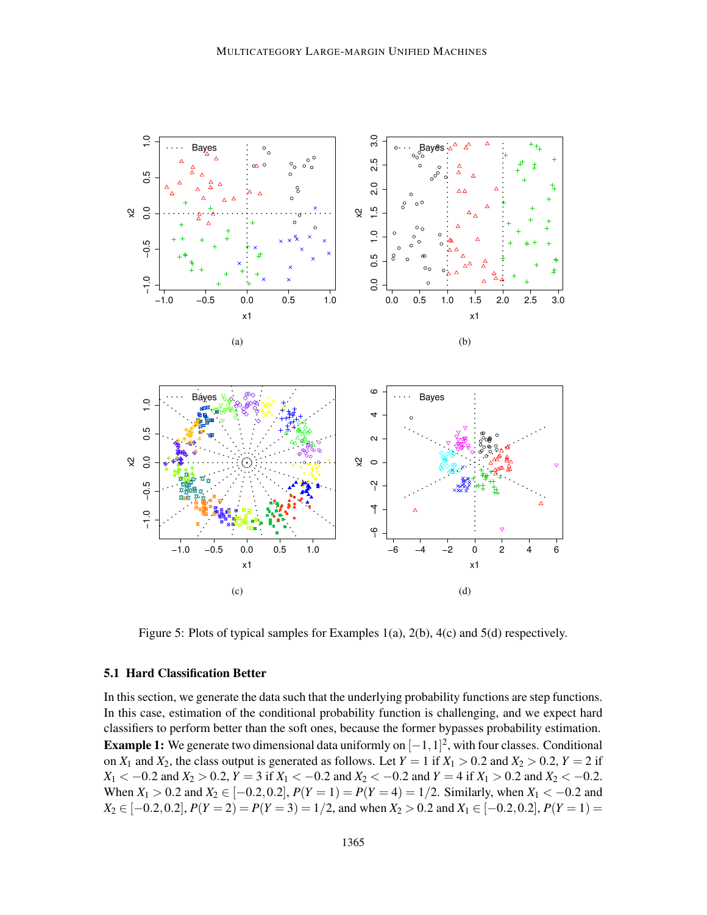Figure 5: Plots of typical samples for Examples 1(a), 2(b), 4(c) and 5(d) respectively.

### 5.1 Hard Classification Better

In this section, we generate the data such that the underlying probability functions are step functions. In this case, estimation of the conditional probability function is challenging, and we expect hard classifiers to perform better than the soft ones, because the former bypasses probability estimation.

**Example 1:** We generate two dimensional data uniformly on $[-1,1]^2$, with four classes. Conditional on $X_1$ and $X_2$, the class output is generated as follows. Let $Y = 1$ if $X_1 > 0.2$ and $X_2 > 0.2$, $Y = 2$ if $X_1 < -0.2$ and $X_2 > 0.2$, $Y = 3$ if $X_1 < -0.2$ and $X_2 < -0.2$ and $Y = 4$ if $X_1 > 0.2$ and $X_2 < -0.2$. When $X_1 > 0.2$ and $X_2 \in [-0.2, 0.2]$, $P(Y = 1) = P(Y = 4) = 1/2$. Similarly, when $X_1 < -0.2$ and $X_2 \in [-0.2, 0.2]$, $P(Y = 2) = P(Y = 3) = 1/2$, and when $X_2 > 0.2$ and $X_1 \in [-0.2, 0.2]$, $P(Y = 1) =$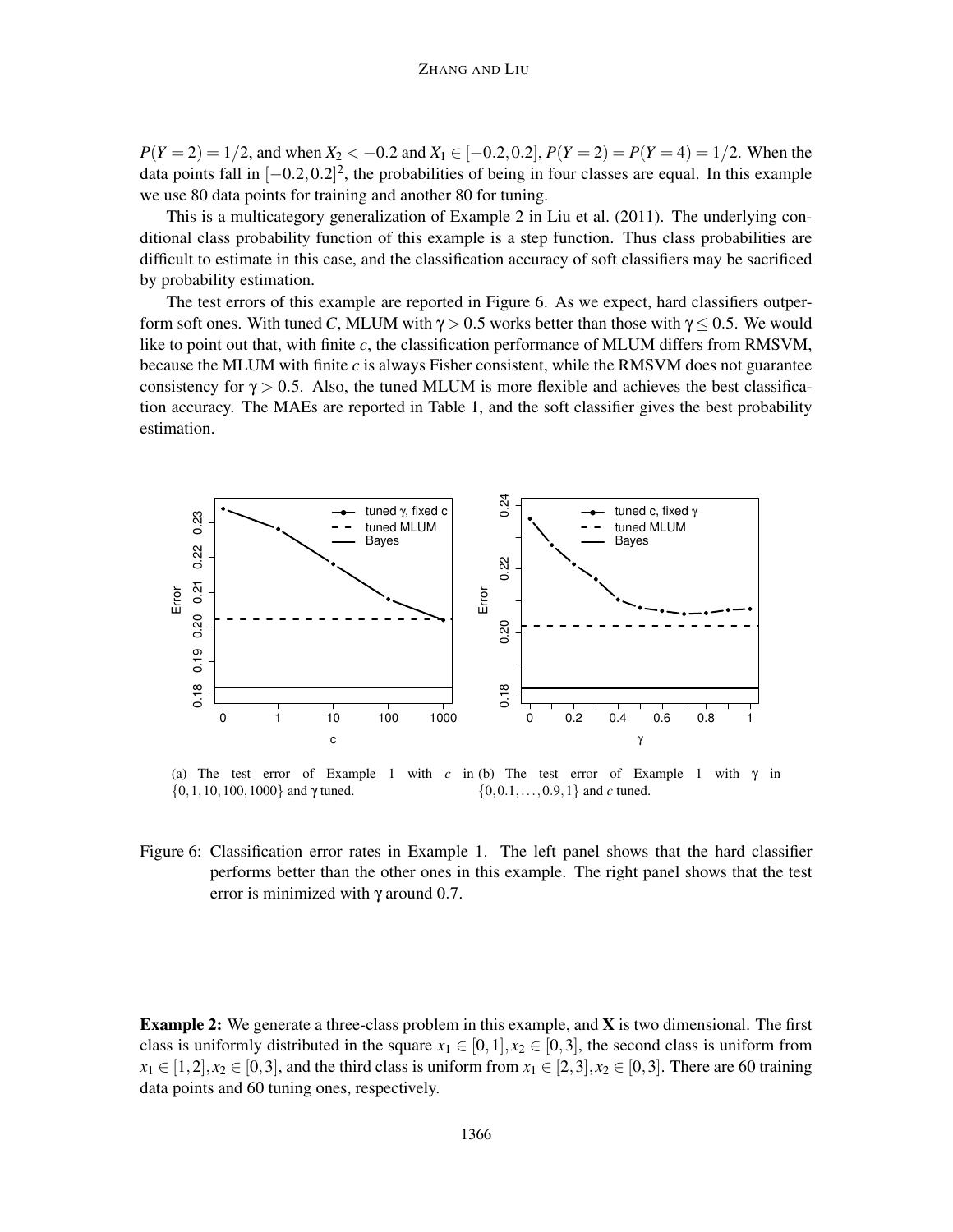$P(Y=2)=1/2$, and when $X_2<-0.2$ and $X_1\in[-0.2,0.2]$, $P(Y=2)=P(Y=4)=1/2$. When the data points fall in $[-0.2,0.2]^2$, the probabilities of being in four classes are equal. In this example we use 80 data points for training and another 80 for tuning.

This is a multicategory generalization of Example 2 in Liu et al. (2011). The underlying conditional class probability function of this example is a step function. Thus class probabilities are difficult to estimate in this case, and the classification accuracy of soft classifiers may be sacrificed by probability estimation.

The test errors of this example are reported in Figure 6. As we expect, hard classifiers outperform soft ones. With tuned $C$, MLUM with $\gamma>0.5$ works better than those with $\gamma\leq 0.5$. We would like to point out that, with finite $c$, the classification performance of MLUM differs from RMSVM, because the MLUM with finite $c$ is always Fisher consistent, while the RMSVM does not guarantee consistency for $\gamma>0.5$. Also, the tuned MLUM is more flexible and achieves the best classification accuracy. The MAEs are reported in Table 1, and the soft classifier gives the best probability estimation.

(a) The test error of Example 1 with $c$ in $\{0,1,10,100,1000\}$ and $\gamma$ tuned.

(b) The test error of Example 1 with $\gamma$ in $\{0,0.1,\ldots,0.9,1\}$ and $c$ tuned.

Figure 6: Classification error rates in Example 1. The left panel shows that the hard classifier performs better than the other ones in this example. The right panel shows that the test error is minimized with $\gamma$ around 0.7.

**Example 2:** We generate a three-class problem in this example, and $\mathbf{X}$ is two dimensional. The first class is uniformly distributed in the square $x_1\in[0,1], x_2\in[0,3]$, the second class is uniform from $x_1\in[1,2], x_2\in[0,3]$, and the third class is uniform from $x_1\in[2,3], x_2\in[0,3]$. There are 60 training data points and 60 tuning ones, respectively.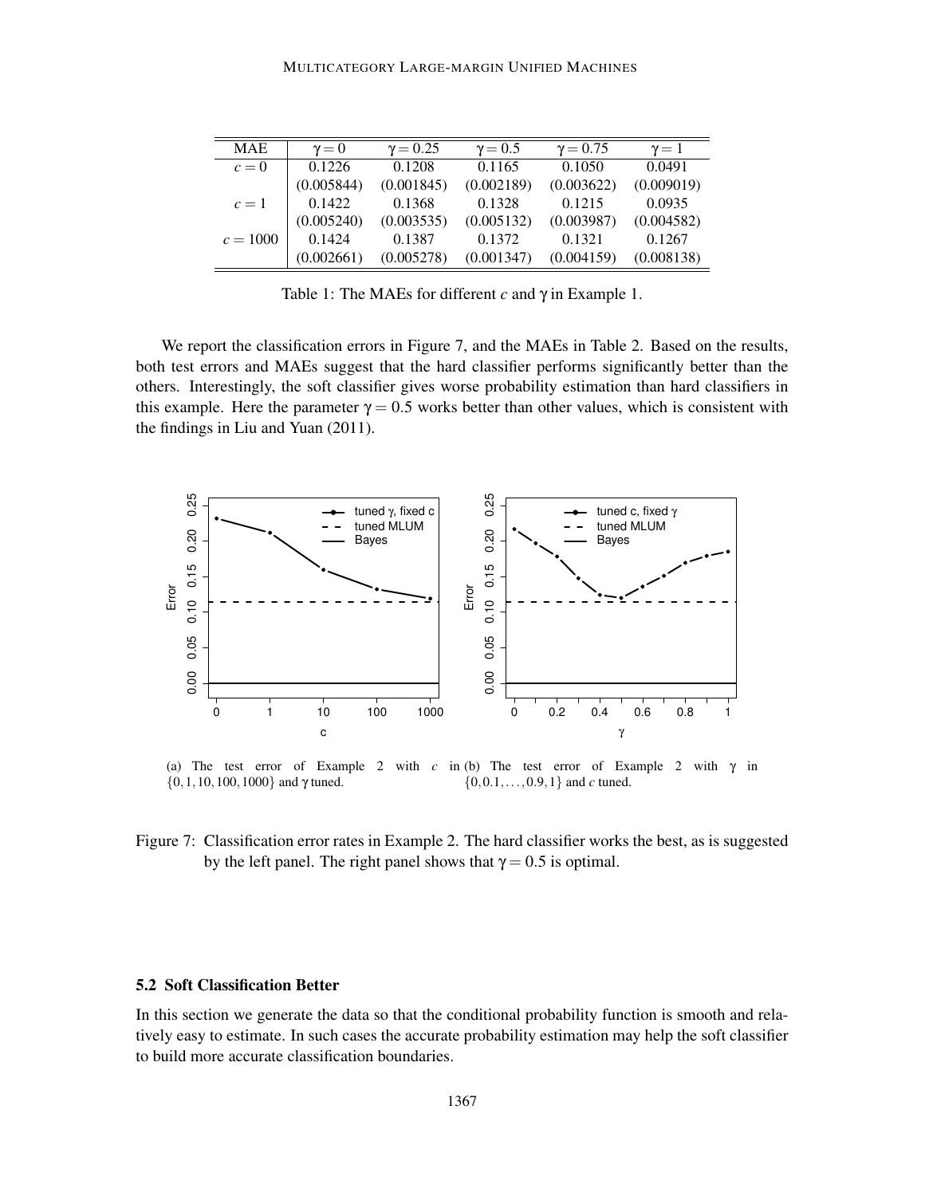| MAE | $\gamma = 0$ | $\gamma = 0.25$ | $\gamma = 0.5$ | $\gamma = 0.75$ | $\gamma = 1$ |
|---|---|---|---|---|---|
| $c = 0$ | 0.1226 | 0.1208 | 0.1165 | 0.1050 | 0.0491 |
| | (0.005844) | (0.001845) | (0.002189) | (0.003622) | (0.009019) |
| $c = 1$ | 0.1422 | 0.1368 | 0.1328 | 0.1215 | 0.0935 |
| | (0.005240) | (0.003535) | (0.005132) | (0.003987) | (0.004582) |
| $c = 1000$ | 0.1424 | 0.1387 | 0.1372 | 0.1321 | 0.1267 |
| | (0.002661) | (0.005278) | (0.001347) | (0.004159) | (0.008138) |

Table 1: The MAEs for different $c$ and $\gamma$ in Example 1.

We report the classification errors in Figure 7, and the MAEs in Table 2. Based on the results, both test errors and MAEs suggest that the hard classifier performs significantly better than the others. Interestingly, the soft classifier gives worse probability estimation than hard classifiers in this example. Here the parameter $\gamma = 0.5$ works better than other values, which is consistent with the findings in Liu and Yuan (2011).

(a) The test error of Example 2 with $c$ in $\{0, 1, 10, 100, 1000\}$ and $\gamma$ tuned.

(b) The test error of Example 2 with $\gamma$ in $\{0, 0.1, \ldots, 0.9, 1\}$ and $c$ tuned.

Figure 7: Classification error rates in Example 2. The hard classifier works the best, as is suggested by the left panel. The right panel shows that $\gamma = 0.5$ is optimal.

### 5.2 Soft Classification Better

In this section we generate the data so that the conditional probability function is smooth and relatively easy to estimate. In such cases the accurate probability estimation may help the soft classifier to build more accurate classification boundaries.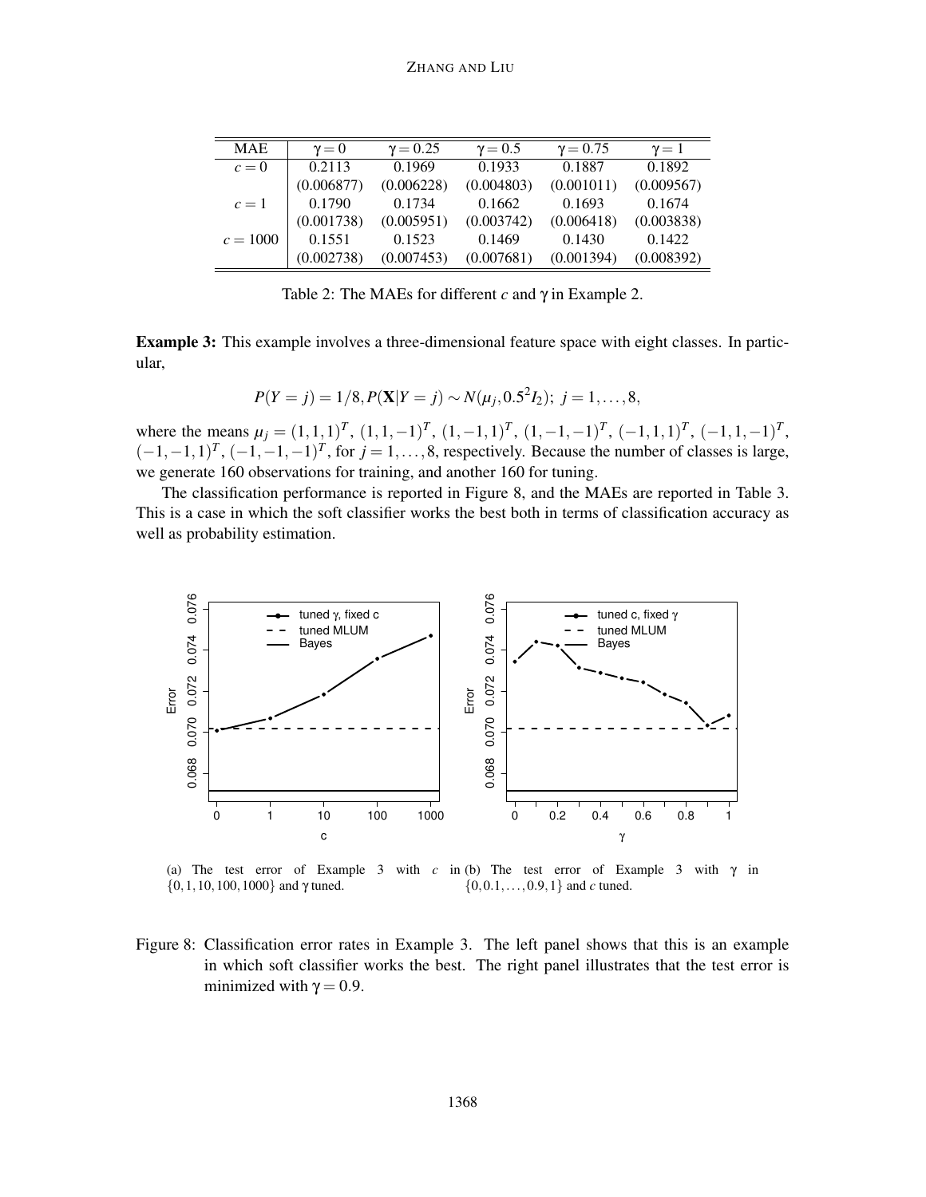| MAE | $\gamma = 0$ | $\gamma = 0.25$ | $\gamma = 0.5$ | $\gamma = 0.75$ | $\gamma = 1$ |
|---|---|---|---|---|---|
| $c = 0$ | 0.2113 | 0.1969 | 0.1933 | 0.1887 | 0.1892 |
| | (0.006877) | (0.006228) | (0.004803) | (0.001011) | (0.009567) |
| $c = 1$ | 0.1790 | 0.1734 | 0.1662 | 0.1693 | 0.1674 |
| | (0.001738) | (0.005951) | (0.003742) | (0.006418) | (0.003838) |
| $c = 1000$ | 0.1551 | 0.1523 | 0.1469 | 0.1430 | 0.1422 |
| | (0.002738) | (0.007453) | (0.007681) | (0.001394) | (0.008392) |

Table 2: The MAEs for different $c$ and $\gamma$ in Example 2.

**Example 3:** This example involves a three-dimensional feature space with eight classes. In particular,

$$P(Y = j) = 1/8, P(\mathbf{X}|Y = j) \sim N(\mu_j, 0.5^2 I_2);\ j = 1, \ldots, 8,$$

where the means $\mu_j = (1,1,1)^T$, $(1,1,-1)^T$, $(1,-1,1)^T$, $(1,-1,-1)^T$, $(-1,1,1)^T$, $(-1,1,-1)^T$, $(-1,-1,1)^T$, $(-1,-1,-1)^T$, for $j = 1, \ldots, 8$, respectively. Because the number of classes is large, we generate 160 observations for training, and another 160 for tuning.

The classification performance is reported in Figure 8, and the MAEs are reported in Table 3. This is a case in which the soft classifier works the best both in terms of classification accuracy as well as probability estimation.

(a) The test error of Example 3 with $c$ in $\{0, 1, 10, 100, 1000\}$ and $\gamma$ tuned.

(b) The test error of Example 3 with $\gamma$ in $\{0, 0.1, \ldots, 0.9, 1\}$ and $c$ tuned.

Figure 8: Classification error rates in Example 3. The left panel shows that this is an example in which soft classifier works the best. The right panel illustrates that the test error is minimized with $\gamma = 0.9$.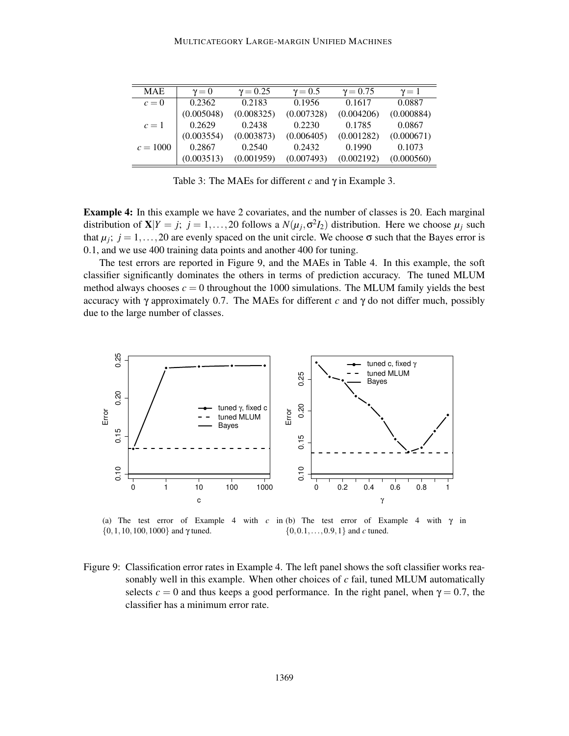| MAE | $\gamma = 0$ | $\gamma = 0.25$ | $\gamma = 0.5$ | $\gamma = 0.75$ | $\gamma = 1$ |
|---|---|---|---|---|---|
| $c = 0$ | 0.2362 | 0.2183 | 0.1956 | 0.1617 | 0.0887 |
| | (0.005048) | (0.008325) | (0.007328) | (0.004206) | (0.000884) |
| $c = 1$ | 0.2629 | 0.2438 | 0.2230 | 0.1785 | 0.0867 |
| | (0.003554) | (0.003873) | (0.006405) | (0.001282) | (0.000671) |
| $c = 1000$ | 0.2867 | 0.2540 | 0.2432 | 0.1990 | 0.1073 |
| | (0.003513) | (0.001959) | (0.007493) | (0.002192) | (0.000560) |

Table 3: The MAEs for different $c$ and $\gamma$ in Example 3.

**Example 4:** In this example we have 2 covariates, and the number of classes is 20. Each marginal distribution of $\mathbf{X}|Y = j;\ j = 1,\ldots,20$ follows a $N(\mu_j, \sigma^2 I_2)$ distribution. Here we choose $\mu_j$ such that $\mu_j;\ j = 1,\ldots,20$ are evenly spaced on the unit circle. We choose $\sigma$ such that the Bayes error is 0.1, and we use 400 training data points and another 400 for tuning.

The test errors are reported in Figure 9, and the MAEs in Table 4. In this example, the soft classifier significantly dominates the others in terms of prediction accuracy. The tuned MLUM method always chooses $c = 0$ throughout the 1000 simulations. The MLUM family yields the best accuracy with $\gamma$ approximately 0.7. The MAEs for different $c$ and $\gamma$ do not differ much, possibly due to the large number of classes.

(a) The test error of Example 4 with $c$ in $\{0, 1, 10, 100, 1000\}$ and $\gamma$ tuned.

(b) The test error of Example 4 with $\gamma$ in $\{0, 0.1, \ldots, 0.9, 1\}$ and $c$ tuned.

Figure 9: Classification error rates in Example 4. The left panel shows the soft classifier works reasonably well in this example. When other choices of $c$ fail, tuned MLUM automatically selects $c = 0$ and thus keeps a good performance. In the right panel, when $\gamma = 0.7$, the classifier has a minimum error rate.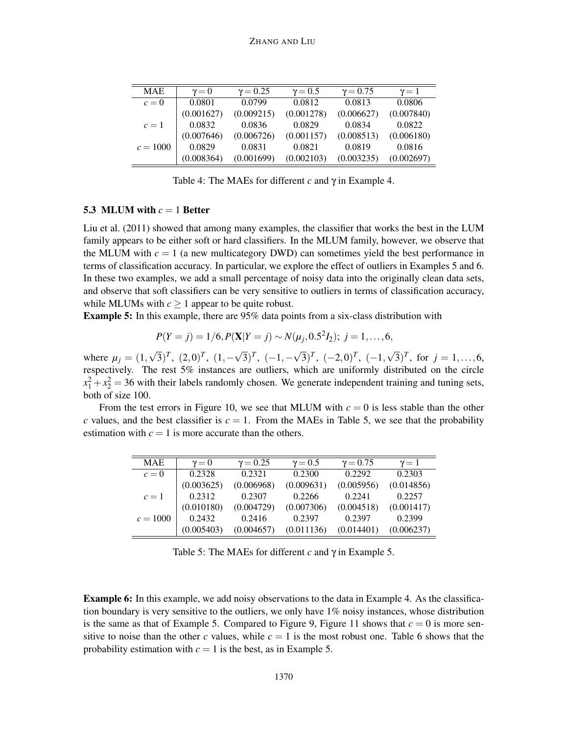| MAE | $\gamma = 0$ | $\gamma = 0.25$ | $\gamma = 0.5$ | $\gamma = 0.75$ | $\gamma = 1$ |
|---|---|---|---|---|---|
| $c = 0$ | 0.0801 | 0.0799 | 0.0812 | 0.0813 | 0.0806 |
| | (0.001627) | (0.009215) | (0.001278) | (0.006627) | (0.007840) |
| $c = 1$ | 0.0832 | 0.0836 | 0.0829 | 0.0834 | 0.0822 |
| | (0.007646) | (0.006726) | (0.001157) | (0.008513) | (0.006180) |
| $c = 1000$ | 0.0829 | 0.0831 | 0.0821 | 0.0819 | 0.0816 |
| | (0.008364) | (0.001699) | (0.002103) | (0.003235) | (0.002697) |

Table 4: The MAEs for different $c$ and $\gamma$ in Example 4.

### 5.3 MLUM with $c = 1$ Better

Liu et al. (2011) showed that among many examples, the classifier that works the best in the LUM family appears to be either soft or hard classifiers. In the MLUM family, however, we observe that the MLUM with $c = 1$ (a new multicategory DWD) can sometimes yield the best performance in terms of classification accuracy. In particular, we explore the effect of outliers in Examples 5 and 6. In these two examples, we add a small percentage of noisy data into the originally clean data sets, and observe that soft classifiers can be very sensitive to outliers in terms of classification accuracy, while MLUMs with $c \geq 1$ appear to be quite robust.

**Example 5:** In this example, there are 95% data points from a six-class distribution with

$$P(Y = j) = 1/6, P(\mathbf{X}|Y = j) \sim N(\mu_j, 0.5^2 I_2);\ j = 1, \ldots, 6,$$

where $\mu_j = (1, \sqrt{3})^T,\ (2,0)^T,\ (1, -\sqrt{3})^T,\ (-1, -\sqrt{3})^T,\ (-2,0)^T,\ (-1, \sqrt{3})^T,$ for $j = 1, \ldots, 6$, respectively. The rest 5% instances are outliers, which are uniformly distributed on the circle $x_1^2 + x_2^2 = 36$ with their labels randomly chosen. We generate independent training and tuning sets, both of size 100.

From the test errors in Figure 10, we see that MLUM with $c = 0$ is less stable than the other $c$ values, and the best classifier is $c = 1$. From the MAEs in Table 5, we see that the probability estimation with $c = 1$ is more accurate than the others.

| MAE | $\gamma = 0$ | $\gamma = 0.25$ | $\gamma = 0.5$ | $\gamma = 0.75$ | $\gamma = 1$ |
|---|---|---|---|---|---|
| $c = 0$ | 0.2328 | 0.2321 | 0.2300 | 0.2292 | 0.2303 |
| | (0.003625) | (0.006968) | (0.009631) | (0.005956) | (0.014856) |
| $c = 1$ | 0.2312 | 0.2307 | 0.2266 | 0.2241 | 0.2257 |
| | (0.010180) | (0.004729) | (0.007306) | (0.004518) | (0.001417) |
| $c = 1000$ | 0.2432 | 0.2416 | 0.2397 | 0.2397 | 0.2399 |
| | (0.005403) | (0.004657) | (0.011136) | (0.014401) | (0.006237) |

Table 5: The MAEs for different $c$ and $\gamma$ in Example 5.

**Example 6:** In this example, we add noisy observations to the data in Example 4. As the classification boundary is very sensitive to the outliers, we only have 1% noisy instances, whose distribution is the same as that of Example 5. Compared to Figure 9, Figure 11 shows that $c = 0$ is more sensitive to noise than the other $c$ values, while $c = 1$ is the most robust one. Table 6 shows that the probability estimation with $c = 1$ is the best, as in Example 5.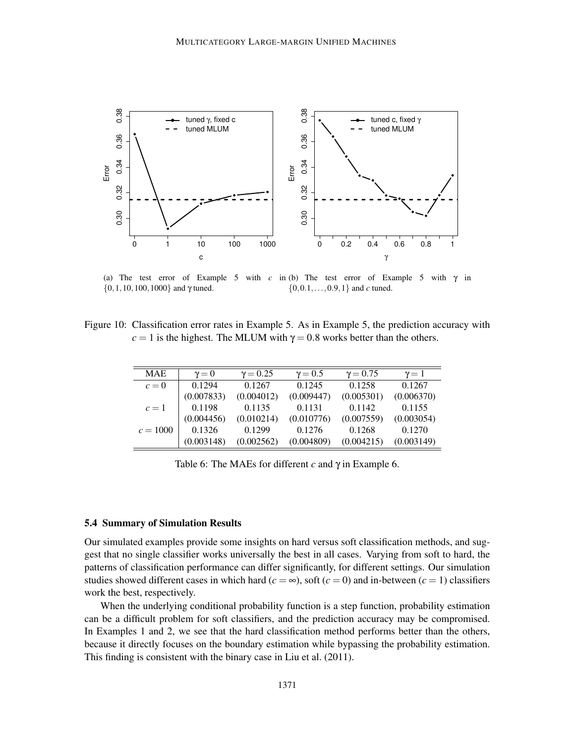(a) The test error of Example 5 with $c$ in $\{0, 1, 10, 100, 1000\}$ and $\gamma$ tuned.

(b) The test error of Example 5 with $\gamma$ in $\{0, 0.1, \ldots, 0.9, 1\}$ and $c$ tuned.

Figure 10: Classification error rates in Example 5. As in Example 5, the prediction accuracy with $c = 1$ is the highest. The MLUM with $\gamma = 0.8$ works better than the others.

| MAE | $\gamma = 0$ | $\gamma = 0.25$ | $\gamma = 0.5$ | $\gamma = 0.75$ | $\gamma = 1$ |
|---|---|---|---|---|---|
| $c = 0$ | 0.1294 | 0.1267 | 0.1245 | 0.1258 | 0.1267 |
| | (0.007833) | (0.004012) | (0.009447) | (0.005301) | (0.006370) |
| $c = 1$ | 0.1198 | 0.1135 | 0.1131 | 0.1142 | 0.1155 |
| | (0.004456) | (0.010214) | (0.010776) | (0.007559) | (0.003054) |
| $c = 1000$ | 0.1326 | 0.1299 | 0.1276 | 0.1268 | 0.1270 |
| | (0.003148) | (0.002562) | (0.004809) | (0.004215) | (0.003149) |

Table 6: The MAEs for different $c$ and $\gamma$ in Example 6.

### 5.4 Summary of Simulation Results

Our simulated examples provide some insights on hard versus soft classification methods, and suggest that no single classifier works universally the best in all cases. Varying from soft to hard, the patterns of classification performance can differ significantly, for different settings. Our simulation studies showed different cases in which hard ($c = \infty$), soft ($c = 0$) and in-between ($c = 1$) classifiers work the best, respectively.

When the underlying conditional probability function is a step function, probability estimation can be a difficult problem for soft classifiers, and the prediction accuracy may be compromised. In Examples 1 and 2, we see that the hard classification method performs better than the others, because it directly focuses on the boundary estimation while bypassing the probability estimation. This finding is consistent with the binary case in Liu et al. (2011).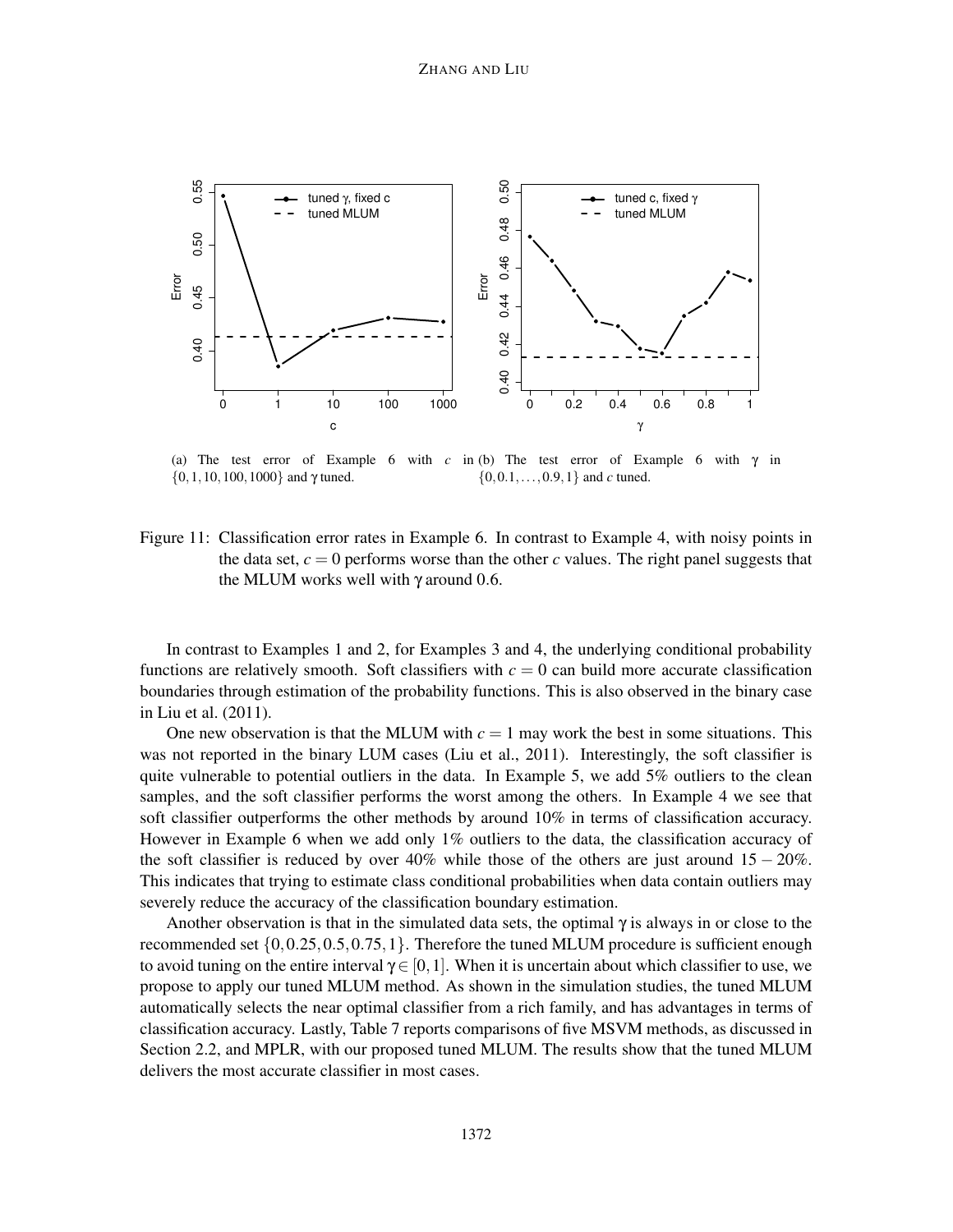(a) The test error of Example 6 with $c$ in $\{0,1,10,100,1000\}$ and $\gamma$ tuned.

(b) The test error of Example 6 with $\gamma$ in $\{0,0.1,\ldots,0.9,1\}$ and $c$ tuned.

Figure 11: Classification error rates in Example 6. In contrast to Example 4, with noisy points in the data set, $c = 0$ performs worse than the other $c$ values. The right panel suggests that the MLUM works well with $\gamma$ around 0.6.

In contrast to Examples 1 and 2, for Examples 3 and 4, the underlying conditional probability functions are relatively smooth. Soft classifiers with $c = 0$ can build more accurate classification boundaries through estimation of the probability functions. This is also observed in the binary case in Liu et al. (2011).

One new observation is that the MLUM with $c = 1$ may work the best in some situations. This was not reported in the binary LUM cases (Liu et al., 2011). Interestingly, the soft classifier is quite vulnerable to potential outliers in the data. In Example 5, we add 5% outliers to the clean samples, and the soft classifier performs the worst among the others. In Example 4 we see that soft classifier outperforms the other methods by around 10% in terms of classification accuracy. However in Example 6 when we add only 1% outliers to the data, the classification accuracy of the soft classifier is reduced by over 40% while those of the others are just around $15-20\%$. This indicates that trying to estimate class conditional probabilities when data contain outliers may severely reduce the accuracy of the classification boundary estimation.

Another observation is that in the simulated data sets, the optimal $\gamma$ is always in or close to the recommended set $\{0,0.25,0.5,0.75,1\}$. Therefore the tuned MLUM procedure is sufficient enough to avoid tuning on the entire interval $\gamma \in [0,1]$. When it is uncertain about which classifier to use, we propose to apply our tuned MLUM method. As shown in the simulation studies, the tuned MLUM automatically selects the near optimal classifier from a rich family, and has advantages in terms of classification accuracy. Lastly, Table 7 reports comparisons of five MSVM methods, as discussed in Section 2.2, and MPLR, with our proposed tuned MLUM. The results show that the tuned MLUM delivers the most accurate classifier in most cases.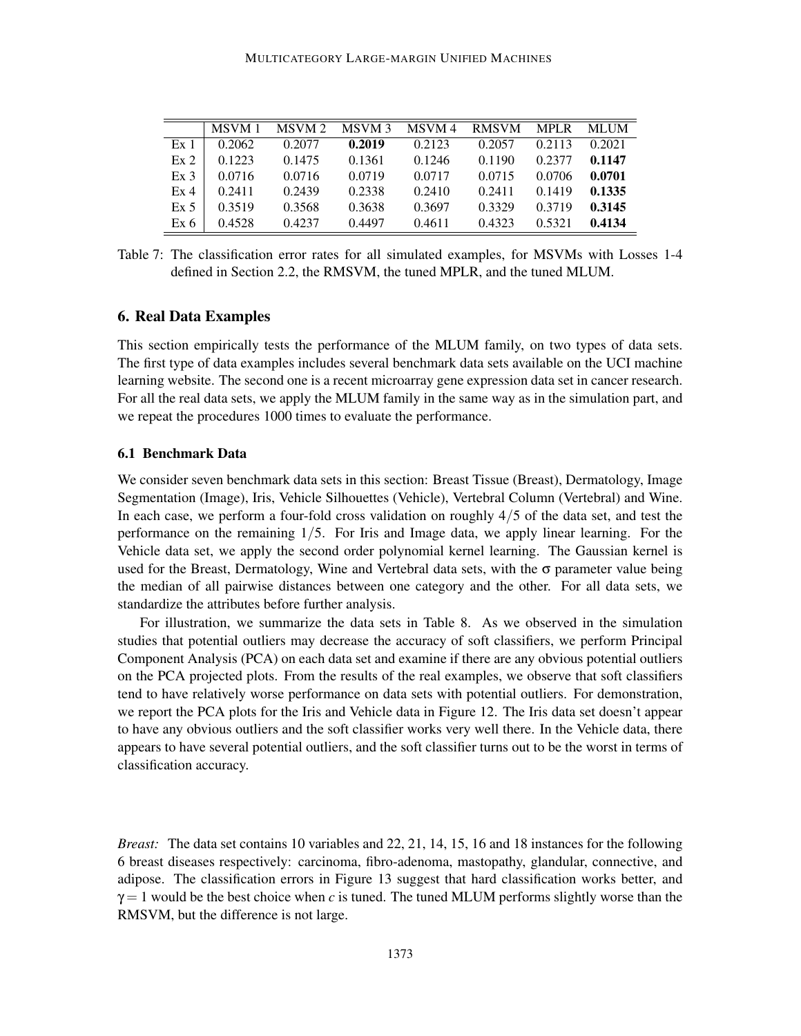|  | MSVM 1 | MSVM 2 | MSVM 3 | MSVM 4 | RMSVM | MPLR | MLUM |
|---|---|---|---|---|---|---|---|
| Ex 1 | 0.2062 | 0.2077 | **0.2019** | 0.2123 | 0.2057 | 0.2113 | 0.2021 |
| Ex 2 | 0.1223 | 0.1475 | 0.1361 | 0.1246 | 0.1190 | 0.2377 | **0.1147** |
| Ex 3 | 0.0716 | 0.0716 | 0.0719 | 0.0717 | 0.0715 | 0.0706 | **0.0701** |
| Ex 4 | 0.2411 | 0.2439 | 0.2338 | 0.2410 | 0.2411 | 0.1419 | **0.1335** |
| Ex 5 | 0.3519 | 0.3568 | 0.3638 | 0.3697 | 0.3329 | 0.3719 | **0.3145** |
| Ex 6 | 0.4528 | 0.4237 | 0.4497 | 0.4611 | 0.4323 | 0.5321 | **0.4134** |

Table 7: The classification error rates for all simulated examples, for MSVMs with Losses 1-4 defined in Section 2.2, the RMSVM, the tuned MPLR, and the tuned MLUM.

## 6. Real Data Examples

This section empirically tests the performance of the MLUM family, on two types of data sets. The first type of data examples includes several benchmark data sets available on the UCI machine learning website. The second one is a recent microarray gene expression data set in cancer research. For all the real data sets, we apply the MLUM family in the same way as in the simulation part, and we repeat the procedures 1000 times to evaluate the performance.

### 6.1 Benchmark Data

We consider seven benchmark data sets in this section: Breast Tissue (Breast), Dermatology, Image Segmentation (Image), Iris, Vehicle Silhouettes (Vehicle), Vertebral Column (Vertebral) and Wine. In each case, we perform a four-fold cross validation on roughly $4/5$ of the data set, and test the performance on the remaining $1/5$. For Iris and Image data, we apply linear learning. For the Vehicle data set, we apply the second order polynomial kernel learning. The Gaussian kernel is used for the Breast, Dermatology, Wine and Vertebral data sets, with the $\sigma$ parameter value being the median of all pairwise distances between one category and the other. For all data sets, we standardize the attributes before further analysis.

For illustration, we summarize the data sets in Table 8. As we observed in the simulation studies that potential outliers may decrease the accuracy of soft classifiers, we perform Principal Component Analysis (PCA) on each data set and examine if there are any obvious potential outliers on the PCA projected plots. From the results of the real examples, we observe that soft classifiers tend to have relatively worse performance on data sets with potential outliers. For demonstration, we report the PCA plots for the Iris and Vehicle data in Figure 12. The Iris data set doesn't appear to have any obvious outliers and the soft classifier works very well there. In the Vehicle data, there appears to have several potential outliers, and the soft classifier turns out to be the worst in terms of classification accuracy.

*Breast:* The data set contains 10 variables and 22, 21, 14, 15, 16 and 18 instances for the following 6 breast diseases respectively: carcinoma, fibro-adenoma, mastopathy, glandular, connective, and adipose. The classification errors in Figure 13 suggest that hard classification works better, and $\gamma = 1$ would be the best choice when $c$ is tuned. The tuned MLUM performs slightly worse than the RMSVM, but the difference is not large.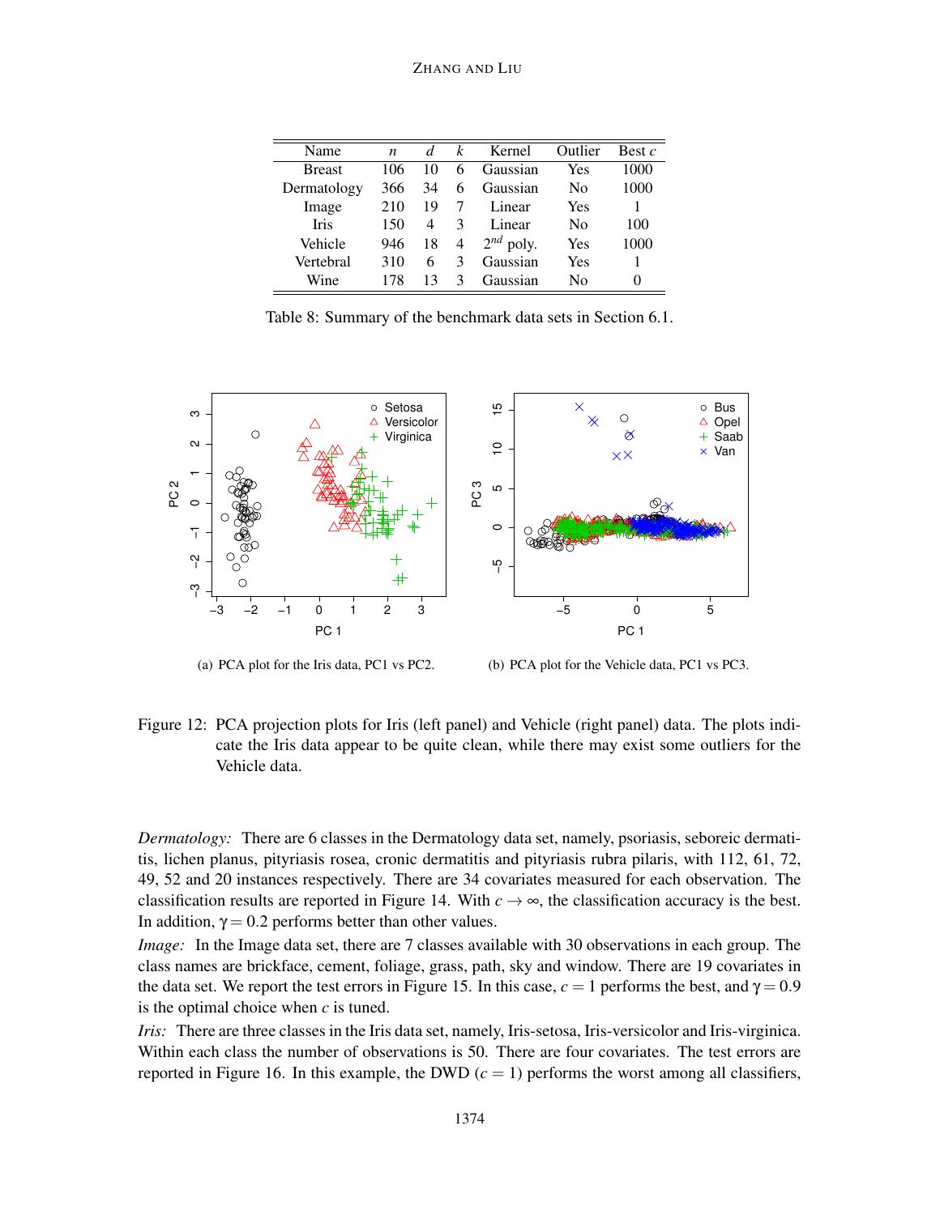| Name | $n$ | $d$ | $k$ | Kernel | Outlier | Best $c$ |
|---|---|---|---|---|---|---|
| Breast | 106 | 10 | 6 | Gaussian | Yes | 1000 |
| Dermatology | 366 | 34 | 6 | Gaussian | No | 1000 |
| Image | 210 | 19 | 7 | Linear | Yes | 1 |
| Iris | 150 | 4 | 3 | Linear | No | 100 |
| Vehicle | 946 | 18 | 4 | $2^{nd}$ poly. | Yes | 1000 |
| Vertebral | 310 | 6 | 3 | Gaussian | Yes | 1 |
| Wine | 178 | 13 | 3 | Gaussian | No | 0 |

Table 8: Summary of the benchmark data sets in Section 6.1.

(a) PCA plot for the Iris data, PC1 vs PC2.

(b) PCA plot for the Vehicle data, PC1 vs PC3.

Figure 12: PCA projection plots for Iris (left panel) and Vehicle (right panel) data. The plots indicate the Iris data appear to be quite clean, while there may exist some outliers for the Vehicle data.

*Dermatology:* There are 6 classes in the Dermatology data set, namely, psoriasis, seboreic dermatitis, lichen planus, pityriasis rosea, cronic dermatitis and pityriasis rubra pilaris, with 112, 61, 72, 49, 52 and 20 instances respectively. There are 34 covariates measured for each observation. The classification results are reported in Figure 14. With $c \to \infty$, the classification accuracy is the best. In addition, $\gamma = 0.2$ performs better than other values.

*Image:* In the Image data set, there are 7 classes available with 30 observations in each group. The class names are brickface, cement, foliage, grass, path, sky and window. There are 19 covariates in the data set. We report the test errors in Figure 15. In this case, $c = 1$ performs the best, and $\gamma = 0.9$ is the optimal choice when $c$ is tuned.

*Iris:* There are three classes in the Iris data set, namely, Iris-setosa, Iris-versicolor and Iris-virginica. Within each class the number of observations is 50. There are four covariates. The test errors are reported in Figure 16. In this example, the DWD ($c = 1$) performs the worst among all classifiers,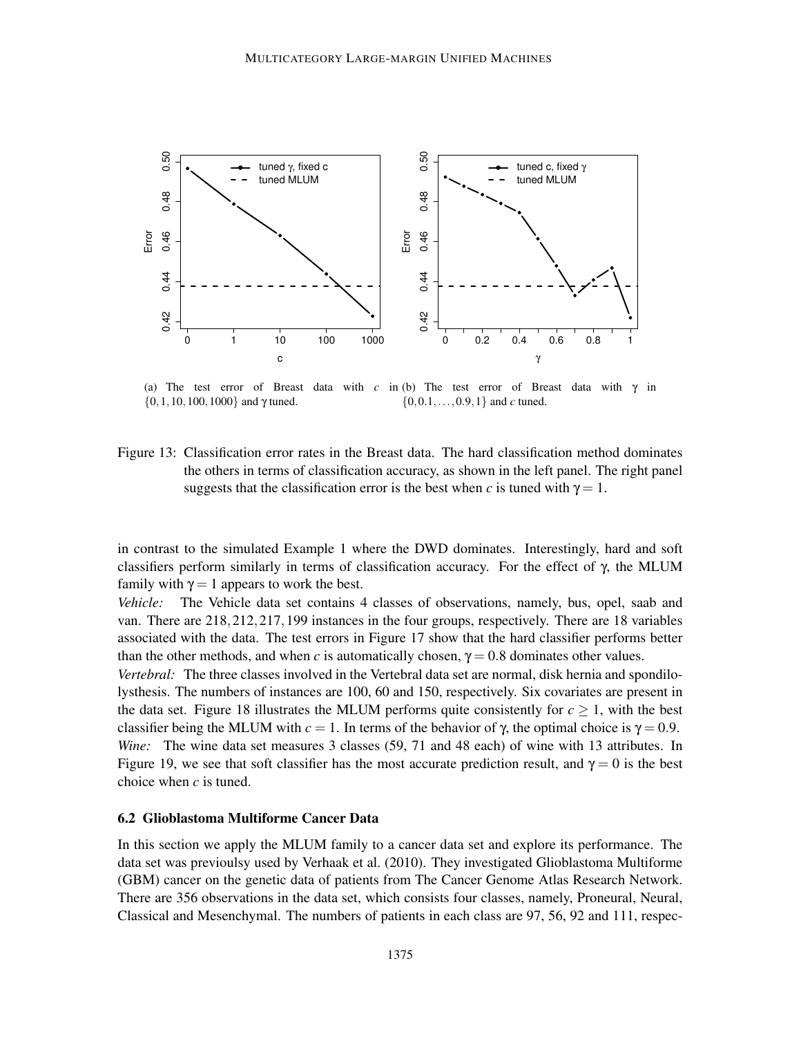(a) The test error of Breast data with $c$ in $\{0, 1, 10, 100, 1000\}$ and $\gamma$ tuned.

(b) The test error of Breast data with $\gamma$ in $\{0, 0.1, \ldots, 0.9, 1\}$ and $c$ tuned.

Figure 13: Classification error rates in the Breast data. The hard classification method dominates the others in terms of classification accuracy, as shown in the left panel. The right panel suggests that the classification error is the best when $c$ is tuned with $\gamma = 1$.

in contrast to the simulated Example 1 where the DWD dominates. Interestingly, hard and soft classifiers perform similarly in terms of classification accuracy. For the effect of $\gamma$, the MLUM family with $\gamma = 1$ appears to work the best.

*Vehicle:* The Vehicle data set contains 4 classes of observations, namely, bus, opel, saab and van. There are $218, 212, 217, 199$ instances in the four groups, respectively. There are 18 variables associated with the data. The test errors in Figure 17 show that the hard classifier performs better than the other methods, and when $c$ is automatically chosen, $\gamma = 0.8$ dominates other values.

*Vertebral:* The three classes involved in the Vertebral data set are normal, disk hernia and spondilolysthesis. The numbers of instances are 100, 60 and 150, respectively. Six covariates are present in the data set. Figure 18 illustrates the MLUM performs quite consistently for $c \geq 1$, with the best classifier being the MLUM with $c = 1$. In terms of the behavior of $\gamma$, the optimal choice is $\gamma = 0.9$.

*Wine:* The wine data set measures 3 classes (59, 71 and 48 each) of wine with 13 attributes. In Figure 19, we see that soft classifier has the most accurate prediction result, and $\gamma = 0$ is the best choice when $c$ is tuned.

### 6.2 Glioblastoma Multiforme Cancer Data

In this section we apply the MLUM family to a cancer data set and explore its performance. The data set was previoulsy used by Verhaak et al. (2010). They investigated Glioblastoma Multiforme (GBM) cancer on the genetic data of patients from The Cancer Genome Atlas Research Network. There are 356 observations in the data set, which consists four classes, namely, Proneural, Neural, Classical and Mesenchymal. The numbers of patients in each class are 97, 56, 92 and 111, respec-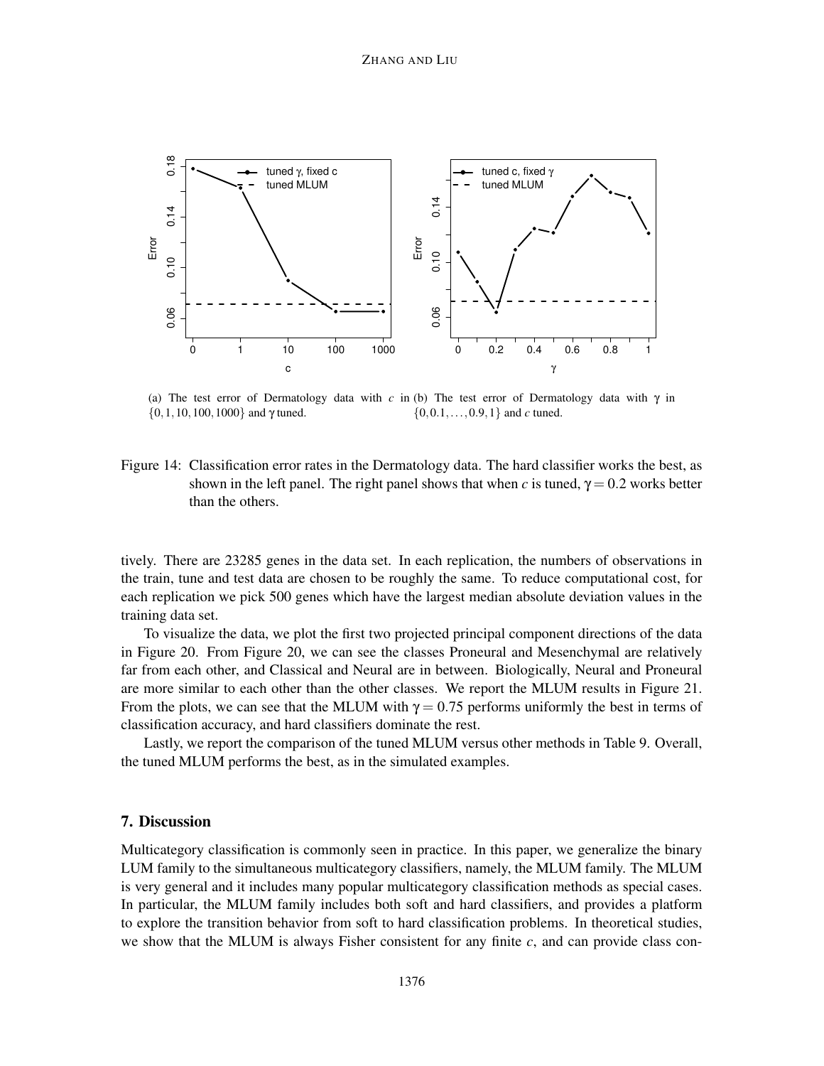(a) The test error of Dermatology data with $c$ in $\{0, 1, 10, 100, 1000\}$ and $\gamma$ tuned.

(b) The test error of Dermatology data with $\gamma$ in $\{0, 0.1, \ldots, 0.9, 1\}$ and $c$ tuned.

Figure 14: Classification error rates in the Dermatology data. The hard classifier works the best, as shown in the left panel. The right panel shows that when $c$ is tuned, $\gamma = 0.2$ works better than the others.

tively. There are 23285 genes in the data set. In each replication, the numbers of observations in the train, tune and test data are chosen to be roughly the same. To reduce computational cost, for each replication we pick 500 genes which have the largest median absolute deviation values in the training data set.

To visualize the data, we plot the first two projected principal component directions of the data in Figure 20. From Figure 20, we can see the classes Proneural and Mesenchymal are relatively far from each other, and Classical and Neural are in between. Biologically, Neural and Proneural are more similar to each other than the other classes. We report the MLUM results in Figure 21. From the plots, we can see that the MLUM with $\gamma = 0.75$ performs uniformly the best in terms of classification accuracy, and hard classifiers dominate the rest.

Lastly, we report the comparison of the tuned MLUM versus other methods in Table 9. Overall, the tuned MLUM performs the best, as in the simulated examples.

## 7. Discussion

Multicategory classification is commonly seen in practice. In this paper, we generalize the binary LUM family to the simultaneous multicategory classifiers, namely, the MLUM family. The MLUM is very general and it includes many popular multicategory classification methods as special cases. In particular, the MLUM family includes both soft and hard classifiers, and provides a platform to explore the transition behavior from soft to hard classification problems. In theoretical studies, we show that the MLUM is always Fisher consistent for any finite $c$, and can provide class con-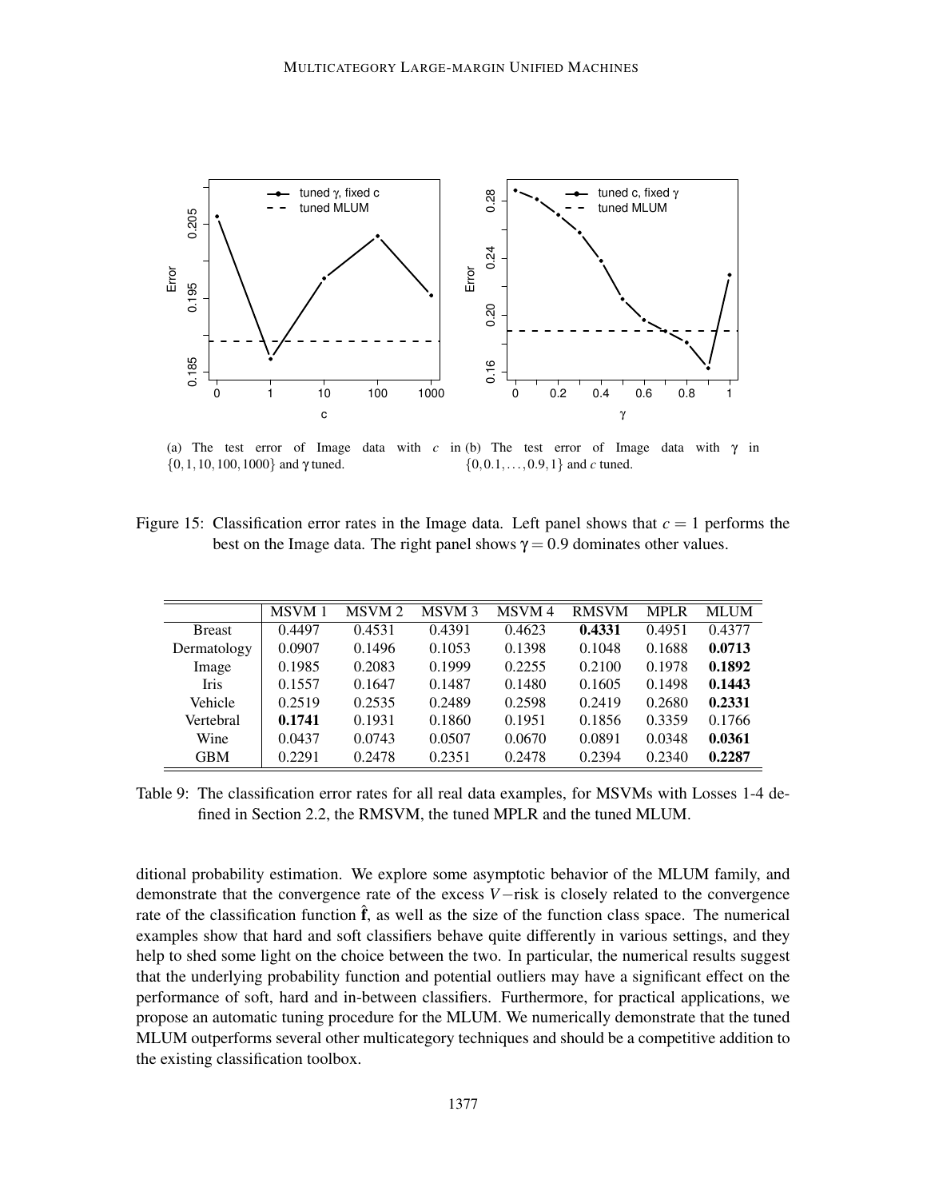(a) The test error of Image data with $c$ in $\{0,1,10,100,1000\}$ and $\gamma$ tuned.

(b) The test error of Image data with $\gamma$ in $\{0,0.1,\ldots,0.9,1\}$ and $c$ tuned.

Figure 15: Classification error rates in the Image data. Left panel shows that $c = 1$ performs the best on the Image data. The right panel shows $\gamma = 0.9$ dominates other values.

| | MSVM 1 | MSVM 2 | MSVM 3 | MSVM 4 | RMSVM | MPLR | MLUM |
|---|---|---|---|---|---|---|---|
| Breast | 0.4497 | 0.4531 | 0.4391 | 0.4623 | **0.4331** | 0.4951 | 0.4377 |
| Dermatology | 0.0907 | 0.1496 | 0.1053 | 0.1398 | 0.1048 | 0.1688 | **0.0713** |
| Image | 0.1985 | 0.2083 | 0.1999 | 0.2255 | 0.2100 | 0.1978 | **0.1892** |
| Iris | 0.1557 | 0.1647 | 0.1487 | 0.1480 | 0.1605 | 0.1498 | **0.1443** |
| Vehicle | 0.2519 | 0.2535 | 0.2489 | 0.2598 | 0.2419 | 0.2680 | **0.2331** |
| Vertebral | **0.1741** | 0.1931 | 0.1860 | 0.1951 | 0.1856 | 0.3359 | 0.1766 |
| Wine | 0.0437 | 0.0743 | 0.0507 | 0.0670 | 0.0891 | 0.0348 | **0.0361** |
| GBM | 0.2291 | 0.2478 | 0.2351 | 0.2478 | 0.2394 | 0.2340 | **0.2287** |

Table 9: The classification error rates for all real data examples, for MSVMs with Losses 1-4 defined in Section 2.2, the RMSVM, the tuned MPLR and the tuned MLUM.

ditional probability estimation. We explore some asymptotic behavior of the MLUM family, and demonstrate that the convergence rate of the excess $V$−risk is closely related to the convergence rate of the classification function $\hat{\mathbf{f}}$, as well as the size of the function class space. The numerical examples show that hard and soft classifiers behave quite differently in various settings, and they help to shed some light on the choice between the two. In particular, the numerical results suggest that the underlying probability function and potential outliers may have a significant effect on the performance of soft, hard and in-between classifiers. Furthermore, for practical applications, we propose an automatic tuning procedure for the MLUM. We numerically demonstrate that the tuned MLUM outperforms several other multicategory techniques and should be a competitive addition to the existing classification toolbox.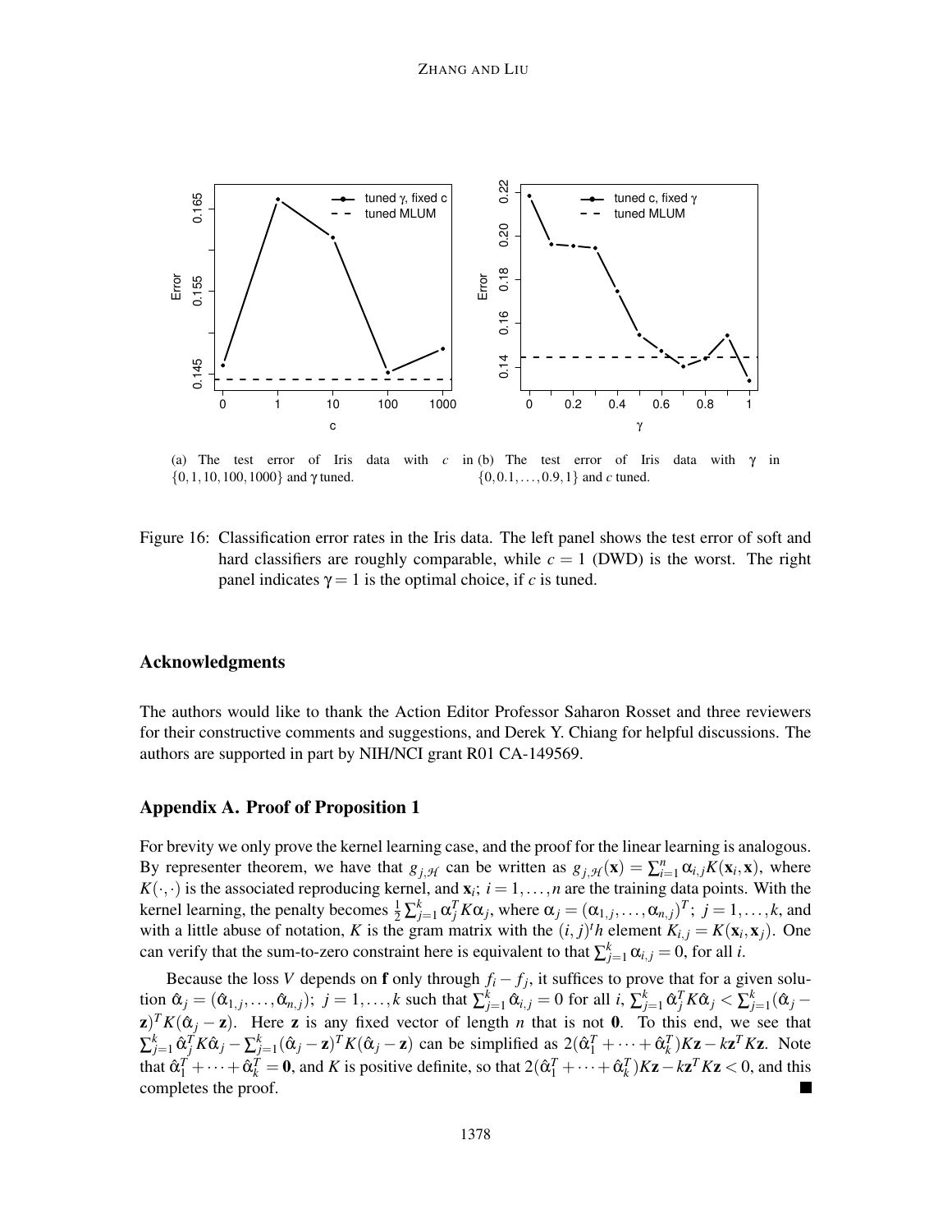(a) The test error of Iris data with $c$ in $\{0, 1, 10, 100, 1000\}$ and $\gamma$ tuned.

(b) The test error of Iris data with $\gamma$ in $\{0, 0.1, \ldots, 0.9, 1\}$ and $c$ tuned.

Figure 16: Classification error rates in the Iris data. The left panel shows the test error of soft and hard classifiers are roughly comparable, while $c = 1$ (DWD) is the worst. The right panel indicates $\gamma = 1$ is the optimal choice, if $c$ is tuned.

## Acknowledgments

The authors would like to thank the Action Editor Professor Saharon Rosset and three reviewers for their constructive comments and suggestions, and Derek Y. Chiang for helpful discussions. The authors are supported in part by NIH/NCI grant R01 CA-149569.

## Appendix A. Proof of Proposition 1

For brevity we only prove the kernel learning case, and the proof for the linear learning is analogous. By representer theorem, we have that $g_{j,\mathcal{H}}$ can be written as $g_{j,\mathcal{H}}(\mathbf{x}) = \sum_{i=1}^{n} \alpha_{i,j} K(\mathbf{x}_i, \mathbf{x})$, where $K(\cdot, \cdot)$ is the associated reproducing kernel, and $\mathbf{x}_i$; $i = 1, \ldots, n$ are the training data points. With the kernel learning, the penalty becomes $\frac{1}{2} \sum_{j=1}^{k} \alpha_j^T K \alpha_j$, where $\alpha_j = (\alpha_{1,j}, \ldots, \alpha_{n,j})^T$; $j = 1, \ldots, k$, and with a little abuse of notation, $K$ is the gram matrix with the $(i, j)^t h$ element $K_{i,j} = K(\mathbf{x}_i, \mathbf{x}_j)$. One can verify that the sum-to-zero constraint here is equivalent to that $\sum_{j=1}^{k} \alpha_{i,j} = 0$, for all $i$.

Because the loss $V$ depends on $\mathbf{f}$ only through $f_i - f_j$, it suffices to prove that for a given solution $\hat{\alpha}_j = (\hat{\alpha}_{1,j}, \ldots, \hat{\alpha}_{n,j})$; $j = 1, \ldots, k$ such that $\sum_{j=1}^{k} \hat{\alpha}_{i,j} = 0$ for all $i$, $\sum_{j=1}^{k} \hat{\alpha}_j^T K \hat{\alpha}_j < \sum_{j=1}^{k} (\hat{\alpha}_j - \mathbf{z})^T K (\hat{\alpha}_j - \mathbf{z})$. Here $\mathbf{z}$ is any fixed vector of length $n$ that is not $\mathbf{0}$. To this end, we see that $\sum_{j=1}^{k} \hat{\alpha}_j^T K \hat{\alpha}_j - \sum_{j=1}^{k} (\hat{\alpha}_j - \mathbf{z})^T K (\hat{\alpha}_j - \mathbf{z})$ can be simplified as $2(\hat{\alpha}_1^T + \cdots + \hat{\alpha}_k^T) K \mathbf{z} - k \mathbf{z}^T K \mathbf{z}$. Note that $\hat{\alpha}_1^T + \cdots + \hat{\alpha}_k^T = \mathbf{0}$, and $K$ is positive definite, so that $2(\hat{\alpha}_1^T + \cdots + \hat{\alpha}_k^T) K \mathbf{z} - k \mathbf{z}^T K \mathbf{z} < 0$, and this completes the proof. ∎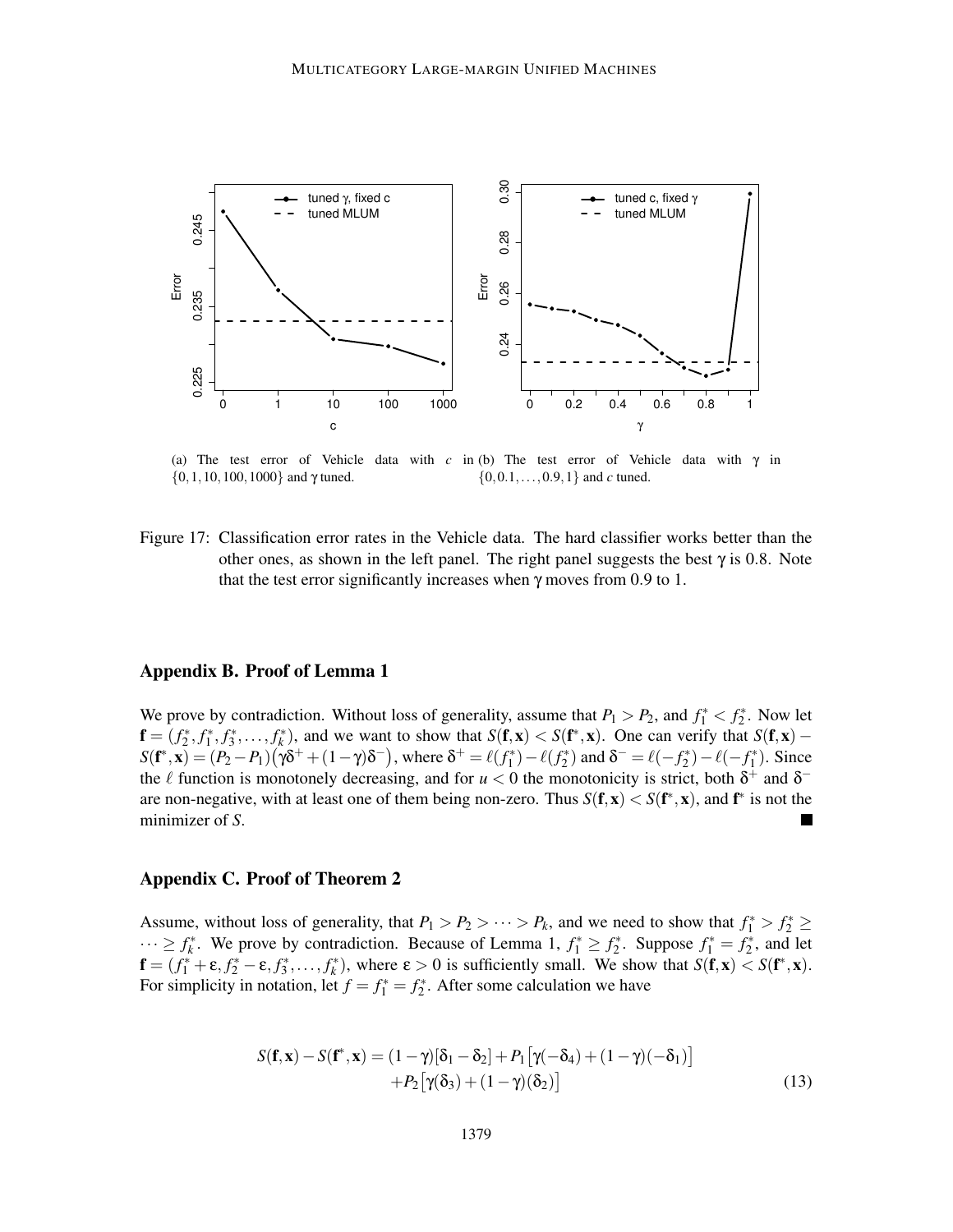(a) The test error of Vehicle data with $c$ in $\{0,1,10,100,1000\}$ and $\gamma$ tuned.

(b) The test error of Vehicle data with $\gamma$ in $\{0,0.1,\ldots,0.9,1\}$ and $c$ tuned.

Figure 17: Classification error rates in the Vehicle data. The hard classifier works better than the other ones, as shown in the left panel. The right panel suggests the best $\gamma$ is 0.8. Note that the test error significantly increases when $\gamma$ moves from 0.9 to 1.

## Appendix B. Proof of Lemma 1

We prove by contradiction. Without loss of generality, assume that $P_1 > P_2$, and $f_1^* < f_2^*$. Now let $\mathbf{f} = (f_2^*, f_1^*, f_3^*, \ldots, f_k^*)$, and we want to show that $S(\mathbf{f},\mathbf{x}) < S(\mathbf{f}^*,\mathbf{x})$. One can verify that $S(\mathbf{f},\mathbf{x}) - S(\mathbf{f}^*,\mathbf{x}) = (P_2 - P_1)\big(\gamma\delta^+ + (1-\gamma)\delta^-\big)$, where $\delta^+ = \ell(f_1^*) - \ell(f_2^*)$ and $\delta^- = \ell(-f_2^*) - \ell(-f_1^*)$. Since the $\ell$ function is monotonely decreasing, and for $u < 0$ the monotonicity is strict, both $\delta^+$ and $\delta^-$ are non-negative, with at least one of them being non-zero. Thus $S(\mathbf{f},\mathbf{x}) < S(\mathbf{f}^*,\mathbf{x})$, and $\mathbf{f}^*$ is not the minimizer of $S$. ■

## Appendix C. Proof of Theorem 2

Assume, without loss of generality, that $P_1 > P_2 > \cdots > P_k$, and we need to show that $f_1^* > f_2^* \geq \cdots \geq f_k^*$. We prove by contradiction. Because of Lemma 1, $f_1^* \geq f_2^*$. Suppose $f_1^* = f_2^*$, and let $\mathbf{f} = (f_1^* + \varepsilon, f_2^* - \varepsilon, f_3^*, \ldots, f_k^*)$, where $\varepsilon > 0$ is sufficiently small. We show that $S(\mathbf{f},\mathbf{x}) < S(\mathbf{f}^*,\mathbf{x})$. For simplicity in notation, let $f = f_1^* = f_2^*$. After some calculation we have

$$S(\mathbf{f},\mathbf{x}) - S(\mathbf{f}^*,\mathbf{x}) = (1-\gamma)[\delta_1 - \delta_2] + P_1\big[\gamma(-\delta_4) + (1-\gamma)(-\delta_1)\big] + P_2\big[\gamma(\delta_3) + (1-\gamma)(\delta_2)\big] \tag{13}$$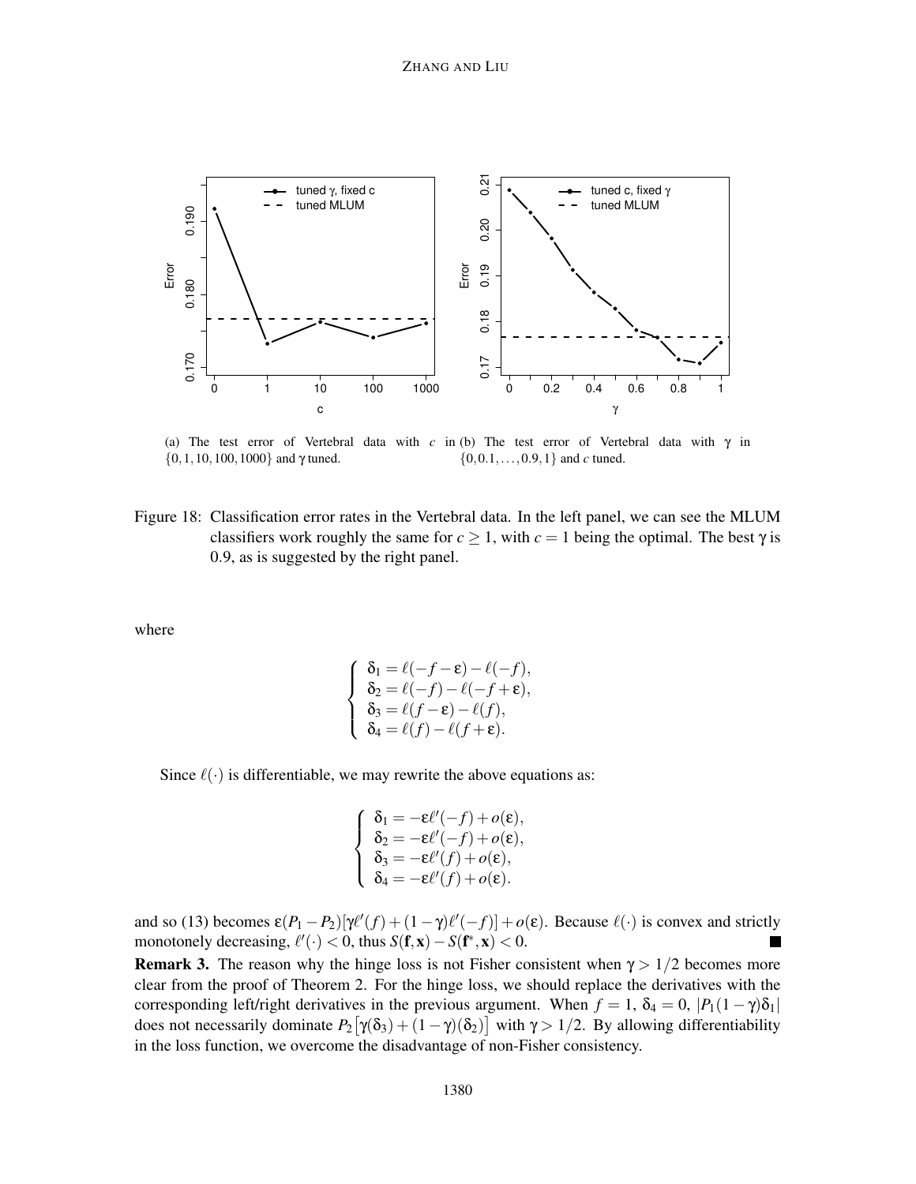(a) The test error of Vertebral data with $c$ in $\{0,1,10,100,1000\}$ and $\gamma$ tuned.

(b) The test error of Vertebral data with $\gamma$ in $\{0,0.1,\ldots,0.9,1\}$ and $c$ tuned.

Figure 18: Classification error rates in the Vertebral data. In the left panel, we can see the MLUM classifiers work roughly the same for $c \geq 1$, with $c = 1$ being the optimal. The best $\gamma$ is 0.9, as is suggested by the right panel.

where

$$
\begin{cases}
\delta_1 = \ell(-f-\varepsilon) - \ell(-f), \\
\delta_2 = \ell(-f) - \ell(-f+\varepsilon), \\
\delta_3 = \ell(f-\varepsilon) - \ell(f), \\
\delta_4 = \ell(f) - \ell(f+\varepsilon).
\end{cases}
$$

Since $\ell(\cdot)$ is differentiable, we may rewrite the above equations as:

$$
\begin{cases}
\delta_1 = -\varepsilon\ell'(-f) + o(\varepsilon), \\
\delta_2 = -\varepsilon\ell'(-f) + o(\varepsilon), \\
\delta_3 = -\varepsilon\ell'(f) + o(\varepsilon), \\
\delta_4 = -\varepsilon\ell'(f) + o(\varepsilon).
\end{cases}
$$

and so (13) becomes $\varepsilon(P_1 - P_2)[\gamma\ell'(f) + (1-\gamma)\ell'(-f)] + o(\varepsilon)$. Because $\ell(\cdot)$ is convex and strictly monotonely decreasing, $\ell'(\cdot) < 0$, thus $S(\mathbf{f},\mathbf{x}) - S(\mathbf{f}^*,\mathbf{x}) < 0$. ■

**Remark 3.** The reason why the hinge loss is not Fisher consistent when $\gamma > 1/2$ becomes more clear from the proof of Theorem 2. For the hinge loss, we should replace the derivatives with the corresponding left/right derivatives in the previous argument. When $f = 1$, $\delta_4 = 0$, $|P_1(1-\gamma)\delta_1|$ does not necessarily dominate $P_2\left[\gamma(\delta_3) + (1-\gamma)(\delta_2)\right]$ with $\gamma > 1/2$. By allowing differentiability in the loss function, we overcome the disadvantage of non-Fisher consistency.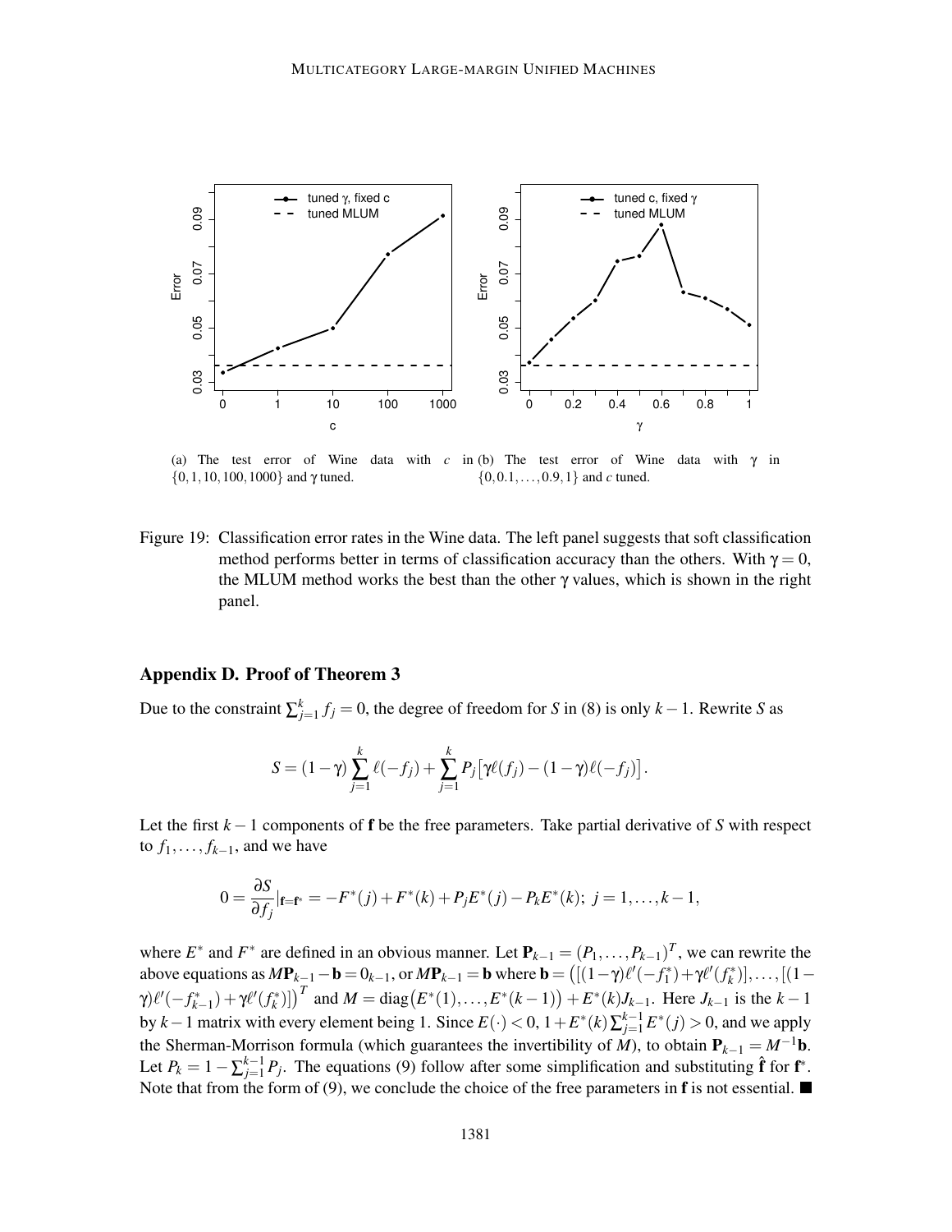(a) The test error of Wine data with $c$ in $\{0, 1, 10, 100, 1000\}$ and $\gamma$ tuned.

(b) The test error of Wine data with $\gamma$ in $\{0, 0.1, \ldots, 0.9, 1\}$ and $c$ tuned.

Figure 19: Classification error rates in the Wine data. The left panel suggests that soft classification method performs better in terms of classification accuracy than the others. With $\gamma = 0$, the MLUM method works the best than the other $\gamma$ values, which is shown in the right panel.

## Appendix D. Proof of Theorem 3

Due to the constraint $\sum_{j=1}^{k} f_j = 0$, the degree of freedom for $S$ in (8) is only $k-1$. Rewrite $S$ as

$$S = (1-\gamma)\sum_{j=1}^{k} \ell(-f_j) + \sum_{j=1}^{k} P_j\big[\gamma\ell(f_j) - (1-\gamma)\ell(-f_j)\big].$$

Let the first $k-1$ components of $\mathbf{f}$ be the free parameters. Take partial derivative of $S$ with respect to $f_1, \ldots, f_{k-1}$, and we have

$$0 = \frac{\partial S}{\partial f_j}|_{\mathbf{f}=\mathbf{f}^*} = -F^*(j) + F^*(k) + P_j E^*(j) - P_k E^*(k); \; j = 1, \ldots, k-1,$$

where $E^*$ and $F^*$ are defined in an obvious manner. Let $\mathbf{P}_{k-1} = (P_1, \ldots, P_{k-1})^T$, we can rewrite the above equations as $M\mathbf{P}_{k-1} - \mathbf{b} = 0_{k-1}$, or $M\mathbf{P}_{k-1} = \mathbf{b}$ where $\mathbf{b} = \big([(1-\gamma)\ell'(-f_1^*) + \gamma\ell'(f_k^*)], \ldots, [(1-\gamma)\ell'(-f_{k-1}^*) + \gamma\ell'(f_k^*)]\big)^T$ and $M = \text{diag}\big(E^*(1), \ldots, E^*(k-1)\big) + E^*(k)J_{k-1}$. Here $J_{k-1}$ is the $k-1$ by $k-1$ matrix with every element being 1. Since $E(\cdot) < 0$, $1 + E^*(k)\sum_{j=1}^{k-1} E^*(j) > 0$, and we apply the Sherman-Morrison formula (which guarantees the invertibility of $M$), to obtain $\mathbf{P}_{k-1} = M^{-1}\mathbf{b}$. Let $P_k = 1 - \sum_{j=1}^{k-1} P_j$. The equations (9) follow after some simplification and substituting $\hat{\mathbf{f}}$ for $\mathbf{f}^*$. Note that from the form of (9), we conclude the choice of the free parameters in $\mathbf{f}$ is not essential. ■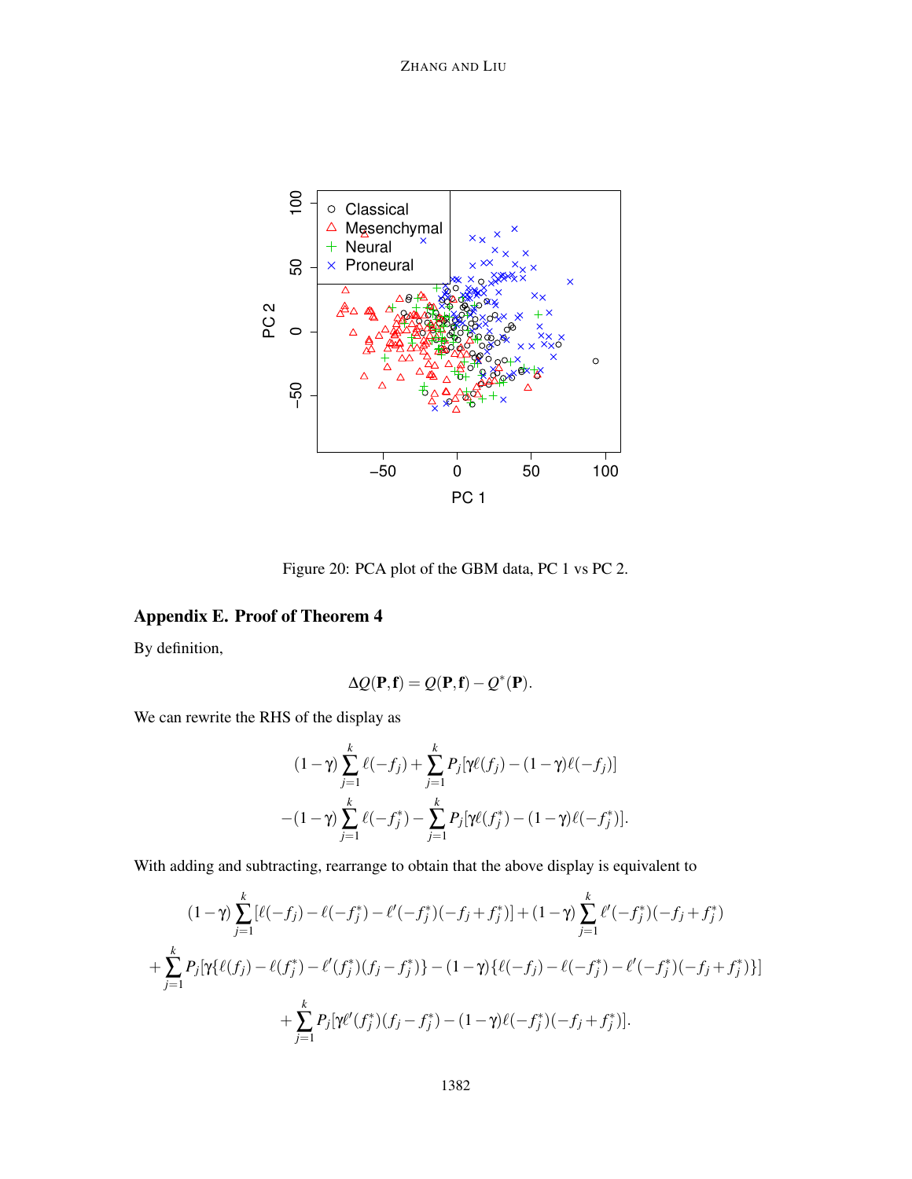Figure 20: PCA plot of the GBM data, PC 1 vs PC 2.

## Appendix E. Proof of Theorem 4

By definition,

$$\Delta Q(\mathbf{P}, \mathbf{f}) = Q(\mathbf{P}, \mathbf{f}) - Q^*(\mathbf{P}).$$

We can rewrite the RHS of the display as

$$(1-\gamma)\sum_{j=1}^{k} \ell(-f_j) + \sum_{j=1}^{k} P_j[\gamma \ell(f_j) - (1-\gamma)\ell(-f_j)]$$
$$-(1-\gamma)\sum_{j=1}^{k} \ell(-f_j^*) - \sum_{j=1}^{k} P_j[\gamma \ell(f_j^*) - (1-\gamma)\ell(-f_j^*)].$$

With adding and subtracting, rearrange to obtain that the above display is equivalent to

$$(1-\gamma)\sum_{j=1}^{k}[\ell(-f_j) - \ell(-f_j^*) - \ell'(-f_j^*)(-f_j + f_j^*)] + (1-\gamma)\sum_{j=1}^{k} \ell'(-f_j^*)(-f_j + f_j^*)$$
$$+\sum_{j=1}^{k} P_j[\gamma\{\ell(f_j) - \ell(f_j^*) - \ell'(f_j^*)(f_j - f_j^*)\} - (1-\gamma)\{\ell(-f_j) - \ell(-f_j^*) - \ell'(-f_j^*)(-f_j + f_j^*)\}]$$
$$+\sum_{j=1}^{k} P_j[\gamma \ell'(f_j^*)(f_j - f_j^*) - (1-\gamma)\ell(-f_j^*)(-f_j + f_j^*)].$$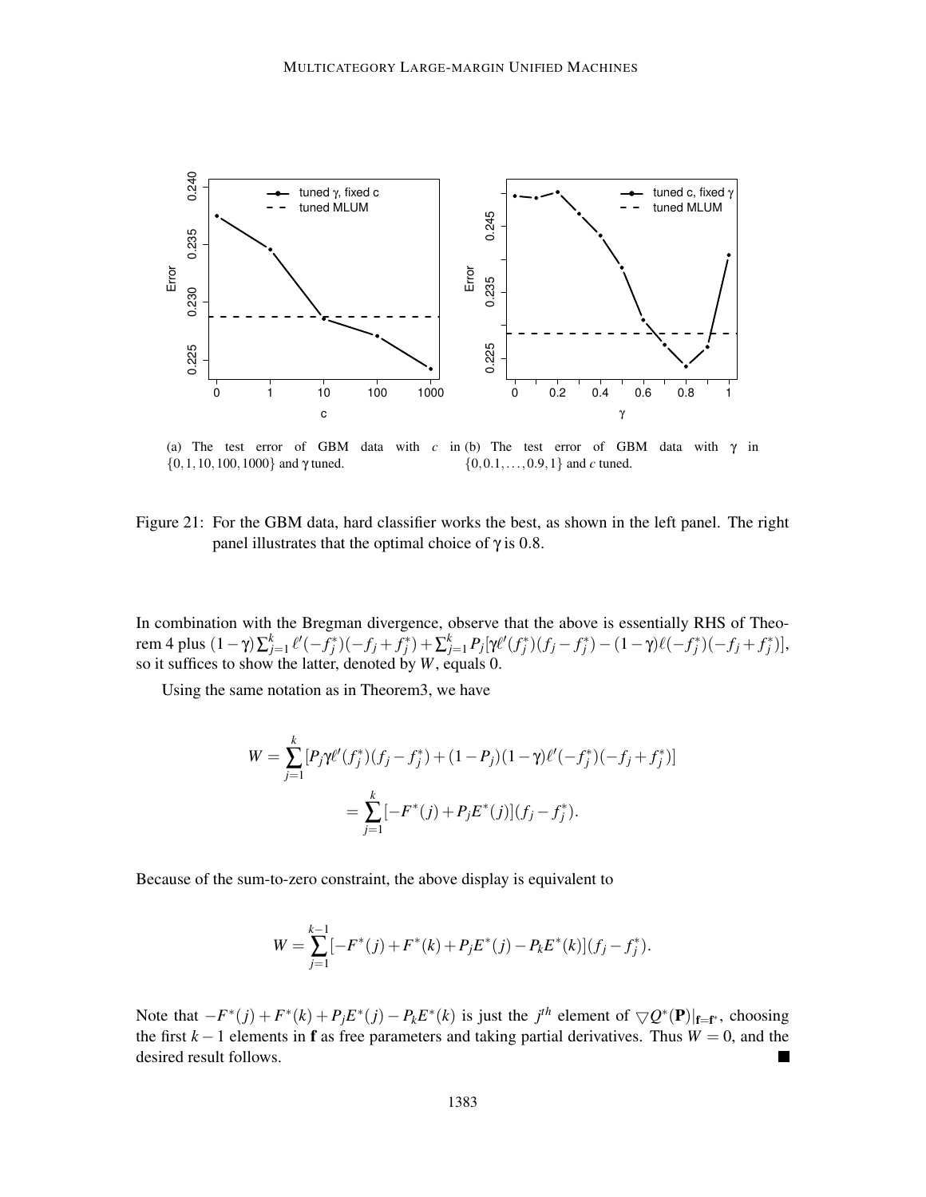(a) The test error of GBM data with $c$ in $\{0,1,10,100,1000\}$ and $\gamma$ tuned.

(b) The test error of GBM data with $\gamma$ in $\{0,0.1,\ldots,0.9,1\}$ and $c$ tuned.

Figure 21: For the GBM data, hard classifier works the best, as shown in the left panel. The right panel illustrates that the optimal choice of $\gamma$ is 0.8.

In combination with the Bregman divergence, observe that the above is essentially RHS of Theorem 4 plus $(1-\gamma)\sum_{j=1}^{k}\ell'(-f_j^*)(-f_j+f_j^*)+\sum_{j=1}^{k}P_j[\gamma\ell'(f_j^*)(f_j-f_j^*)-(1-\gamma)\ell(-f_j^*)(-f_j+f_j^*)]$, so it suffices to show the latter, denoted by $W$, equals 0.

Using the same notation as in Theorem3, we have

$$W=\sum_{j=1}^{k}[P_j\gamma\ell'(f_j^*)(f_j-f_j^*)+(1-P_j)(1-\gamma)\ell'(-f_j^*)(-f_j+f_j^*)]$$

$$=\sum_{j=1}^{k}[-F^*(j)+P_jE^*(j)](f_j-f_j^*).$$

Because of the sum-to-zero constraint, the above display is equivalent to

$$W=\sum_{j=1}^{k-1}[-F^*(j)+F^*(k)+P_jE^*(j)-P_kE^*(k)](f_j-f_j^*).$$

Note that $-F^*(j)+F^*(k)+P_jE^*(j)-P_kE^*(k)$ is just the $j^{th}$ element of $\bigtriangledown Q^*(\mathbf{P})|_{\mathbf{f}=\mathbf{f}^*}$, choosing the first $k-1$ elements in $\mathbf{f}$ as free parameters and taking partial derivatives. Thus $W=0$, and the desired result follows. ∎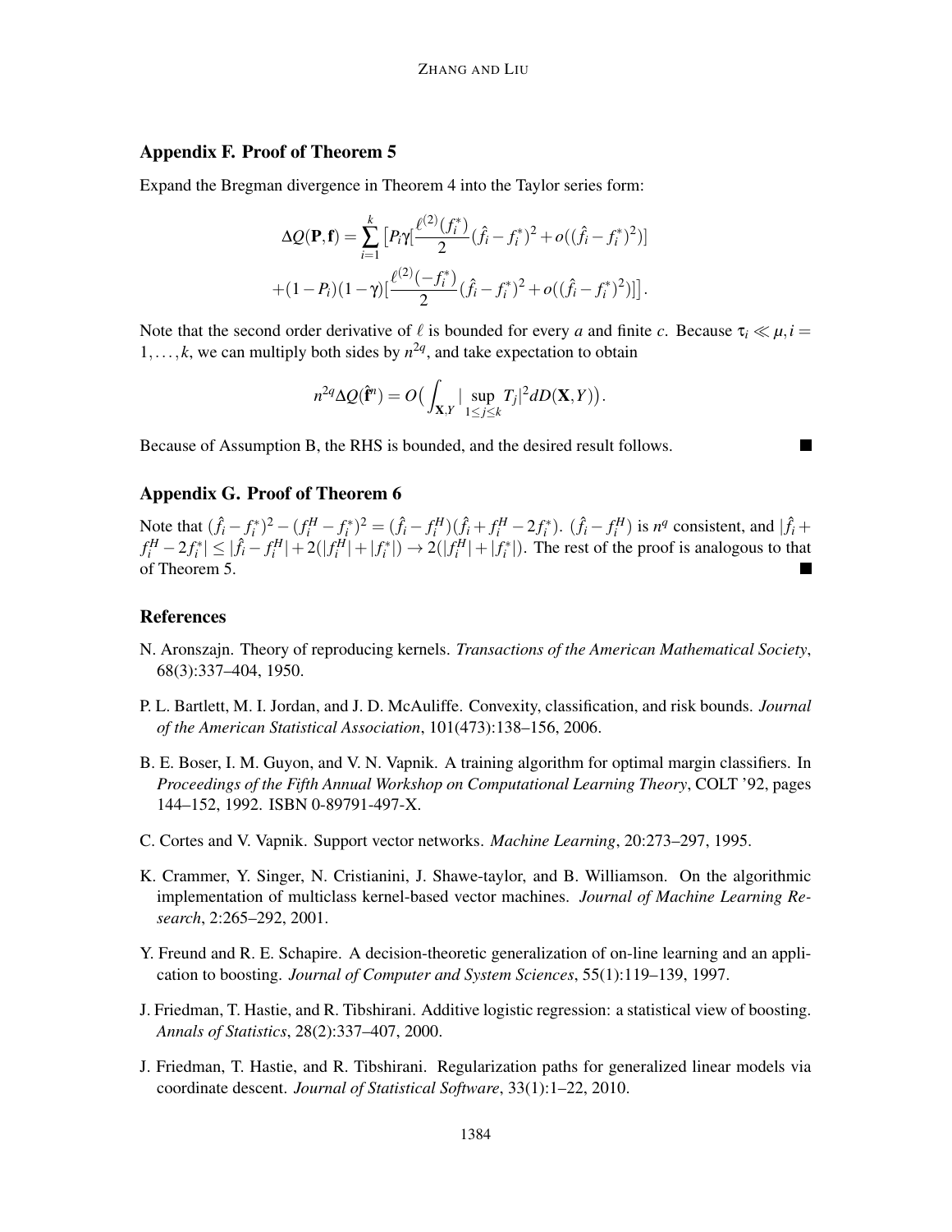## Appendix F. Proof of Theorem 5

Expand the Bregman divergence in Theorem 4 into the Taylor series form:

$$
\Delta Q(\mathbf{P},\mathbf{f}) = \sum_{i=1}^{k} \big[P_i\gamma[\frac{\ell^{(2)}(f_i^*)}{2}(\hat{f}_i - f_i^*)^2 + o((\hat{f}_i - f_i^*)^2)]
$$
$$
+(1-P_i)(1-\gamma)[\frac{\ell^{(2)}(-f_i^*)}{2}(\hat{f}_i - f_i^*)^2 + o((\hat{f}_i - f_i^*)^2)]\big].
$$

Note that the second order derivative of $\ell$ is bounded for every $a$ and finite $c$. Because $\tau_i \ll \mu, i = 1,\dots,k$, we can multiply both sides by $n^{2q}$, and take expectation to obtain

$$
n^{2q}\Delta Q(\hat{\mathbf{f}}^n) = O\big(\int_{\mathbf{X},Y} |\sup_{1\le j\le k} T_j|^2 dD(\mathbf{X},Y)\big).
$$

Because of Assumption B, the RHS is bounded, and the desired result follows. ∎

## Appendix G. Proof of Theorem 6

Note that $(\hat{f}_i - f_i^*)^2 - (f_i^H - f_i^*)^2 = (\hat{f}_i - f_i^H)(\hat{f}_i + f_i^H - 2f_i^*)$. $(\hat{f}_i - f_i^H)$ is $n^q$ consistent, and $|\hat{f}_i + f_i^H - 2f_i^*| \le |\hat{f}_i - f_i^H| + 2(|f_i^H| + |f_i^*|) \to 2(|f_i^H| + |f_i^*|)$. The rest of the proof is analogous to that of Theorem 5. ∎

## References

N. Aronszajn. Theory of reproducing kernels. *Transactions of the American Mathematical Society*, 68(3):337–404, 1950.

P. L. Bartlett, M. I. Jordan, and J. D. McAuliffe. Convexity, classification, and risk bounds. *Journal of the American Statistical Association*, 101(473):138–156, 2006.

B. E. Boser, I. M. Guyon, and V. N. Vapnik. A training algorithm for optimal margin classifiers. In *Proceedings of the Fifth Annual Workshop on Computational Learning Theory*, COLT '92, pages 144–152, 1992. ISBN 0-89791-497-X.

C. Cortes and V. Vapnik. Support vector networks. *Machine Learning*, 20:273–297, 1995.

K. Crammer, Y. Singer, N. Cristianini, J. Shawe-taylor, and B. Williamson. On the algorithmic implementation of multiclass kernel-based vector machines. *Journal of Machine Learning Research*, 2:265–292, 2001.

Y. Freund and R. E. Schapire. A decision-theoretic generalization of on-line learning and an application to boosting. *Journal of Computer and System Sciences*, 55(1):119–139, 1997.

J. Friedman, T. Hastie, and R. Tibshirani. Additive logistic regression: a statistical view of boosting. *Annals of Statistics*, 28(2):337–407, 2000.

J. Friedman, T. Hastie, and R. Tibshirani. Regularization paths for generalized linear models via coordinate descent. *Journal of Statistical Software*, 33(1):1–22, 2010.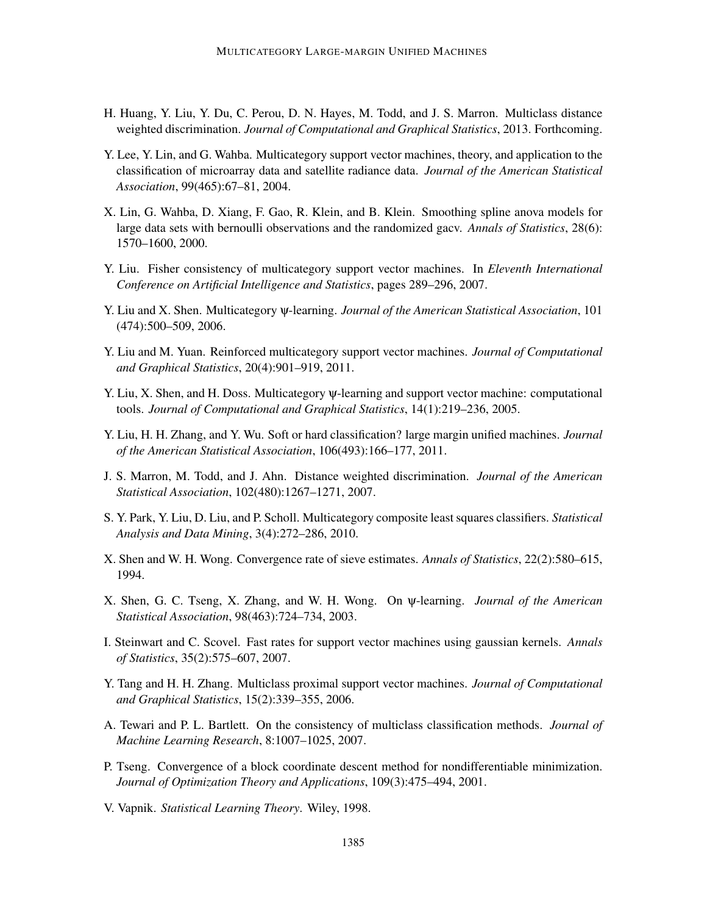H. Huang, Y. Liu, Y. Du, C. Perou, D. N. Hayes, M. Todd, and J. S. Marron. Multiclass distance weighted discrimination. *Journal of Computational and Graphical Statistics*, 2013. Forthcoming.

Y. Lee, Y. Lin, and G. Wahba. Multicategory support vector machines, theory, and application to the classification of microarray data and satellite radiance data. *Journal of the American Statistical Association*, 99(465):67–81, 2004.

X. Lin, G. Wahba, D. Xiang, F. Gao, R. Klein, and B. Klein. Smoothing spline anova models for large data sets with bernoulli observations and the randomized gacv. *Annals of Statistics*, 28(6): 1570–1600, 2000.

Y. Liu. Fisher consistency of multicategory support vector machines. In *Eleventh International Conference on Artificial Intelligence and Statistics*, pages 289–296, 2007.

Y. Liu and X. Shen. Multicategory ψ-learning. *Journal of the American Statistical Association*, 101 (474):500–509, 2006.

Y. Liu and M. Yuan. Reinforced multicategory support vector machines. *Journal of Computational and Graphical Statistics*, 20(4):901–919, 2011.

Y. Liu, X. Shen, and H. Doss. Multicategory ψ-learning and support vector machine: computational tools. *Journal of Computational and Graphical Statistics*, 14(1):219–236, 2005.

Y. Liu, H. H. Zhang, and Y. Wu. Soft or hard classification? large margin unified machines. *Journal of the American Statistical Association*, 106(493):166–177, 2011.

J. S. Marron, M. Todd, and J. Ahn. Distance weighted discrimination. *Journal of the American Statistical Association*, 102(480):1267–1271, 2007.

S. Y. Park, Y. Liu, D. Liu, and P. Scholl. Multicategory composite least squares classifiers. *Statistical Analysis and Data Mining*, 3(4):272–286, 2010.

X. Shen and W. H. Wong. Convergence rate of sieve estimates. *Annals of Statistics*, 22(2):580–615, 1994.

X. Shen, G. C. Tseng, X. Zhang, and W. H. Wong. On ψ-learning. *Journal of the American Statistical Association*, 98(463):724–734, 2003.

I. Steinwart and C. Scovel. Fast rates for support vector machines using gaussian kernels. *Annals of Statistics*, 35(2):575–607, 2007.

Y. Tang and H. H. Zhang. Multiclass proximal support vector machines. *Journal of Computational and Graphical Statistics*, 15(2):339–355, 2006.

A. Tewari and P. L. Bartlett. On the consistency of multiclass classification methods. *Journal of Machine Learning Research*, 8:1007–1025, 2007.

P. Tseng. Convergence of a block coordinate descent method for nondifferentiable minimization. *Journal of Optimization Theory and Applications*, 109(3):475–494, 2001.

V. Vapnik. *Statistical Learning Theory*. Wiley, 1998.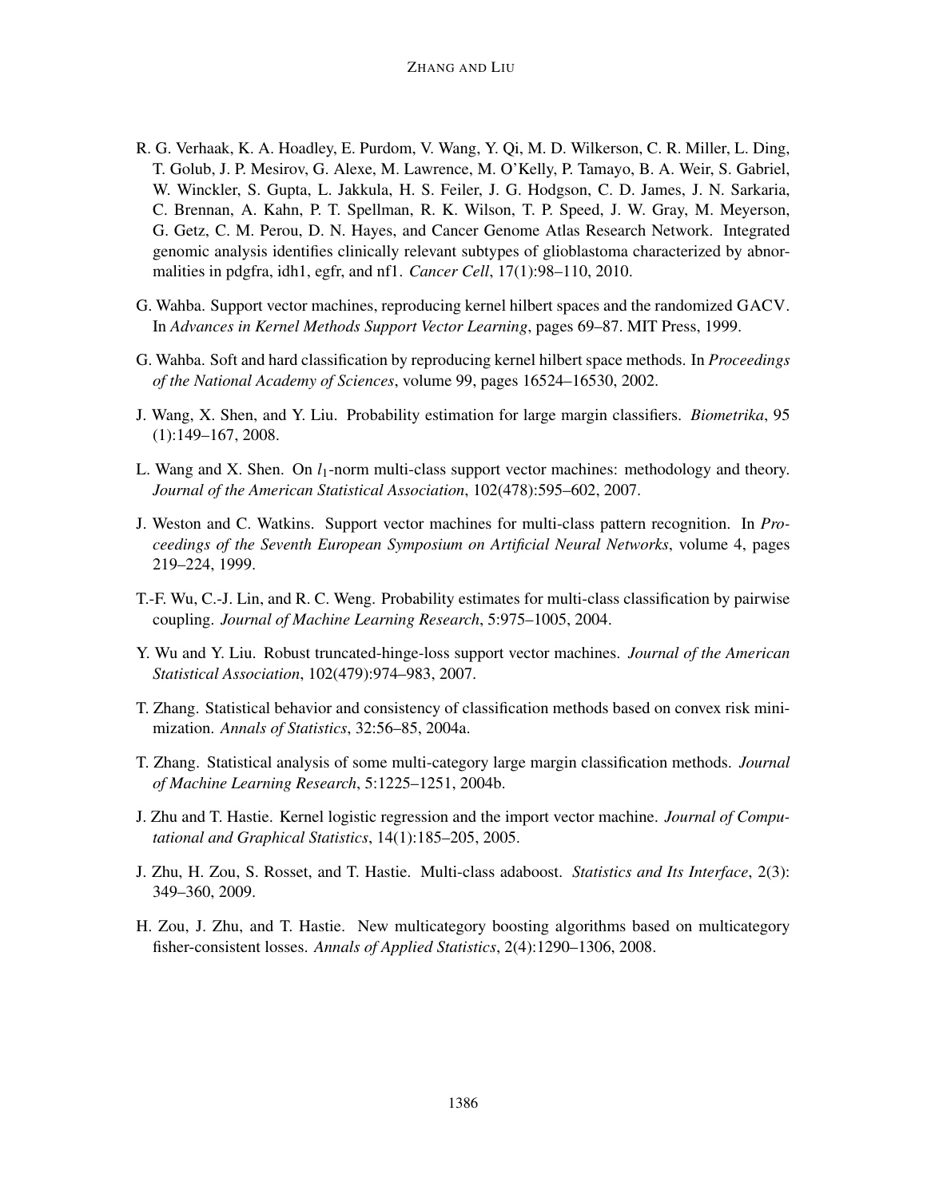R. G. Verhaak, K. A. Hoadley, E. Purdom, V. Wang, Y. Qi, M. D. Wilkerson, C. R. Miller, L. Ding, T. Golub, J. P. Mesirov, G. Alexe, M. Lawrence, M. O'Kelly, P. Tamayo, B. A. Weir, S. Gabriel, W. Winckler, S. Gupta, L. Jakkula, H. S. Feiler, J. G. Hodgson, C. D. James, J. N. Sarkaria, C. Brennan, A. Kahn, P. T. Spellman, R. K. Wilson, T. P. Speed, J. W. Gray, M. Meyerson, G. Getz, C. M. Perou, D. N. Hayes, and Cancer Genome Atlas Research Network. Integrated genomic analysis identifies clinically relevant subtypes of glioblastoma characterized by abnormalities in pdgfra, idh1, egfr, and nf1. *Cancer Cell*, 17(1):98–110, 2010.

G. Wahba. Support vector machines, reproducing kernel hilbert spaces and the randomized GACV. In *Advances in Kernel Methods Support Vector Learning*, pages 69–87. MIT Press, 1999.

G. Wahba. Soft and hard classification by reproducing kernel hilbert space methods. In *Proceedings of the National Academy of Sciences*, volume 99, pages 16524–16530, 2002.

J. Wang, X. Shen, and Y. Liu. Probability estimation for large margin classifiers. *Biometrika*, 95 (1):149–167, 2008.

L. Wang and X. Shen. On $l_1$-norm multi-class support vector machines: methodology and theory. *Journal of the American Statistical Association*, 102(478):595–602, 2007.

J. Weston and C. Watkins. Support vector machines for multi-class pattern recognition. In *Proceedings of the Seventh European Symposium on Artificial Neural Networks*, volume 4, pages 219–224, 1999.

T.-F. Wu, C.-J. Lin, and R. C. Weng. Probability estimates for multi-class classification by pairwise coupling. *Journal of Machine Learning Research*, 5:975–1005, 2004.

Y. Wu and Y. Liu. Robust truncated-hinge-loss support vector machines. *Journal of the American Statistical Association*, 102(479):974–983, 2007.

T. Zhang. Statistical behavior and consistency of classification methods based on convex risk minimization. *Annals of Statistics*, 32:56–85, 2004a.

T. Zhang. Statistical analysis of some multi-category large margin classification methods. *Journal of Machine Learning Research*, 5:1225–1251, 2004b.

J. Zhu and T. Hastie. Kernel logistic regression and the import vector machine. *Journal of Computational and Graphical Statistics*, 14(1):185–205, 2005.

J. Zhu, H. Zou, S. Rosset, and T. Hastie. Multi-class adaboost. *Statistics and Its Interface*, 2(3): 349–360, 2009.

H. Zou, J. Zhu, and T. Hastie. New multicategory boosting algorithms based on multicategory fisher-consistent losses. *Annals of Applied Statistics*, 2(4):1290–1306, 2008.